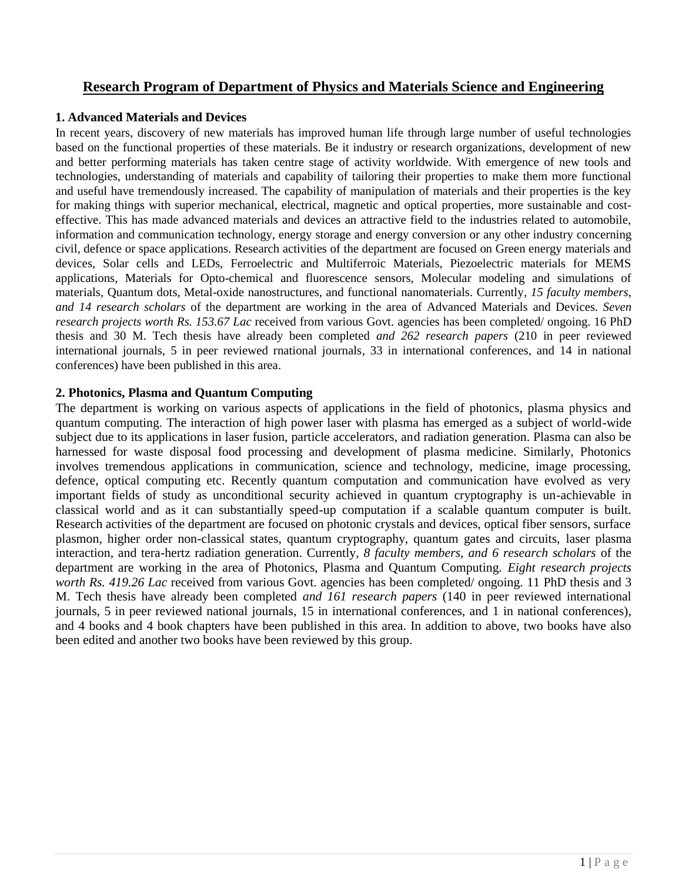# <u>Research Program of Department of Physics and Materials Science and Engineering</u>

## 1. Advanced Materials and Devices

In recent years, discovery of new materials has improved human life through large number of useful technologies based on the functional properties of these materials. Be it industry or research organizations, development of new and better performing materials has taken centre stage of activity worldwide. With emergence of new tools and technologies, understanding of materials and capability of tailoring their properties to make them more functional and useful have tremendously increased. The capability of manipulation of materials and their properties is the key for making things with superior mechanical, electrical, magnetic and optical properties, more sustainable and cost-effective. This has made advanced materials and devices an attractive field to the industries related to automobile, information and communication technology, energy storage and energy conversion or any other industry concerning civil, defence or space applications. Research activities of the department are focused on Green energy materials and devices, Solar cells and LEDs, Ferroelectric and Multiferroic Materials, Piezoelectric materials for MEMS applications, Materials for Opto-chemical and fluorescence sensors, Molecular modeling and simulations of materials, Quantum dots, Metal-oxide nanostructures, and functional nanomaterials. Currently, *15 faculty members, and 14 research scholars* of the department are working in the area of Advanced Materials and Devices. *Seven research projects worth Rs. 153.67 Lac* received from various Govt. agencies has been completed/ ongoing. 16 PhD thesis and 30 M. Tech thesis have already been completed *and 262 research papers* (210 in peer reviewed international journals, 5 in peer reviewed rnational journals, 33 in international conferences, and 14 in national conferences) have been published in this area.

## 2. Photonics, Plasma and Quantum Computing

The department is working on various aspects of applications in the field of photonics, plasma physics and quantum computing. The interaction of high power laser with plasma has emerged as a subject of world-wide subject due to its applications in laser fusion, particle accelerators, and radiation generation. Plasma can also be harnessed for waste disposal food processing and development of plasma medicine. Similarly, Photonics involves tremendous applications in communication, science and technology, medicine, image processing, defence, optical computing etc. Recently quantum computation and communication have evolved as very important fields of study as unconditional security achieved in quantum cryptography is un-achievable in classical world and as it can substantially speed-up computation if a scalable quantum computer is built. Research activities of the department are focused on photonic crystals and devices, optical fiber sensors, surface plasmon, higher order non-classical states, quantum cryptography, quantum gates and circuits, laser plasma interaction, and tera-hertz radiation generation. Currently, *8 faculty members, and 6 research scholars* of the department are working in the area of Photonics, Plasma and Quantum Computing. *Eight research projects worth Rs. 419.26 Lac* received from various Govt. agencies has been completed/ ongoing. 11 PhD thesis and 3 M. Tech thesis have already been completed *and 161 research papers* (140 in peer reviewed international journals, 5 in peer reviewed national journals, 15 in international conferences, and 1 in national conferences), and 4 books and 4 book chapters have been published in this area. In addition to above, two books have also been edited and another two books have been reviewed by this group.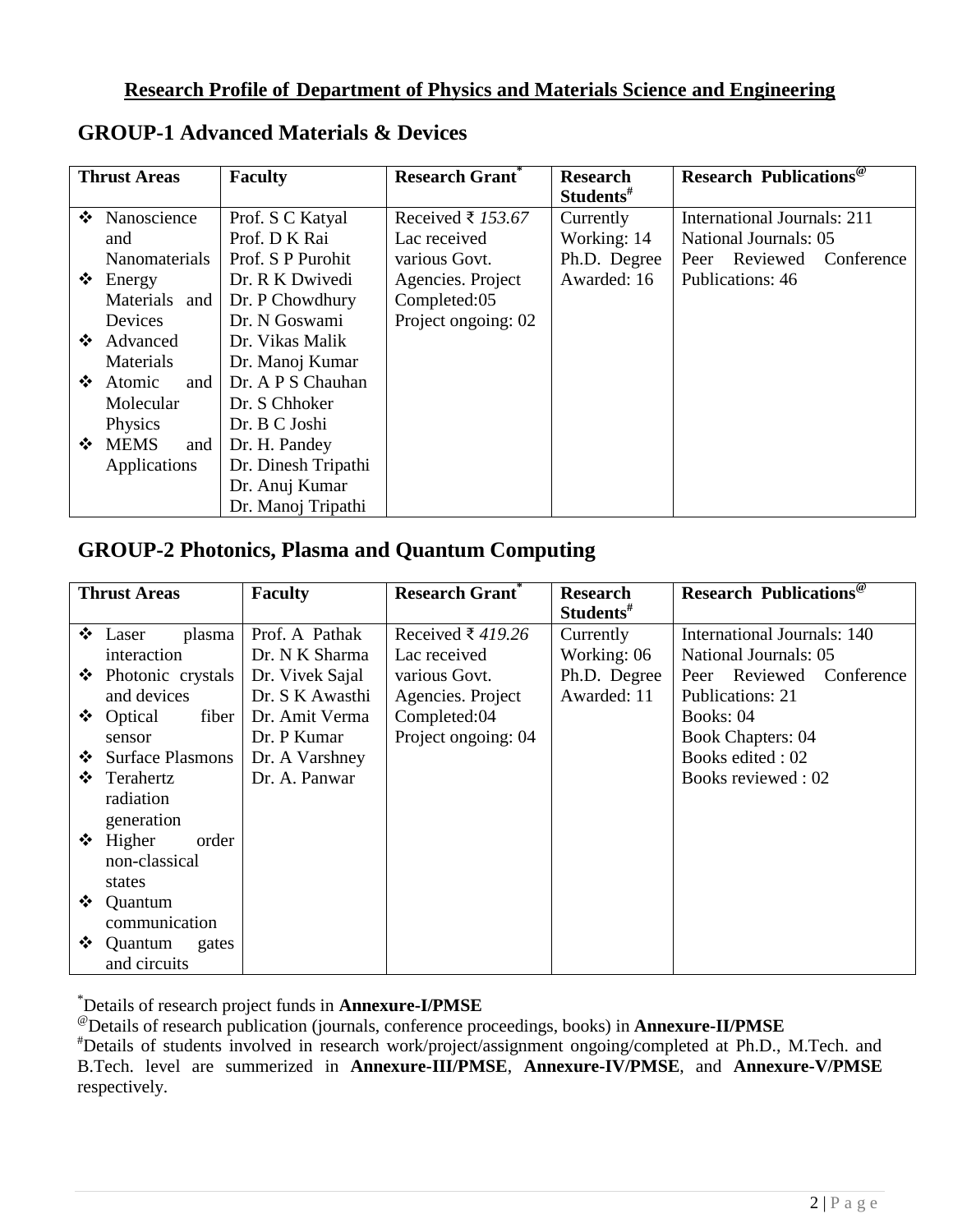# Research Profile of Department of Physics and Materials Science and Engineering

## GROUP-1 Advanced Materials & Devices

| Thrust Areas | Faculty | Research Grant* | Research Students# | Research Publications@ |
|---|---|---|---|---|
| ❖ Nanoscience and Nanomaterials<br>❖ Energy Materials and Devices<br>❖ Advanced Materials<br>❖ Atomic and Molecular Physics<br>❖ MEMS and Applications | Prof. S C Katyal<br>Prof. D K Rai<br>Prof. S P Purohit<br>Dr. R K Dwivedi<br>Dr. P Chowdhury<br>Dr. N Goswami<br>Dr. Vikas Malik<br>Dr. Manoj Kumar<br>Dr. A P S Chauhan<br>Dr. S Chhoker<br>Dr. B C Joshi<br>Dr. H. Pandey<br>Dr. Dinesh Tripathi<br>Dr. Anuj Kumar<br>Dr. Manoj Tripathi | Received ₹ *153.67* Lac received various Govt. Agencies. Project Completed:05<br>Project ongoing: 02 | Currently Working: 14<br>Ph.D. Degree Awarded: 16 | International Journals: 211<br>National Journals: 05<br>Peer Reviewed Conference Publications: 46 |

## GROUP-2 Photonics, Plasma and Quantum Computing

| Thrust Areas | Faculty | Research Grant* | Research Students# | Research Publications@ |
|---|---|---|---|---|
| ❖ Laser plasma interaction<br>❖ Photonic crystals and devices<br>❖ Optical fiber sensor<br>❖ Surface Plasmons<br>❖ Terahertz radiation generation<br>❖ Higher order non-classical states<br>❖ Quantum communication<br>❖ Quantum gates and circuits | Prof. A Pathak<br>Dr. N K Sharma<br>Dr. Vivek Sajal<br>Dr. S K Awasthi<br>Dr. Amit Verma<br>Dr. P Kumar<br>Dr. A Varshney<br>Dr. A. Panwar | Received ₹ *419.26* Lac received various Govt. Agencies. Project Completed:04<br>Project ongoing: 04 | Currently Working: 06<br>Ph.D. Degree Awarded: 11 | International Journals: 140<br>National Journals: 05<br>Peer Reviewed Conference Publications: 21<br>Books: 04<br>Book Chapters: 04<br>Books edited : 02<br>Books reviewed : 02 |

*Details of research project funds in **Annexure-I/PMSE**

@Details of research publication (journals, conference proceedings, books) in **Annexure-II/PMSE**

#Details of students involved in research work/project/assignment ongoing/completed at Ph.D., M.Tech. and B.Tech. level are summerized in **Annexure-III/PMSE**, **Annexure-IV/PMSE**, and **Annexure-V/PMSE** respectively.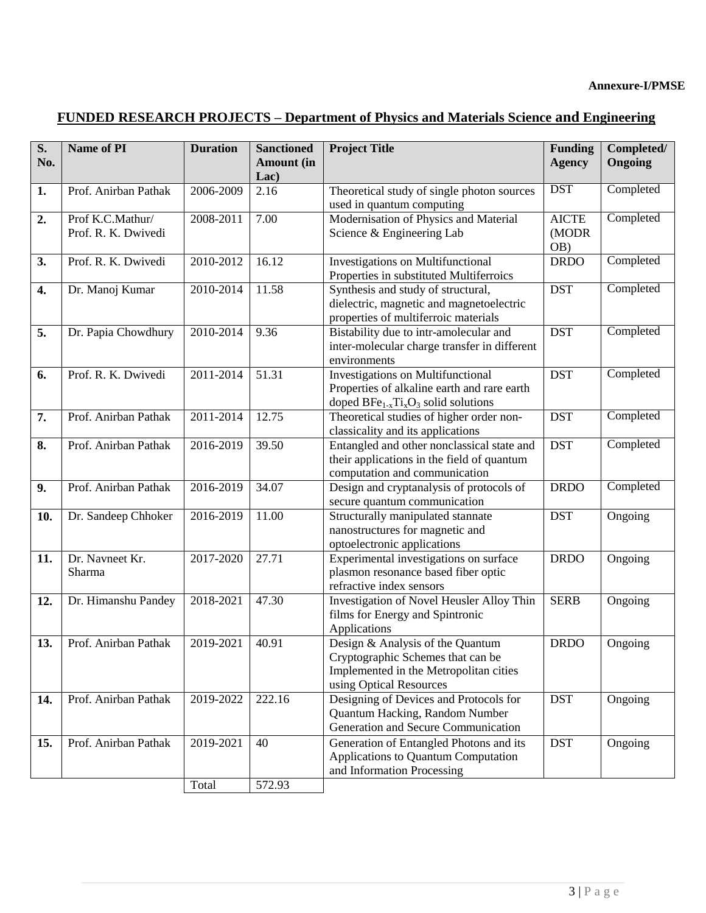**Annexure-I/PMSE**

## FUNDED RESEARCH PROJECTS – Department of Physics and Materials Science and Engineering

| S. No. | Name of PI | Duration | Sanctioned Amount (in Lac) | Project Title | Funding Agency | Completed/ Ongoing |
|---|---|---|---|---|---|---|
| **1.** | Prof. Anirban Pathak | 2006-2009 | 2.16 | Theoretical study of single photon sources used in quantum computing | DST | Completed |
| **2.** | Prof K.C.Mathur/ Prof. R. K. Dwivedi | 2008-2011 | 7.00 | Modernisation of Physics and Material Science & Engineering Lab | AICTE (MODROB) | Completed |
| **3.** | Prof. R. K. Dwivedi | 2010-2012 | 16.12 | Investigations on Multifunctional Properties in substituted Multiferroics | DRDO | Completed |
| **4.** | Dr. Manoj Kumar | 2010-2014 | 11.58 | Synthesis and study of structural, dielectric, magnetic and magnetoelectric properties of multiferroic materials | DST | Completed |
| **5.** | Dr. Papia Chowdhury | 2010-2014 | 9.36 | Bistability due to intr-amolecular and inter-molecular charge transfer in different environments | DST | Completed |
| **6.** | Prof. R. K. Dwivedi | 2011-2014 | 51.31 | Investigations on Multifunctional Properties of alkaline earth and rare earth doped $BFe_{1-x}Ti_xO_3$ solid solutions | DST | Completed |
| **7.** | Prof. Anirban Pathak | 2011-2014 | 12.75 | Theoretical studies of higher order non-classicality and its applications | DST | Completed |
| **8.** | Prof. Anirban Pathak | 2016-2019 | 39.50 | Entangled and other nonclassical state and their applications in the field of quantum computation and communication | DST | Completed |
| **9.** | Prof. Anirban Pathak | 2016-2019 | 34.07 | Design and cryptanalysis of protocols of secure quantum communication | DRDO | Completed |
| **10.** | Dr. Sandeep Chhoker | 2016-2019 | 11.00 | Structurally manipulated stannate nanostructures for magnetic and optoelectronic applications | DST | Ongoing |
| **11.** | Dr. Navneet Kr. Sharma | 2017-2020 | 27.71 | Experimental investigations on surface plasmon resonance based fiber optic refractive index sensors | DRDO | Ongoing |
| **12.** | Dr. Himanshu Pandey | 2018-2021 | 47.30 | Investigation of Novel Heusler Alloy Thin films for Energy and Spintronic Applications | SERB | Ongoing |
| **13.** | Prof. Anirban Pathak | 2019-2021 | 40.91 | Design & Analysis of the Quantum Cryptographic Schemes that can be Implemented in the Metropolitan cities using Optical Resources | DRDO | Ongoing |
| **14.** | Prof. Anirban Pathak | 2019-2022 | 222.16 | Designing of Devices and Protocols for Quantum Hacking, Random Number Generation and Secure Communication | DST | Ongoing |
| **15.** | Prof. Anirban Pathak | 2019-2021 | 40 | Generation of Entangled Photons and its Applications to Quantum Computation and Information Processing | DST | Ongoing |
| | | Total | 572.93 | | | |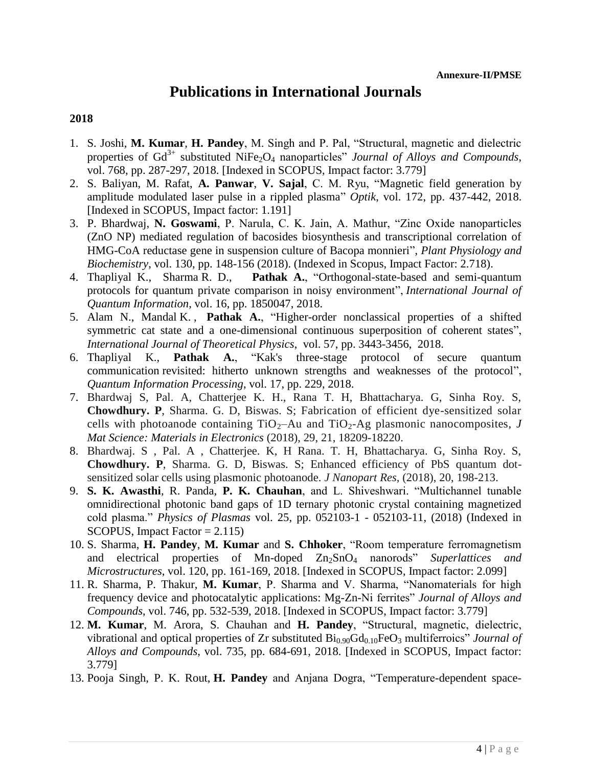Annexure-II/PMSE

# Publications in International Journals

**2018**

1. S. Joshi, **M. Kumar**, **H. Pandey**, M. Singh and P. Pal, "Structural, magnetic and dielectric properties of $Gd^{3+}$ substituted $NiFe_2O_4$ nanoparticles" *Journal of Alloys and Compounds*, vol. 768, pp. 287-297, 2018. [Indexed in SCOPUS, Impact factor: 3.779]
2. S. Baliyan, M. Rafat, **A. Panwar**, **V. Sajal**, C. M. Ryu, "Magnetic field generation by amplitude modulated laser pulse in a rippled plasma" *Optik*, vol. 172, pp. 437-442, 2018. [Indexed in SCOPUS, Impact factor: 1.191]
3. P. Bhardwaj, **N. Goswami**, P. Narula, C. K. Jain, A. Mathur, "Zinc Oxide nanoparticles (ZnO NP) mediated regulation of bacosides biosynthesis and transcriptional correlation of HMG-CoA reductase gene in suspension culture of Bacopa monnieri", *Plant Physiology and Biochemistry*, vol. 130, pp. 148-156 (2018). (Indexed in Scopus, Impact Factor: 2.718).
4. Thapliyal K., Sharma R. D., **Pathak A.**, "Orthogonal-state-based and semi-quantum protocols for quantum private comparison in noisy environment", *International Journal of Quantum Information*, vol. 16, pp. 1850047, 2018.
5. Alam N., Mandal K. , **Pathak A.**, "Higher-order nonclassical properties of a shifted symmetric cat state and a one-dimensional continuous superposition of coherent states", *International Journal of Theoretical Physics*, vol. 57, pp. 3443-3456, 2018.
6. Thapliyal K., **Pathak A.**, "Kak's three-stage protocol of secure quantum communication revisited: hitherto unknown strengths and weaknesses of the protocol", *Quantum Information Processing*, vol. 17, pp. 229, 2018.
7. Bhardwaj S, Pal. A, Chatterjee K. H., Rana T. H, Bhattacharya. G, Sinha Roy. S, **Chowdhury. P**, Sharma. G. D, Biswas. S; Fabrication of efficient dye-sensitized solar cells with photoanode containing $TiO_2$–Au and $TiO_2$-Ag plasmonic nanocomposites, *J Mat Science: Materials in Electronics* (2018), 29, 21, 18209-18220.
8. Bhardwaj. S , Pal. A , Chatterjee. K, H Rana. T. H, Bhattacharya. G, Sinha Roy. S, **Chowdhury. P**, Sharma. G. D, Biswas. S; Enhanced efficiency of PbS quantum dot-sensitized solar cells using plasmonic photoanode. *J Nanopart Res,* (2018), 20, 198-213.
9. **S. K. Awasthi**, R. Panda, **P. K. Chauhan**, and L. Shiveshwari. "Multichannel tunable omnidirectional photonic band gaps of 1D ternary photonic crystal containing magnetized cold plasma." *Physics of Plasmas* vol. 25, pp. 052103-1 - 052103-11, (2018) (Indexed in SCOPUS, Impact Factor = 2.115)
10. S. Sharma, **H. Pandey**, **M. Kumar** and **S. Chhoker**, "Room temperature ferromagnetism and electrical properties of Mn-doped $Zn_2SnO_4$ nanorods" *Superlattices and Microstructures*, vol. 120, pp. 161-169, 2018. [Indexed in SCOPUS, Impact factor: 2.099]
11. R. Sharma, P. Thakur, **M. Kumar**, P. Sharma and V. Sharma, "Nanomaterials for high frequency device and photocatalytic applications: Mg-Zn-Ni ferrites" *Journal of Alloys and Compounds*, vol. 746, pp. 532-539, 2018. [Indexed in SCOPUS, Impact factor: 3.779]
12. **M. Kumar**, M. Arora, S. Chauhan and **H. Pandey**, "Structural, magnetic, dielectric, vibrational and optical properties of Zr substituted $Bi_{0.90}Gd_{0.10}FeO_3$ multiferroics" *Journal of Alloys and Compounds*, vol. 735, pp. 684-691, 2018. [Indexed in SCOPUS, Impact factor: 3.779]
13. Pooja Singh, P. K. Rout, **H. Pandey** and Anjana Dogra, "Temperature-dependent space-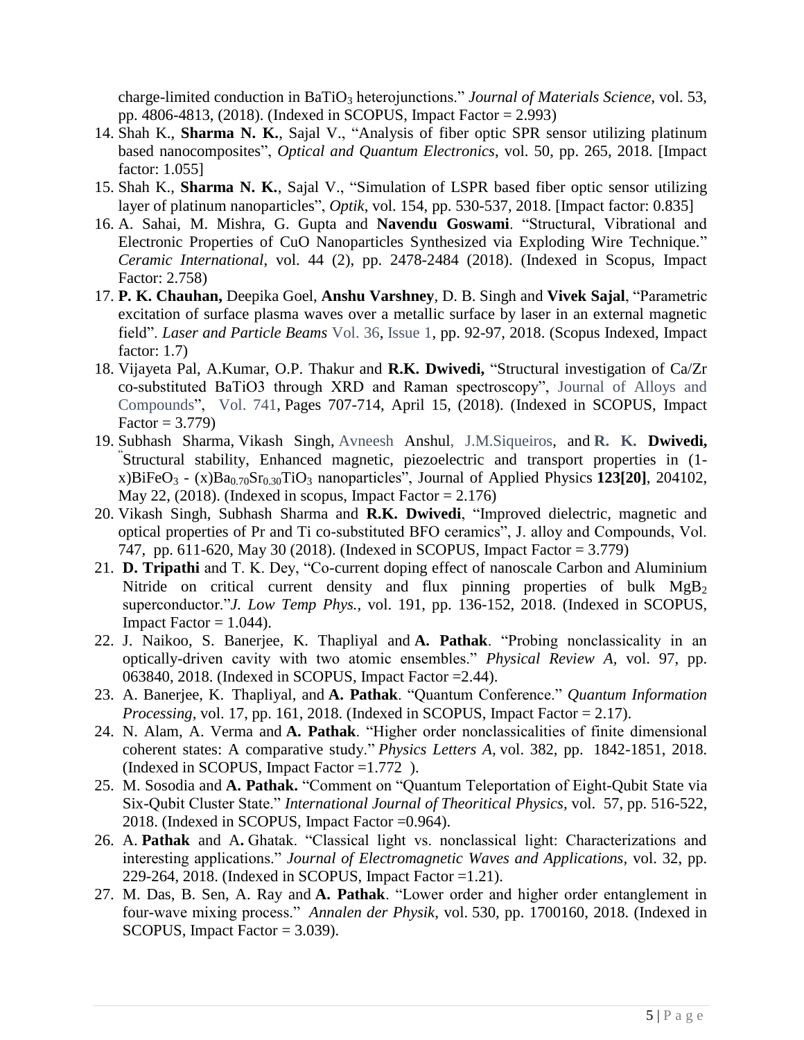charge-limited conduction in $BaTiO_3$ heterojunctions." *Journal of Materials Science*, vol. 53, pp. 4806-4813, (2018). (Indexed in SCOPUS, Impact Factor = 2.993)

14. Shah K., **Sharma N. K.**, Sajal V., "Analysis of fiber optic SPR sensor utilizing platinum based nanocomposites", *Optical and Quantum Electronics*, vol. 50, pp. 265, 2018. [Impact factor: 1.055]
15. Shah K., **Sharma N. K.**, Sajal V., "Simulation of LSPR based fiber optic sensor utilizing layer of platinum nanoparticles", *Optik*, vol. 154, pp. 530-537, 2018. [Impact factor: 0.835]
16. A. Sahai, M. Mishra, G. Gupta and **Navendu Goswami**. "Structural, Vibrational and Electronic Properties of CuO Nanoparticles Synthesized via Exploding Wire Technique." *Ceramic International*, vol. 44 (2), pp. 2478-2484 (2018). (Indexed in Scopus, Impact Factor: 2.758)
17. **P. K. Chauhan,** Deepika Goel, **Anshu Varshney**, D. B. Singh and **Vivek Sajal**, "Parametric excitation of surface plasma waves over a metallic surface by laser in an external magnetic field". *Laser and Particle Beams* Vol. 36, Issue 1, pp. 92-97, 2018. (Scopus Indexed, Impact factor: 1.7)
18. Vijayeta Pal, A.Kumar, O.P. Thakur and **R.K. Dwivedi,** "Structural investigation of Ca/Zr co-substituted BaTiO3 through XRD and Raman spectroscopy", Journal of Alloys and Compounds", Vol. 741, Pages 707-714, April 15, (2018). (Indexed in SCOPUS, Impact Factor = 3.779)
19. Subhash Sharma, Vikash Singh, Avneesh Anshul, J.M.Siqueiros, and **R. K. Dwivedi,** "Structural stability, Enhanced magnetic, piezoelectric and transport properties in (1-x)$BiFeO_3$ - (x)$Ba_{0.70}Sr_{0.30}TiO_3$ nanoparticles", Journal of Applied Physics **123[20]**, 204102, May 22, (2018). (Indexed in scopus, Impact Factor = 2.176)
20. Vikash Singh, Subhash Sharma and **R.K. Dwivedi**, "Improved dielectric, magnetic and optical properties of Pr and Ti co-substituted BFO ceramics", J. alloy and Compounds, Vol. 747, pp. 611-620, May 30 (2018). (Indexed in SCOPUS, Impact Factor = 3.779)
21. **D. Tripathi** and T. K. Dey, "Co-current doping effect of nanoscale Carbon and Aluminium Nitride on critical current density and flux pinning properties of bulk $MgB_2$ superconductor."*J. Low Temp Phys.*, vol. 191, pp. 136-152, 2018. (Indexed in SCOPUS, Impact Factor = 1.044).
22. J. Naikoo, S. Banerjee, K. Thapliyal and **A. Pathak**. "Probing nonclassicality in an optically-driven cavity with two atomic ensembles." *Physical Review A,* vol. 97, pp. 063840, 2018. (Indexed in SCOPUS, Impact Factor =2.44).
23. A. Banerjee, K. Thapliyal, and **A. Pathak**. "Quantum Conference." *Quantum Information Processing,* vol. 17, pp. 161, 2018. (Indexed in SCOPUS, Impact Factor = 2.17).
24. N. Alam, A. Verma and **A. Pathak**. "Higher order nonclassicalities of finite dimensional coherent states: A comparative study." *Physics Letters A,* vol. 382, pp. 1842-1851, 2018. (Indexed in SCOPUS, Impact Factor =1.772 ).
25. M. Sosodia and **A. Pathak.** "Comment on "Quantum Teleportation of Eight-Qubit State via Six-Qubit Cluster State." *International Journal of Theoritical Physics,* vol. 57, pp. 516-522, 2018. (Indexed in SCOPUS, Impact Factor =0.964).
26. A. **Pathak** and A**.** Ghatak. "Classical light vs. nonclassical light: Characterizations and interesting applications." *Journal of Electromagnetic Waves and Applications,* vol. 32, pp. 229-264, 2018. (Indexed in SCOPUS, Impact Factor =1.21).
27. M. Das, B. Sen, A. Ray and **A. Pathak**. "Lower order and higher order entanglement in four-wave mixing process." *Annalen der Physik,* vol. 530, pp. 1700160, 2018. (Indexed in SCOPUS, Impact Factor = 3.039).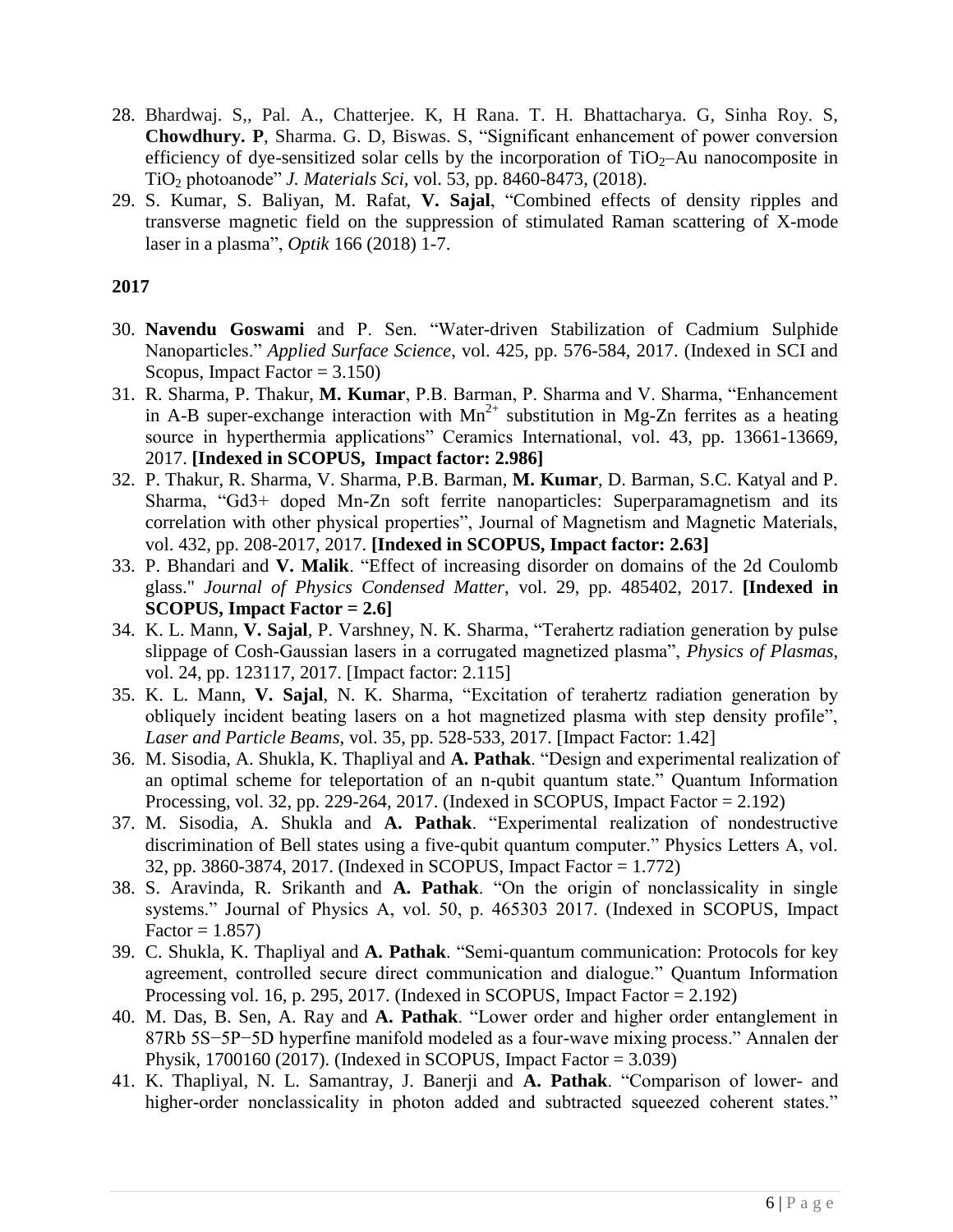28. Bhardwaj. S,, Pal. A., Chatterjee. K, H Rana. T. H. Bhattacharya. G, Sinha Roy. S, **Chowdhury. P**, Sharma. G. D, Biswas. S, "Significant enhancement of power conversion efficiency of dye-sensitized solar cells by the incorporation of $TiO_2$–Au nanocomposite in $TiO_2$ photoanode" *J. Materials Sci*, vol. 53, pp. 8460-8473, (2018).
29. S. Kumar, S. Baliyan, M. Rafat, **V. Sajal**, "Combined effects of density ripples and transverse magnetic field on the suppression of stimulated Raman scattering of X-mode laser in a plasma", *Optik* 166 (2018) 1-7.

**2017**

30. **Navendu Goswami** and P. Sen. "Water-driven Stabilization of Cadmium Sulphide Nanoparticles." *Applied Surface Science*, vol. 425, pp. 576-584, 2017. (Indexed in SCI and Scopus, Impact Factor = 3.150)
31. R. Sharma, P. Thakur, **M. Kumar**, P.B. Barman, P. Sharma and V. Sharma, "Enhancement in A-B super-exchange interaction with $Mn^{2+}$ substitution in Mg-Zn ferrites as a heating source in hyperthermia applications" Ceramics International, vol. 43, pp. 13661-13669, 2017. **[Indexed in SCOPUS, Impact factor: 2.986]**
32. P. Thakur, R. Sharma, V. Sharma, P.B. Barman, **M. Kumar**, D. Barman, S.C. Katyal and P. Sharma, "Gd3+ doped Mn-Zn soft ferrite nanoparticles: Superparamagnetism and its correlation with other physical properties", Journal of Magnetism and Magnetic Materials, vol. 432, pp. 208-2017, 2017. **[Indexed in SCOPUS, Impact factor: 2.63]**
33. P. Bhandari and **V. Malik**. "Effect of increasing disorder on domains of the 2d Coulomb glass." *Journal of Physics Condensed Matter*, vol. 29, pp. 485402, 2017. **[Indexed in SCOPUS, Impact Factor = 2.6]**
34. K. L. Mann, **V. Sajal**, P. Varshney, N. K. Sharma, "Terahertz radiation generation by pulse slippage of Cosh-Gaussian lasers in a corrugated magnetized plasma", *Physics of Plasmas*, vol. 24, pp. 123117, 2017. [Impact factor: 2.115]
35. K. L. Mann, **V. Sajal**, N. K. Sharma, "Excitation of terahertz radiation generation by obliquely incident beating lasers on a hot magnetized plasma with step density profile", *Laser and Particle Beams*, vol. 35, pp. 528-533, 2017. [Impact Factor: 1.42]
36. M. Sisodia, A. Shukla, K. Thapliyal and **A. Pathak**. "Design and experimental realization of an optimal scheme for teleportation of an n-qubit quantum state." Quantum Information Processing, vol. 32, pp. 229-264, 2017. (Indexed in SCOPUS, Impact Factor = 2.192)
37. M. Sisodia, A. Shukla and **A. Pathak**. "Experimental realization of nondestructive discrimination of Bell states using a five-qubit quantum computer." Physics Letters A, vol. 32, pp. 3860-3874, 2017. (Indexed in SCOPUS, Impact Factor = 1.772)
38. S. Aravinda, R. Srikanth and **A. Pathak**. "On the origin of nonclassicality in single systems." Journal of Physics A, vol. 50, p. 465303 2017. (Indexed in SCOPUS, Impact Factor = 1.857)
39. C. Shukla, K. Thapliyal and **A. Pathak**. "Semi-quantum communication: Protocols for key agreement, controlled secure direct communication and dialogue." Quantum Information Processing vol. 16, p. 295, 2017. (Indexed in SCOPUS, Impact Factor = 2.192)
40. M. Das, B. Sen, A. Ray and **A. Pathak**. "Lower order and higher order entanglement in 87Rb 5S−5P−5D hyperfine manifold modeled as a four-wave mixing process." Annalen der Physik, 1700160 (2017). (Indexed in SCOPUS, Impact Factor = 3.039)
41. K. Thapliyal, N. L. Samantray, J. Banerji and **A. Pathak**. "Comparison of lower- and higher-order nonclassicality in photon added and subtracted squeezed coherent states."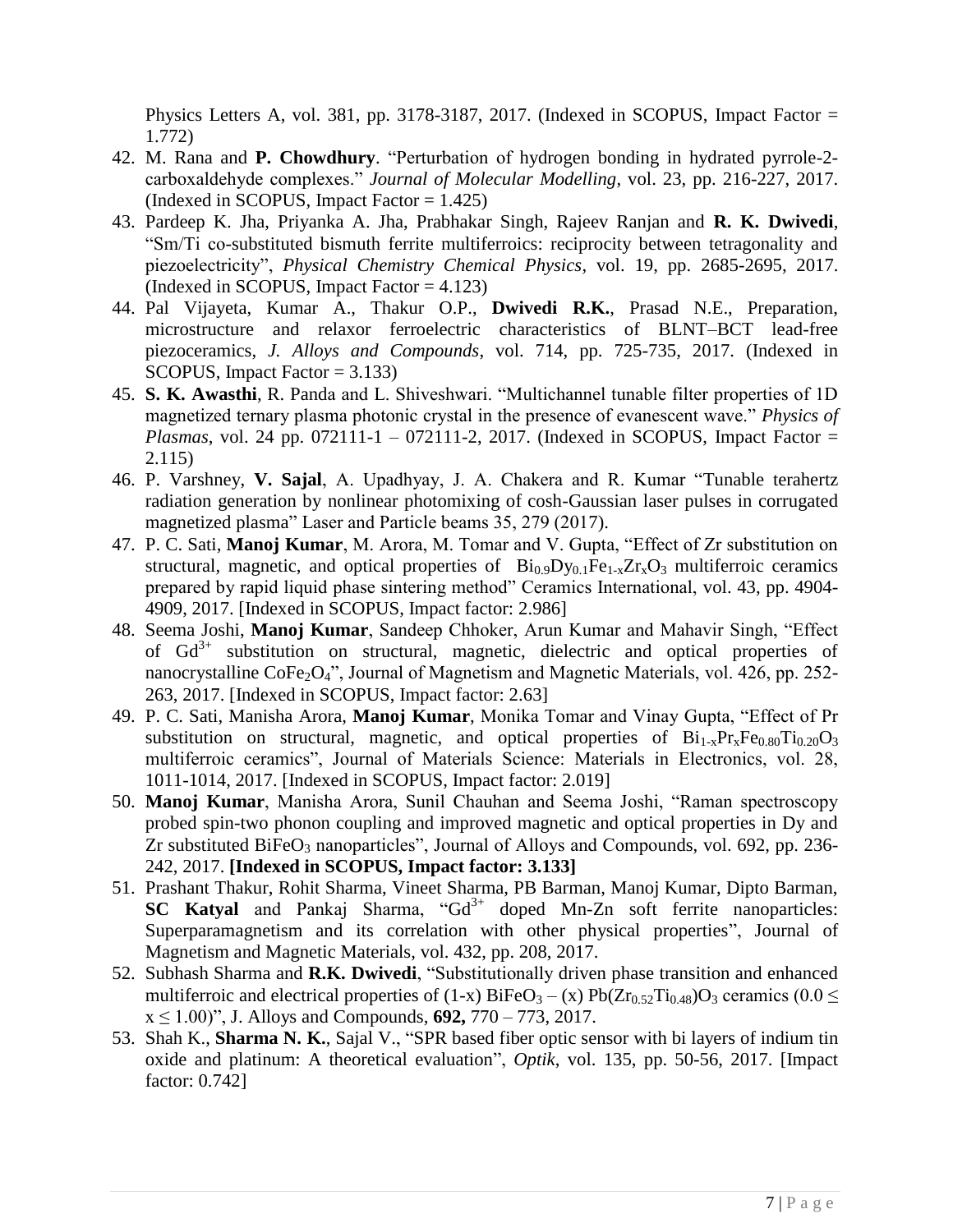Physics Letters A, vol. 381, pp. 3178-3187, 2017. (Indexed in SCOPUS, Impact Factor = 1.772)

42. M. Rana and **P. Chowdhury**. "Perturbation of hydrogen bonding in hydrated pyrrole-2-carboxaldehyde complexes." *Journal of Molecular Modelling*, vol. 23, pp. 216-227, 2017. (Indexed in SCOPUS, Impact Factor = 1.425)
43. Pardeep K. Jha, Priyanka A. Jha, Prabhakar Singh, Rajeev Ranjan and **R. K. Dwivedi**, "Sm/Ti co-substituted bismuth ferrite multiferroics: reciprocity between tetragonality and piezoelectricity", *Physical Chemistry Chemical Physics*, vol. 19, pp. 2685-2695, 2017. (Indexed in SCOPUS, Impact Factor = 4.123)
44. Pal Vijayeta, Kumar A., Thakur O.P., **Dwivedi R.K.**, Prasad N.E., Preparation, microstructure and relaxor ferroelectric characteristics of BLNT–BCT lead-free piezoceramics, *J. Alloys and Compounds*, vol. 714, pp. 725-735, 2017. (Indexed in SCOPUS, Impact Factor = 3.133)
45. **S. K. Awasthi**, R. Panda and L. Shiveshwari. "Multichannel tunable filter properties of 1D magnetized ternary plasma photonic crystal in the presence of evanescent wave." *Physics of Plasmas*, vol. 24 pp. 072111-1 – 072111-2, 2017. (Indexed in SCOPUS, Impact Factor = 2.115)
46. P. Varshney, **V. Sajal**, A. Upadhyay, J. A. Chakera and R. Kumar "Tunable terahertz radiation generation by nonlinear photomixing of cosh-Gaussian laser pulses in corrugated magnetized plasma" Laser and Particle beams 35, 279 (2017).
47. P. C. Sati, **Manoj Kumar**, M. Arora, M. Tomar and V. Gupta, "Effect of Zr substitution on structural, magnetic, and optical properties of $Bi_{0.9}Dy_{0.1}Fe_{1-x}Zr_xO_3$ multiferroic ceramics prepared by rapid liquid phase sintering method" Ceramics International, vol. 43, pp. 4904-4909, 2017. [Indexed in SCOPUS, Impact factor: 2.986]
48. Seema Joshi, **Manoj Kumar**, Sandeep Chhoker, Arun Kumar and Mahavir Singh, "Effect of $Gd^{3+}$ substitution on structural, magnetic, dielectric and optical properties of nanocrystalline $CoFe_2O_4$", Journal of Magnetism and Magnetic Materials, vol. 426, pp. 252-263, 2017. [Indexed in SCOPUS, Impact factor: 2.63]
49. P. C. Sati, Manisha Arora, **Manoj Kumar**, Monika Tomar and Vinay Gupta, "Effect of Pr substitution on structural, magnetic, and optical properties of $Bi_{1-x}Pr_xFe_{0.80}Ti_{0.20}O_3$ multiferroic ceramics", Journal of Materials Science: Materials in Electronics, vol. 28, 1011-1014, 2017. [Indexed in SCOPUS, Impact factor: 2.019]
50. **Manoj Kumar**, Manisha Arora, Sunil Chauhan and Seema Joshi, "Raman spectroscopy probed spin-two phonon coupling and improved magnetic and optical properties in Dy and Zr substituted $BiFeO_3$ nanoparticles", Journal of Alloys and Compounds, vol. 692, pp. 236-242, 2017. **[Indexed in SCOPUS, Impact factor: 3.133]**
51. Prashant Thakur, Rohit Sharma, Vineet Sharma, PB Barman, Manoj Kumar, Dipto Barman, **SC Katyal** and Pankaj Sharma, "$Gd^{3+}$ doped Mn-Zn soft ferrite nanoparticles: Superparamagnetism and its correlation with other physical properties", Journal of Magnetism and Magnetic Materials, vol. 432, pp. 208, 2017.
52. Subhash Sharma and **R.K. Dwivedi**, "Substitutionally driven phase transition and enhanced multiferroic and electrical properties of (1-x) $BiFeO_3$ – (x) $Pb(Zr_{0.52}Ti_{0.48})O_3$ ceramics ($0.0 \leq x \leq 1.00$)", J. Alloys and Compounds, **692,** 770 – 773, 2017.
53. Shah K., **Sharma N. K.**, Sajal V., "SPR based fiber optic sensor with bi layers of indium tin oxide and platinum: A theoretical evaluation", *Optik*, vol. 135, pp. 50-56, 2017. [Impact factor: 0.742]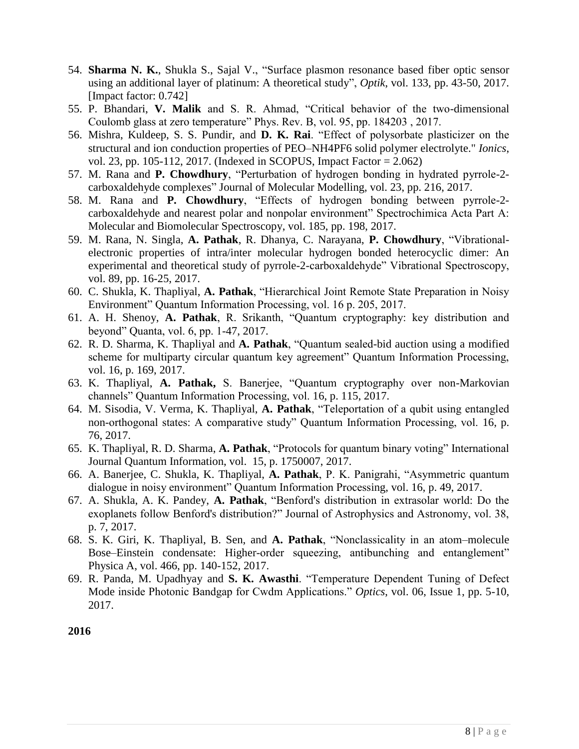54. **Sharma N. K.**, Shukla S., Sajal V., "Surface plasmon resonance based fiber optic sensor using an additional layer of platinum: A theoretical study", *Optik*, vol. 133, pp. 43-50, 2017. [Impact factor: 0.742]
55. P. Bhandari, **V. Malik** and S. R. Ahmad, "Critical behavior of the two-dimensional Coulomb glass at zero temperature" Phys. Rev. B, vol. 95, pp. 184203 , 2017.
56. Mishra, Kuldeep, S. S. Pundir, and **D. K. Rai**. "Effect of polysorbate plasticizer on the structural and ion conduction properties of PEO–NH4PF6 solid polymer electrolyte." *Ionics*, vol. 23, pp. 105-112, 2017. (Indexed in SCOPUS, Impact Factor = 2.062)
57. M. Rana and **P. Chowdhury**, "Perturbation of hydrogen bonding in hydrated pyrrole-2-carboxaldehyde complexes" Journal of Molecular Modelling, vol. 23, pp. 216, 2017.
58. M. Rana and **P. Chowdhury**, "Effects of hydrogen bonding between pyrrole-2-carboxaldehyde and nearest polar and nonpolar environment" Spectrochimica Acta Part A: Molecular and Biomolecular Spectroscopy, vol. 185, pp. 198, 2017.
59. M. Rana, N. Singla, **A. Pathak**, R. Dhanya, C. Narayana, **P. Chowdhury**, "Vibrational-electronic properties of intra/inter molecular hydrogen bonded heterocyclic dimer: An experimental and theoretical study of pyrrole-2-carboxaldehyde" Vibrational Spectroscopy, vol. 89, pp. 16-25, 2017.
60. C. Shukla, K. Thapliyal, **A. Pathak**, "Hierarchical Joint Remote State Preparation in Noisy Environment" Quantum Information Processing, vol. 16 p. 205, 2017.
61. A. H. Shenoy, **A. Pathak**, R. Srikanth, "Quantum cryptography: key distribution and beyond" Quanta, vol. 6, pp. 1-47, 2017.
62. R. D. Sharma, K. Thapliyal and **A. Pathak**, "Quantum sealed-bid auction using a modified scheme for multiparty circular quantum key agreement" Quantum Information Processing, vol. 16, p. 169, 2017.
63. K. Thapliyal, **A. Pathak,** S. Banerjee, "Quantum cryptography over non-Markovian channels" Quantum Information Processing, vol. 16, p. 115, 2017.
64. M. Sisodia, V. Verma, K. Thapliyal, **A. Pathak**, "Teleportation of a qubit using entangled non-orthogonal states: A comparative study" Quantum Information Processing, vol. 16, p. 76, 2017.
65. K. Thapliyal, R. D. Sharma, **A. Pathak**, "Protocols for quantum binary voting" International Journal Quantum Information, vol. 15, p. 1750007, 2017.
66. A. Banerjee, C. Shukla, K. Thapliyal, **A. Pathak**, P. K. Panigrahi, "Asymmetric quantum dialogue in noisy environment" Quantum Information Processing, vol. 16, p. 49, 2017.
67. A. Shukla, A. K. Pandey, **A. Pathak**, "Benford's distribution in extrasolar world: Do the exoplanets follow Benford's distribution?" Journal of Astrophysics and Astronomy, vol. 38, p. 7, 2017.
68. S. K. Giri, K. Thapliyal, B. Sen, and **A. Pathak**, "Nonclassicality in an atom–molecule Bose–Einstein condensate: Higher-order squeezing, antibunching and entanglement" Physica A, vol. 466, pp. 140-152, 2017.
69. R. Panda, M. Upadhyay and **S. K. Awasthi**. "Temperature Dependent Tuning of Defect Mode inside Photonic Bandgap for Cwdm Applications." *Optics*, vol. 06, Issue 1, pp. 5-10, 2017.

**2016**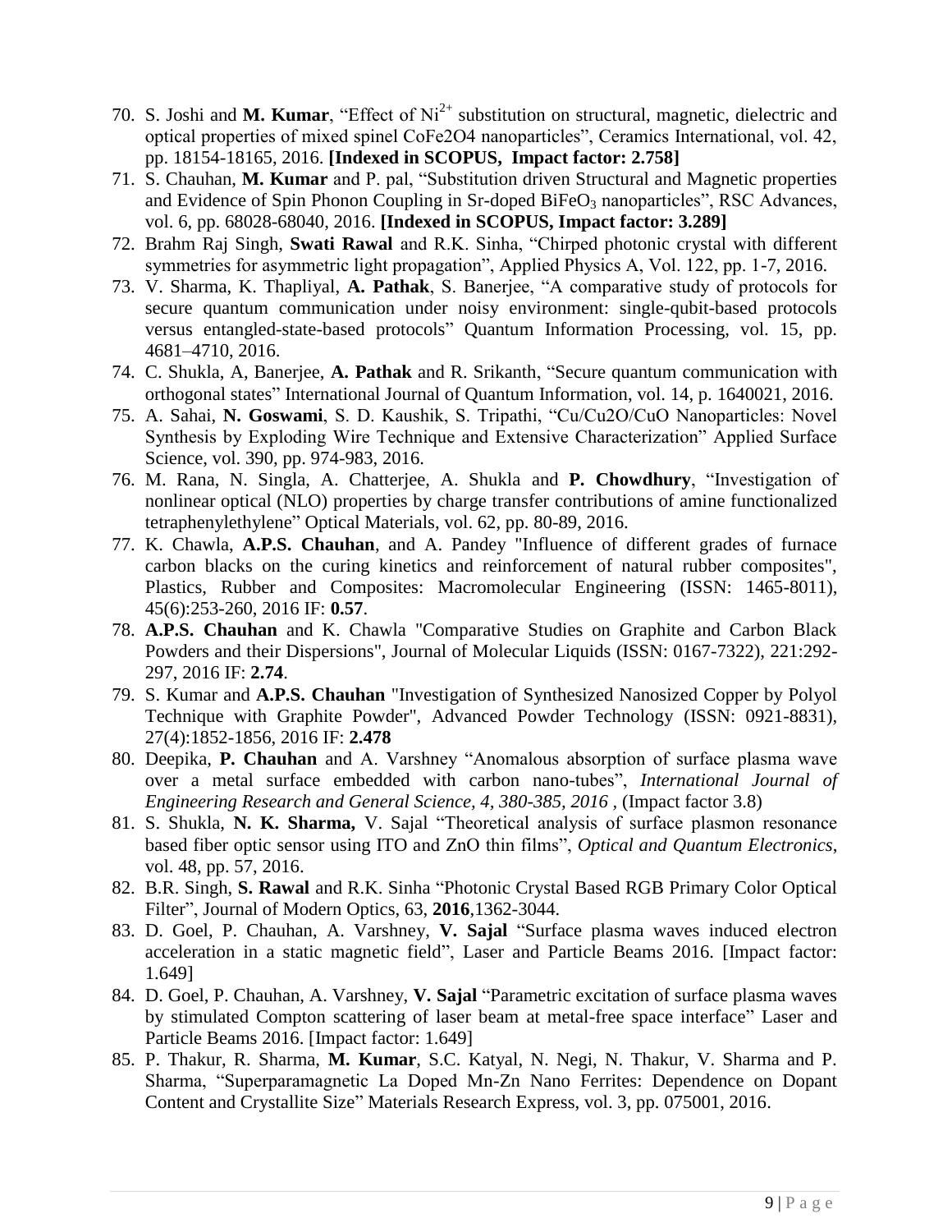70. S. Joshi and **M. Kumar**, “Effect of $Ni^{2+}$ substitution on structural, magnetic, dielectric and optical properties of mixed spinel CoFe2O4 nanoparticles”, Ceramics International, vol. 42, pp. 18154-18165, 2016. **[Indexed in SCOPUS, Impact factor: 2.758]**
71. S. Chauhan, **M. Kumar** and P. pal, “Substitution driven Structural and Magnetic properties and Evidence of Spin Phonon Coupling in Sr-doped $BiFeO_3$ nanoparticles”, RSC Advances, vol. 6, pp. 68028-68040, 2016. **[Indexed in SCOPUS, Impact factor: 3.289]**
72. Brahm Raj Singh, **Swati Rawal** and R.K. Sinha, “Chirped photonic crystal with different symmetries for asymmetric light propagation”, Applied Physics A, Vol. 122, pp. 1-7, 2016.
73. V. Sharma, K. Thapliyal, **A. Pathak**, S. Banerjee, “A comparative study of protocols for secure quantum communication under noisy environment: single-qubit-based protocols versus entangled-state-based protocols” Quantum Information Processing, vol. 15, pp. 4681–4710, 2016.
74. C. Shukla, A, Banerjee, **A. Pathak** and R. Srikanth, “Secure quantum communication with orthogonal states” International Journal of Quantum Information, vol. 14, p. 1640021, 2016.
75. A. Sahai, **N. Goswami**, S. D. Kaushik, S. Tripathi, “Cu/Cu2O/CuO Nanoparticles: Novel Synthesis by Exploding Wire Technique and Extensive Characterization” Applied Surface Science, vol. 390, pp. 974-983, 2016.
76. M. Rana, N. Singla, A. Chatterjee, A. Shukla and **P. Chowdhury**, “Investigation of nonlinear optical (NLO) properties by charge transfer contributions of amine functionalized tetraphenylethylene” Optical Materials, vol. 62, pp. 80-89, 2016.
77. K. Chawla, **A.P.S. Chauhan**, and A. Pandey "Influence of different grades of furnace carbon blacks on the curing kinetics and reinforcement of natural rubber composites", Plastics, Rubber and Composites: Macromolecular Engineering (ISSN: 1465-8011), 45(6):253-260, 2016 IF: **0.57**.
78. **A.P.S. Chauhan** and K. Chawla "Comparative Studies on Graphite and Carbon Black Powders and their Dispersions", Journal of Molecular Liquids (ISSN: 0167-7322), 221:292-297, 2016 IF: **2.74**.
79. S. Kumar and **A.P.S. Chauhan** "Investigation of Synthesized Nanosized Copper by Polyol Technique with Graphite Powder", Advanced Powder Technology (ISSN: 0921-8831), 27(4):1852-1856, 2016 IF: **2.478**
80. Deepika, **P. Chauhan** and A. Varshney “Anomalous absorption of surface plasma wave over a metal surface embedded with carbon nano-tubes”, *International Journal of Engineering Research and General Science, 4, 380-385, 2016* , (Impact factor 3.8)
81. S. Shukla, **N. K. Sharma,** V. Sajal “Theoretical analysis of surface plasmon resonance based fiber optic sensor using ITO and ZnO thin films”, *Optical and Quantum Electronics*, vol. 48, pp. 57, 2016.
82. B.R. Singh, **S. Rawal** and R.K. Sinha “Photonic Crystal Based RGB Primary Color Optical Filter”, Journal of Modern Optics, 63, **2016**,1362-3044.
83. D. Goel, P. Chauhan, A. Varshney, **V. Sajal** “Surface plasma waves induced electron acceleration in a static magnetic field”, Laser and Particle Beams 2016. [Impact factor: 1.649]
84. D. Goel, P. Chauhan, A. Varshney, **V. Sajal** “Parametric excitation of surface plasma waves by stimulated Compton scattering of laser beam at metal-free space interface” Laser and Particle Beams 2016. [Impact factor: 1.649]
85. P. Thakur, R. Sharma, **M. Kumar**, S.C. Katyal, N. Negi, N. Thakur, V. Sharma and P. Sharma, “Superparamagnetic La Doped Mn-Zn Nano Ferrites: Dependence on Dopant Content and Crystallite Size” Materials Research Express, vol. 3, pp. 075001, 2016.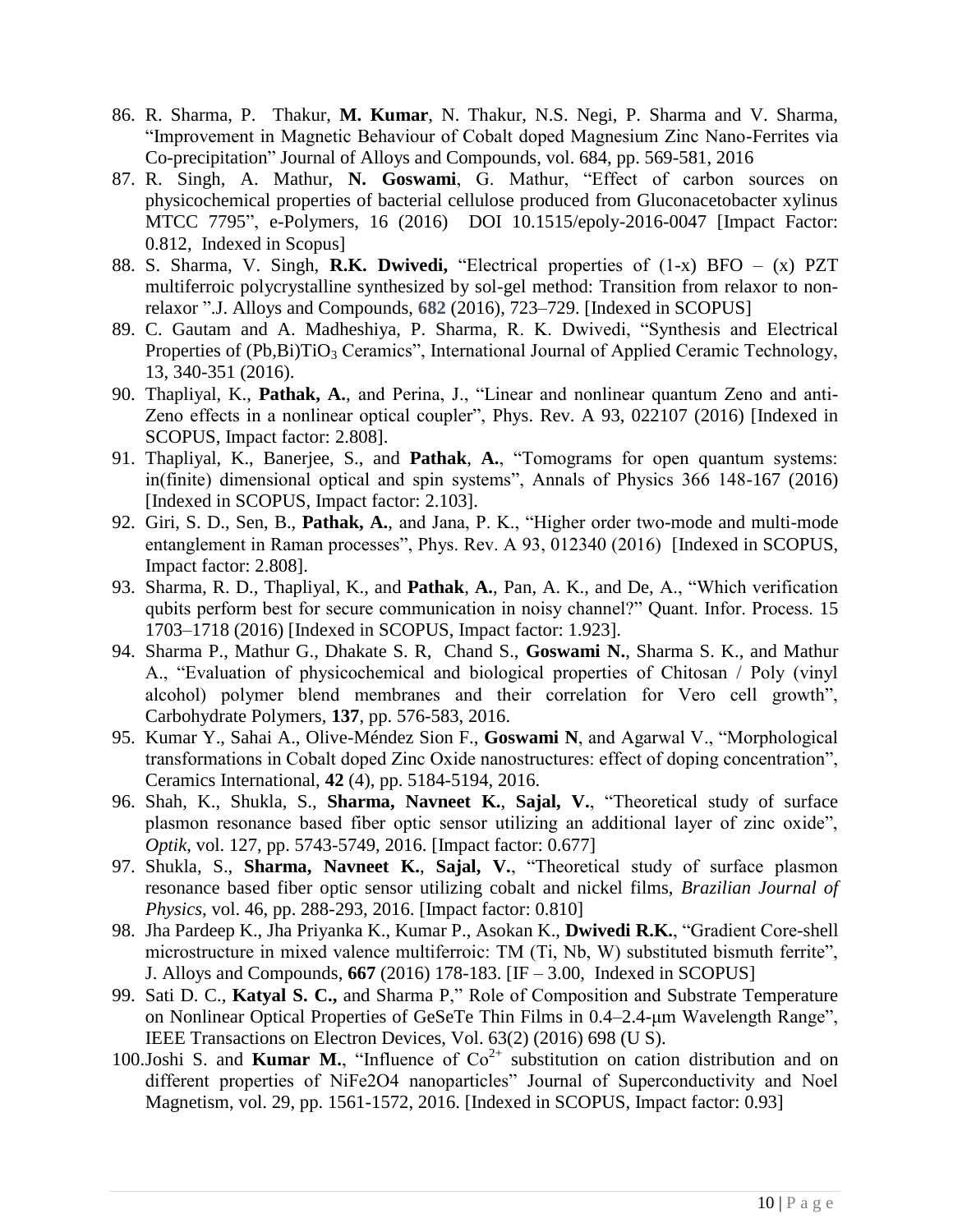86. R. Sharma, P. Thakur, **M. Kumar**, N. Thakur, N.S. Negi, P. Sharma and V. Sharma, "Improvement in Magnetic Behaviour of Cobalt doped Magnesium Zinc Nano-Ferrites via Co-precipitation" Journal of Alloys and Compounds, vol. 684, pp. 569-581, 2016
87. R. Singh, A. Mathur, **N. Goswami**, G. Mathur, "Effect of carbon sources on physicochemical properties of bacterial cellulose produced from Gluconacetobacter xylinus MTCC 7795", e-Polymers, 16 (2016) DOI 10.1515/epoly-2016-0047 [Impact Factor: 0.812, Indexed in Scopus]
88. S. Sharma, V. Singh, **R.K. Dwivedi,** "Electrical properties of (1-x) BFO – (x) PZT multiferroic polycrystalline synthesized by sol-gel method: Transition from relaxor to non-relaxor ".J. Alloys and Compounds, **682** (2016), 723–729. [Indexed in SCOPUS]
89. C. Gautam and A. Madheshiya, P. Sharma, R. K. Dwivedi, "Synthesis and Electrical Properties of $(Pb,Bi)TiO_3$ Ceramics", International Journal of Applied Ceramic Technology, 13, 340-351 (2016).
90. Thapliyal, K., **Pathak, A.**, and Perina, J., "Linear and nonlinear quantum Zeno and anti-Zeno effects in a nonlinear optical coupler", Phys. Rev. A 93, 022107 (2016) [Indexed in SCOPUS, Impact factor: 2.808].
91. Thapliyal, K., Banerjee, S., and **Pathak**, **A.**, "Tomograms for open quantum systems: in(finite) dimensional optical and spin systems", Annals of Physics 366 148-167 (2016) [Indexed in SCOPUS, Impact factor: 2.103].
92. Giri, S. D., Sen, B., **Pathak, A.**, and Jana, P. K., "Higher order two-mode and multi-mode entanglement in Raman processes", Phys. Rev. A 93, 012340 (2016) [Indexed in SCOPUS, Impact factor: 2.808].
93. Sharma, R. D., Thapliyal, K., and **Pathak**, **A.**, Pan, A. K., and De, A., "Which verification qubits perform best for secure communication in noisy channel?" Quant. Infor. Process. 15 1703–1718 (2016) [Indexed in SCOPUS, Impact factor: 1.923].
94. Sharma P., Mathur G., Dhakate S. R, Chand S., **Goswami N.**, Sharma S. K., and Mathur A., "Evaluation of physicochemical and biological properties of Chitosan / Poly (vinyl alcohol) polymer blend membranes and their correlation for Vero cell growth", Carbohydrate Polymers, **137**, pp. 576-583, 2016.
95. Kumar Y., Sahai A., Olive-Méndez Sion F., **Goswami N**, and Agarwal V., "Morphological transformations in Cobalt doped Zinc Oxide nanostructures: effect of doping concentration", Ceramics International, **42** (4), pp. 5184-5194, 2016.
96. Shah, K., Shukla, S., **Sharma, Navneet K.**, **Sajal, V.**, "Theoretical study of surface plasmon resonance based fiber optic sensor utilizing an additional layer of zinc oxide", *Optik*, vol. 127, pp. 5743-5749, 2016. [Impact factor: 0.677]
97. Shukla, S., **Sharma, Navneet K.**, **Sajal, V.**, "Theoretical study of surface plasmon resonance based fiber optic sensor utilizing cobalt and nickel films, *Brazilian Journal of Physics*, vol. 46, pp. 288-293, 2016. [Impact factor: 0.810]
98. Jha Pardeep K., Jha Priyanka K., Kumar P., Asokan K., **Dwivedi R.K.**, "Gradient Core-shell microstructure in mixed valence multiferroic: TM (Ti, Nb, W) substituted bismuth ferrite", J. Alloys and Compounds, **667** (2016) 178-183. [IF – 3.00, Indexed in SCOPUS]
99. Sati D. C., **Katyal S. C.,** and Sharma P," Role of Composition and Substrate Temperature on Nonlinear Optical Properties of GeSeTe Thin Films in 0.4–2.4-μm Wavelength Range", IEEE Transactions on Electron Devices, Vol. 63(2) (2016) 698 (U S).
100. Joshi S. and **Kumar M.**, "Influence of $Co^{2+}$ substitution on cation distribution and on different properties of NiFe2O4 nanoparticles" Journal of Superconductivity and Noel Magnetism, vol. 29, pp. 1561-1572, 2016. [Indexed in SCOPUS, Impact factor: 0.93]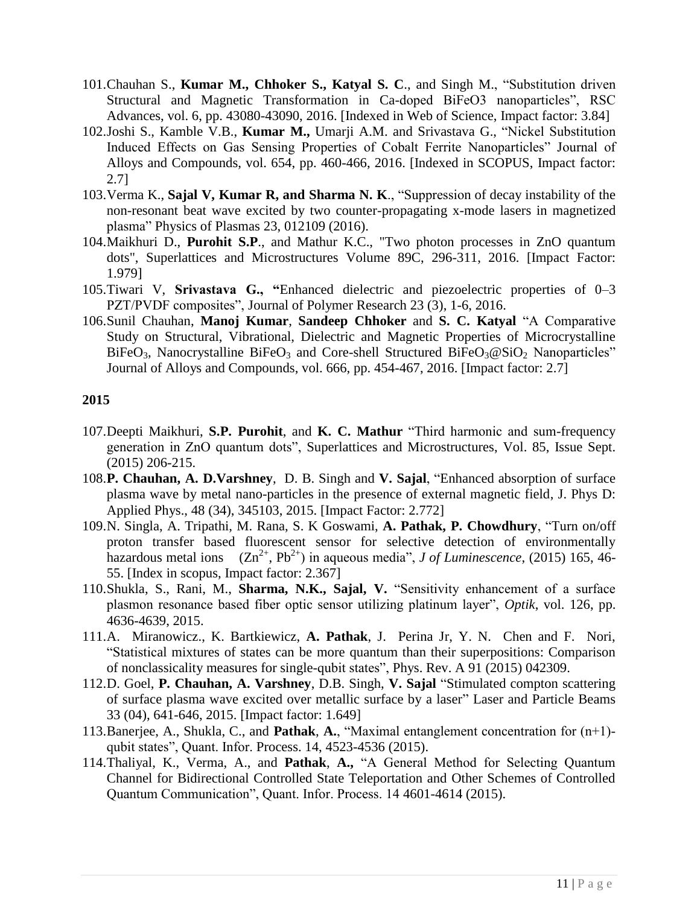101. Chauhan S., **Kumar M., Chhoker S., Katyal S. C**., and Singh M., "Substitution driven Structural and Magnetic Transformation in Ca-doped BiFeO3 nanoparticles", RSC Advances, vol. 6, pp. 43080-43090, 2016. [Indexed in Web of Science, Impact factor: 3.84]
102. Joshi S., Kamble V.B., **Kumar M.,** Umarji A.M. and Srivastava G., "Nickel Substitution Induced Effects on Gas Sensing Properties of Cobalt Ferrite Nanoparticles" Journal of Alloys and Compounds, vol. 654, pp. 460-466, 2016. [Indexed in SCOPUS, Impact factor: 2.7]
103. Verma K., **Sajal V, Kumar R, and Sharma N. K**., "Suppression of decay instability of the non-resonant beat wave excited by two counter-propagating x-mode lasers in magnetized plasma" Physics of Plasmas 23, 012109 (2016).
104. Maikhuri D., **Purohit S.P**., and Mathur K.C., "Two photon processes in ZnO quantum dots", Superlattices and Microstructures Volume 89C, 296-311, 2016. [Impact Factor: 1.979]
105. Tiwari V, **Srivastava G., "**Enhanced dielectric and piezoelectric properties of 0–3 PZT/PVDF composites", Journal of Polymer Research 23 (3), 1-6, 2016.
106. Sunil Chauhan, **Manoj Kumar**, **Sandeep Chhoker** and **S. C. Katyal** "A Comparative Study on Structural, Vibrational, Dielectric and Magnetic Properties of Microcrystalline $BiFeO_3$, Nanocrystalline $BiFeO_3$ and Core-shell Structured $BiFeO_3@SiO_2$ Nanoparticles" Journal of Alloys and Compounds, vol. 666, pp. 454-467, 2016. [Impact factor: 2.7]

**2015**

107. Deepti Maikhuri, **S.P. Purohit**, and **K. C. Mathur** "Third harmonic and sum-frequency generation in ZnO quantum dots", Superlattices and Microstructures, Vol. 85, Issue Sept. (2015) 206-215.
108. **P. Chauhan, A. D.Varshney**, D. B. Singh and **V. Sajal**, "Enhanced absorption of surface plasma wave by metal nano-particles in the presence of external magnetic field, J. Phys D: Applied Phys., 48 (34), 345103, 2015. [Impact Factor: 2.772]
109. N. Singla, A. Tripathi, M. Rana, S. K Goswami, **A. Pathak, P. Chowdhury**, "Turn on/off proton transfer based fluorescent sensor for selective detection of environmentally hazardous metal ions ($Zn^{2+}$, $Pb^{2+}$) in aqueous media", *J of Luminescence*, (2015) 165, 46-55. [Index in scopus, Impact factor: 2.367]
110. Shukla, S., Rani, M., **Sharma, N.K., Sajal, V.** "Sensitivity enhancement of a surface plasmon resonance based fiber optic sensor utilizing platinum layer", *Optik*, vol. 126, pp. 4636-4639, 2015.
111. A. Miranowicz., K. Bartkiewicz, **A. Pathak**, J. Perina Jr, Y. N. Chen and F. Nori, "Statistical mixtures of states can be more quantum than their superpositions: Comparison of nonclassicality measures for single-qubit states", Phys. Rev. A 91 (2015) 042309.
112. D. Goel, **P. Chauhan, A. Varshney**, D.B. Singh, **V. Sajal** "Stimulated compton scattering of surface plasma wave excited over metallic surface by a laser" Laser and Particle Beams 33 (04), 641-646, 2015. [Impact factor: 1.649]
113. Banerjee, A., Shukla, C., and **Pathak**, **A.**, "Maximal entanglement concentration for (n+1)-qubit states", Quant. Infor. Process. 14, 4523-4536 (2015).
114. Thaliyal, K., Verma, A., and **Pathak**, **A.,** "A General Method for Selecting Quantum Channel for Bidirectional Controlled State Teleportation and Other Schemes of Controlled Quantum Communication", Quant. Infor. Process. 14 4601-4614 (2015).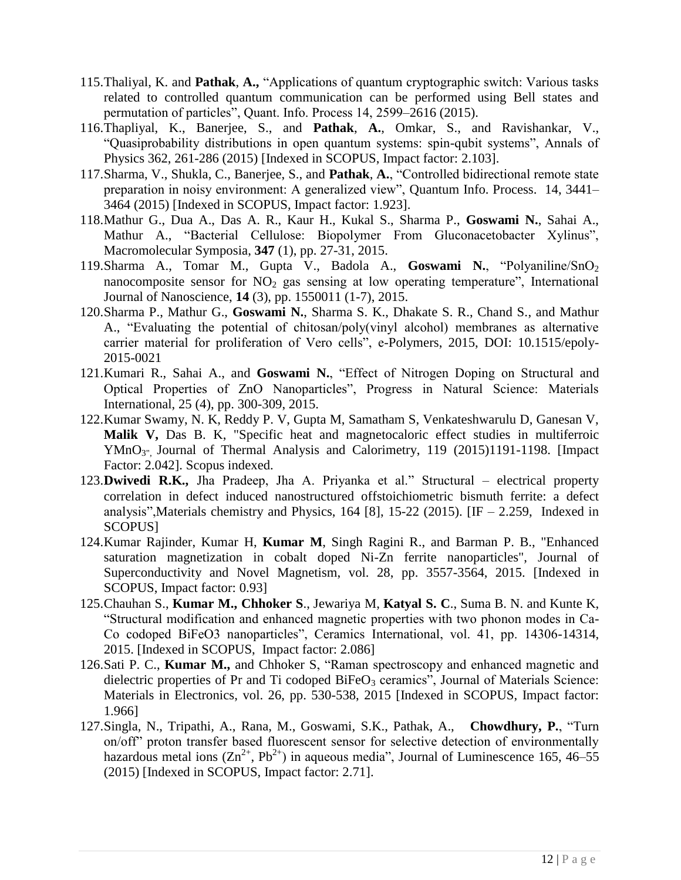115. Thaliyal, K. and **Pathak**, **A.,** "Applications of quantum cryptographic switch: Various tasks related to controlled quantum communication can be performed using Bell states and permutation of particles", Quant. Info. Process 14, 2599–2616 (2015).
116. Thapliyal, K., Banerjee, S., and **Pathak**, **A.**, Omkar, S., and Ravishankar, V., "Quasiprobability distributions in open quantum systems: spin-qubit systems", Annals of Physics 362, 261-286 (2015) [Indexed in SCOPUS, Impact factor: 2.103].
117. Sharma, V., Shukla, C., Banerjee, S., and **Pathak**, **A.**, "Controlled bidirectional remote state preparation in noisy environment: A generalized view", Quantum Info. Process. 14, 3441–3464 (2015) [Indexed in SCOPUS, Impact factor: 1.923].
118. Mathur G., Dua A., Das A. R., Kaur H., Kukal S., Sharma P., **Goswami N.**, Sahai A., Mathur A., "Bacterial Cellulose: Biopolymer From Gluconacetobacter Xylinus", Macromolecular Symposia, **347** (1), pp. 27-31, 2015.
119. Sharma A., Tomar M., Gupta V., Badola A., **Goswami N.**, "Polyaniline/$SnO_2$ nanocomposite sensor for $NO_2$ gas sensing at low operating temperature", International Journal of Nanoscience, **14** (3), pp. 1550011 (1-7), 2015.
120. Sharma P., Mathur G., **Goswami N.**, Sharma S. K., Dhakate S. R., Chand S., and Mathur A., "Evaluating the potential of chitosan/poly(vinyl alcohol) membranes as alternative carrier material for proliferation of Vero cells", e-Polymers, 2015, DOI: 10.1515/epoly-2015-0021
121. Kumari R., Sahai A., and **Goswami N.**, "Effect of Nitrogen Doping on Structural and Optical Properties of ZnO Nanoparticles", Progress in Natural Science: Materials International, 25 (4), pp. 300-309, 2015.
122. Kumar Swamy, N. K, Reddy P. V, Gupta M, Samatham S, Venkateshwarulu D, Ganesan V, **Malik V,** Das B. K, "Specific heat and magnetocaloric effect studies in multiferroic $YMnO_3$", Journal of Thermal Analysis and Calorimetry, 119 (2015)1191-1198. [Impact Factor: 2.042]. Scopus indexed.
123. **Dwivedi R.K.,** Jha Pradeep, Jha A. Priyanka et al." Structural – electrical property correlation in defect induced nanostructured offstoichiometric bismuth ferrite: a defect analysis",Materials chemistry and Physics, 164 [8], 15-22 (2015). [IF – 2.259, Indexed in SCOPUS]
124. Kumar Rajinder, Kumar H, **Kumar M**, Singh Ragini R., and Barman P. B., "Enhanced saturation magnetization in cobalt doped Ni-Zn ferrite nanoparticles", Journal of Superconductivity and Novel Magnetism, vol. 28, pp. 3557-3564, 2015. [Indexed in SCOPUS, Impact factor: 0.93]
125. Chauhan S., **Kumar M., Chhoker S**., Jewariya M, **Katyal S. C**., Suma B. N. and Kunte K, "Structural modification and enhanced magnetic properties with two phonon modes in Ca-Co codoped BiFeO3 nanoparticles", Ceramics International, vol. 41, pp. 14306-14314, 2015. [Indexed in SCOPUS, Impact factor: 2.086]
126. Sati P. C., **Kumar M.,** and Chhoker S, "Raman spectroscopy and enhanced magnetic and dielectric properties of Pr and Ti codoped $BiFeO_3$ ceramics", Journal of Materials Science: Materials in Electronics, vol. 26, pp. 530-538, 2015 [Indexed in SCOPUS, Impact factor: 1.966]
127. Singla, N., Tripathi, A., Rana, M., Goswami, S.K., Pathak, A., **Chowdhury, P.**, "Turn on/off" proton transfer based fluorescent sensor for selective detection of environmentally hazardous metal ions ($Zn^{2+}$, $Pb^{2+}$) in aqueous media", Journal of Luminescence 165, 46–55 (2015) [Indexed in SCOPUS, Impact factor: 2.71].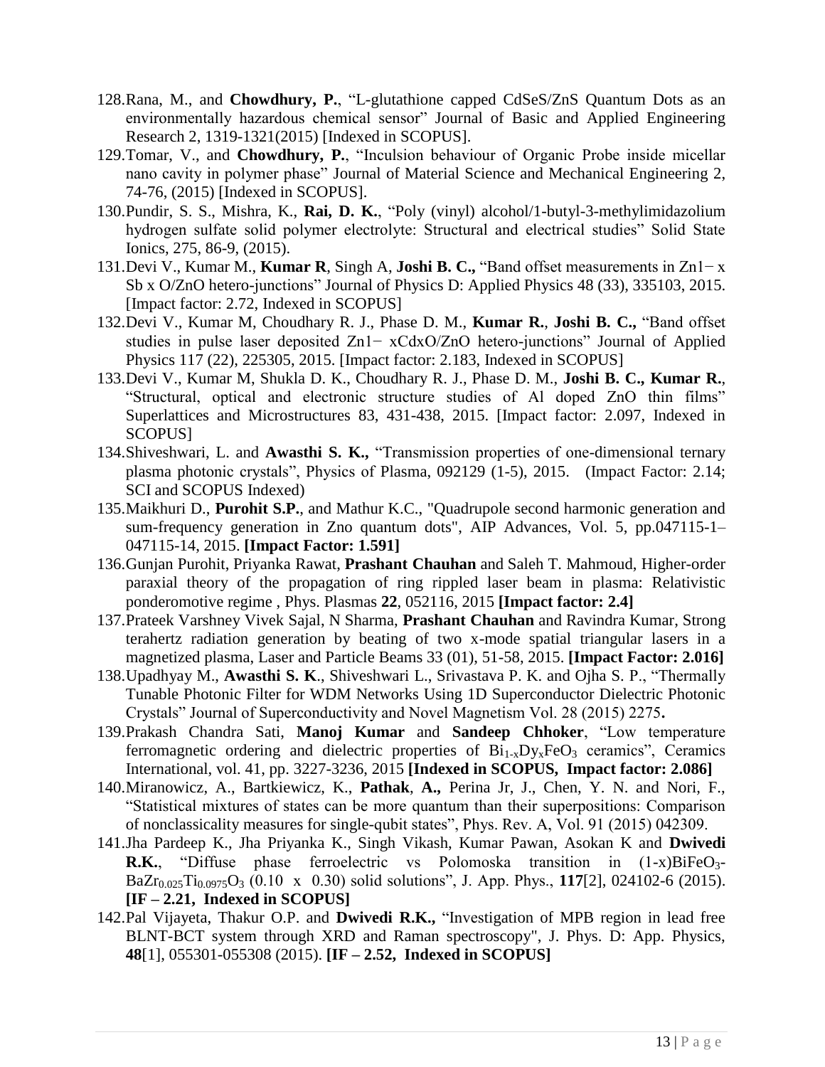128. Rana, M., and **Chowdhury, P.**, "L-glutathione capped CdSeS/ZnS Quantum Dots as an environmentally hazardous chemical sensor" Journal of Basic and Applied Engineering Research 2, 1319-1321(2015) [Indexed in SCOPUS].
129. Tomar, V., and **Chowdhury, P.**, "Inculsion behaviour of Organic Probe inside micellar nano cavity in polymer phase" Journal of Material Science and Mechanical Engineering 2, 74-76, (2015) [Indexed in SCOPUS].
130. Pundir, S. S., Mishra, K., **Rai, D. K.**, "Poly (vinyl) alcohol/1-butyl-3-methylimidazolium hydrogen sulfate solid polymer electrolyte: Structural and electrical studies" Solid State Ionics, 275, 86-9, (2015).
131. Devi V., Kumar M., **Kumar R**, Singh A, **Joshi B. C.,** "Band offset measurements in Zn1− x Sb x O/ZnO hetero-junctions" Journal of Physics D: Applied Physics 48 (33), 335103, 2015. [Impact factor: 2.72, Indexed in SCOPUS]
132. Devi V., Kumar M, Choudhary R. J., Phase D. M., **Kumar R.**, **Joshi B. C.,** "Band offset studies in pulse laser deposited Zn1− xCdxO/ZnO hetero-junctions" Journal of Applied Physics 117 (22), 225305, 2015. [Impact factor: 2.183, Indexed in SCOPUS]
133. Devi V., Kumar M, Shukla D. K., Choudhary R. J., Phase D. M., **Joshi B. C., Kumar R.**, "Structural, optical and electronic structure studies of Al doped ZnO thin films" Superlattices and Microstructures 83, 431-438, 2015. [Impact factor: 2.097, Indexed in SCOPUS]
134. Shiveshwari, L. and **Awasthi S. K.,** "Transmission properties of one-dimensional ternary plasma photonic crystals", Physics of Plasma, 092129 (1-5), 2015. (Impact Factor: 2.14; SCI and SCOPUS Indexed)
135. Maikhuri D., **Purohit S.P.**, and Mathur K.C., "Quadrupole second harmonic generation and sum-frequency generation in Zno quantum dots", AIP Advances, Vol. 5, pp.047115-1–047115-14, 2015. **[Impact Factor: 1.591]**
136. Gunjan Purohit, Priyanka Rawat, **Prashant Chauhan** and Saleh T. Mahmoud, Higher-order paraxial theory of the propagation of ring rippled laser beam in plasma: Relativistic ponderomotive regime , Phys. Plasmas **22**, 052116, 2015 **[Impact factor: 2.4]**
137. Prateek Varshney Vivek Sajal, N Sharma, **Prashant Chauhan** and Ravindra Kumar, Strong terahertz radiation generation by beating of two x-mode spatial triangular lasers in a magnetized plasma, Laser and Particle Beams 33 (01), 51-58, 2015. **[Impact Factor: 2.016]**
138. Upadhyay M., **Awasthi S. K**., Shiveshwari L., Srivastava P. K. and Ojha S. P., "Thermally Tunable Photonic Filter for WDM Networks Using 1D Superconductor Dielectric Photonic Crystals" Journal of Superconductivity and Novel Magnetism Vol. 28 (2015) 2275**.**
139. Prakash Chandra Sati, **Manoj Kumar** and **Sandeep Chhoker**, "Low temperature ferromagnetic ordering and dielectric properties of $Bi_{1-x}Dy_xFeO_3$ ceramics", Ceramics International, vol. 41, pp. 3227-3236, 2015 **[Indexed in SCOPUS, Impact factor: 2.086]**
140. Miranowicz, A., Bartkiewicz, K., **Pathak**, **A.,** Perina Jr, J., Chen, Y. N. and Nori, F., "Statistical mixtures of states can be more quantum than their superpositions: Comparison of nonclassicality measures for single-qubit states", Phys. Rev. A, Vol. 91 (2015) 042309.
141. Jha Pardeep K., Jha Priyanka K., Singh Vikash, Kumar Pawan, Asokan K and **Dwivedi R.K.**, "Diffuse phase ferroelectric vs Polomoska transition in (1-x)$BiFeO_3$-$BaZr_{0.025}Ti_{0.0975}O_3$ (0.10 x 0.30) solid solutions", J. App. Phys., **117**[2], 024102-6 (2015). **[IF – 2.21, Indexed in SCOPUS]**
142. Pal Vijayeta, Thakur O.P. and **Dwivedi R.K.,** "Investigation of MPB region in lead free BLNT-BCT system through XRD and Raman spectroscopy", J. Phys. D: App. Physics, **48**[1], 055301-055308 (2015). **[IF – 2.52, Indexed in SCOPUS]**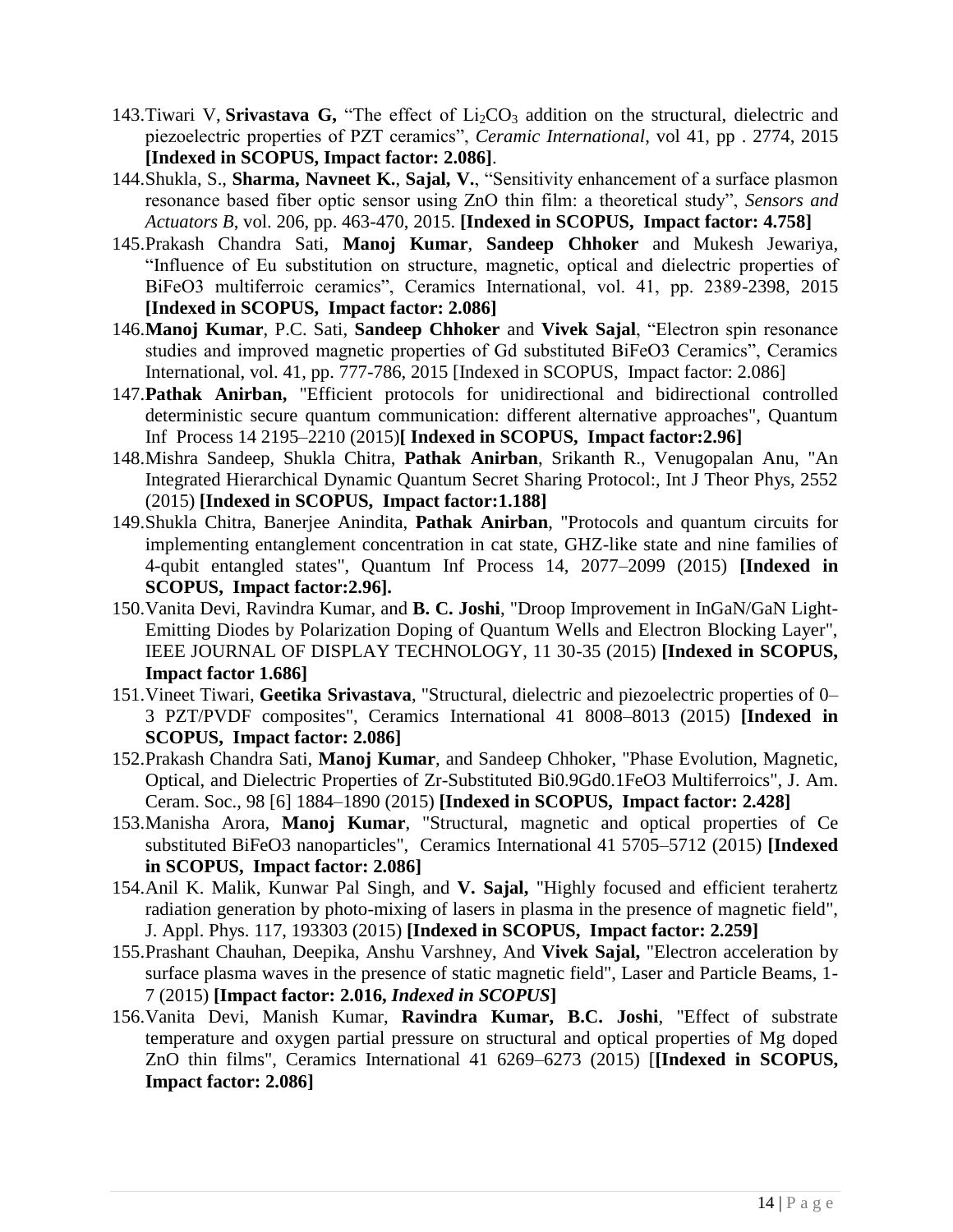143. Tiwari V, **Srivastava G,** "The effect of $Li_2CO_3$ addition on the structural, dielectric and piezoelectric properties of PZT ceramics", *Ceramic International*, vol 41, pp . 2774, 2015 **[Indexed in SCOPUS, Impact factor: 2.086]**.
144. Shukla, S., **Sharma, Navneet K.**, **Sajal, V.**, "Sensitivity enhancement of a surface plasmon resonance based fiber optic sensor using ZnO thin film: a theoretical study", *Sensors and Actuators B*, vol. 206, pp. 463-470, 2015. **[Indexed in SCOPUS, Impact factor: 4.758]**
145. Prakash Chandra Sati, **Manoj Kumar**, **Sandeep Chhoker** and Mukesh Jewariya, "Influence of Eu substitution on structure, magnetic, optical and dielectric properties of BiFeO3 multiferroic ceramics", Ceramics International, vol. 41, pp. 2389-2398, 2015 **[Indexed in SCOPUS, Impact factor: 2.086]**
146. **Manoj Kumar**, P.C. Sati, **Sandeep Chhoker** and **Vivek Sajal**, "Electron spin resonance studies and improved magnetic properties of Gd substituted BiFeO3 Ceramics", Ceramics International, vol. 41, pp. 777-786, 2015 [Indexed in SCOPUS, Impact factor: 2.086]
147. **Pathak Anirban,** "Efficient protocols for unidirectional and bidirectional controlled deterministic secure quantum communication: different alternative approaches", Quantum Inf Process 14 2195–2210 (2015)**[ Indexed in SCOPUS, Impact factor:2.96]**
148. Mishra Sandeep, Shukla Chitra, **Pathak Anirban**, Srikanth R., Venugopalan Anu, "An Integrated Hierarchical Dynamic Quantum Secret Sharing Protocol:, Int J Theor Phys, 2552 (2015) **[Indexed in SCOPUS, Impact factor:1.188]**
149. Shukla Chitra, Banerjee Anindita, **Pathak Anirban**, "Protocols and quantum circuits for implementing entanglement concentration in cat state, GHZ-like state and nine families of 4-qubit entangled states", Quantum Inf Process 14, 2077–2099 (2015) **[Indexed in SCOPUS, Impact factor:2.96].**
150. Vanita Devi, Ravindra Kumar, and **B. C. Joshi**, "Droop Improvement in InGaN/GaN Light-Emitting Diodes by Polarization Doping of Quantum Wells and Electron Blocking Layer", IEEE JOURNAL OF DISPLAY TECHNOLOGY, 11 30-35 (2015) **[Indexed in SCOPUS, Impact factor 1.686]**
151. Vineet Tiwari, **Geetika Srivastava**, "Structural, dielectric and piezoelectric properties of 0–3 PZT/PVDF composites", Ceramics International 41 8008–8013 (2015) **[Indexed in SCOPUS, Impact factor: 2.086]**
152. Prakash Chandra Sati, **Manoj Kumar**, and Sandeep Chhoker, "Phase Evolution, Magnetic, Optical, and Dielectric Properties of Zr-Substituted Bi0.9Gd0.1FeO3 Multiferroics", J. Am. Ceram. Soc., 98 [6] 1884–1890 (2015) **[Indexed in SCOPUS, Impact factor: 2.428]**
153. Manisha Arora, **Manoj Kumar**, "Structural, magnetic and optical properties of Ce substituted BiFeO3 nanoparticles", Ceramics International 41 5705–5712 (2015) **[Indexed in SCOPUS, Impact factor: 2.086]**
154. Anil K. Malik, Kunwar Pal Singh, and **V. Sajal,** "Highly focused and efficient terahertz radiation generation by photo-mixing of lasers in plasma in the presence of magnetic field", J. Appl. Phys. 117, 193303 (2015) **[Indexed in SCOPUS, Impact factor: 2.259]**
155. Prashant Chauhan, Deepika, Anshu Varshney, And **Vivek Sajal,** "Electron acceleration by surface plasma waves in the presence of static magnetic field", Laser and Particle Beams, 1-7 (2015) **[Impact factor: 2.016,** ***Indexed in SCOPUS*****]**
156. Vanita Devi, Manish Kumar, **Ravindra Kumar, B.C. Joshi**, "Effect of substrate temperature and oxygen partial pressure on structural and optical properties of Mg doped ZnO thin films", Ceramics International 41 6269–6273 (2015) [**[Indexed in SCOPUS, Impact factor: 2.086]**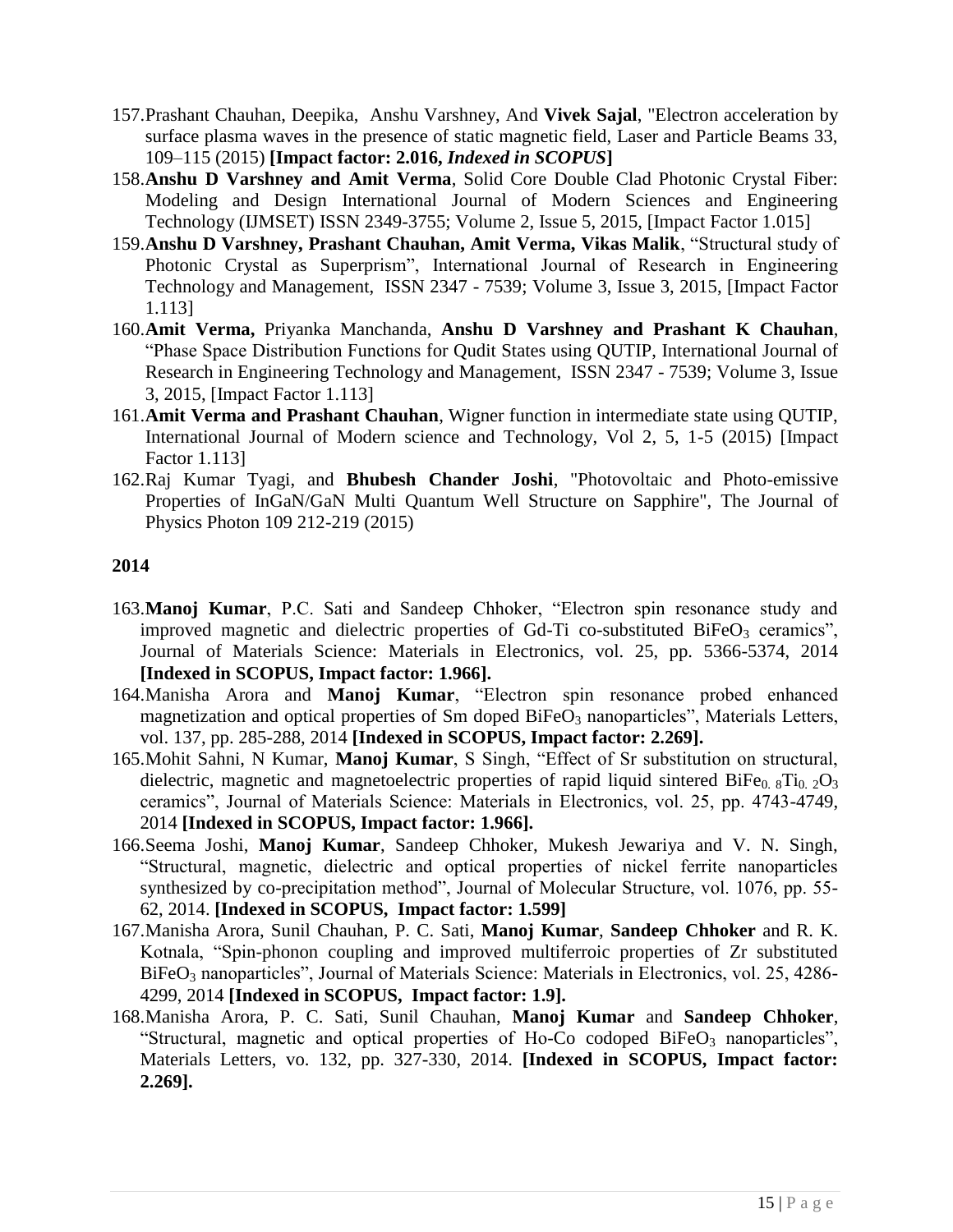157. Prashant Chauhan, Deepika, Anshu Varshney, And **Vivek Sajal**, "Electron acceleration by surface plasma waves in the presence of static magnetic field, Laser and Particle Beams 33, 109–115 (2015) **[Impact factor: 2.016, *Indexed in SCOPUS*]**
158. **Anshu D Varshney and Amit Verma**, Solid Core Double Clad Photonic Crystal Fiber: Modeling and Design International Journal of Modern Sciences and Engineering Technology (IJMSET) ISSN 2349-3755; Volume 2, Issue 5, 2015, [Impact Factor 1.015]
159. **Anshu D Varshney, Prashant Chauhan, Amit Verma, Vikas Malik**, "Structural study of Photonic Crystal as Superprism", International Journal of Research in Engineering Technology and Management, ISSN 2347 - 7539; Volume 3, Issue 3, 2015, [Impact Factor 1.113]
160. **Amit Verma,** Priyanka Manchanda, **Anshu D Varshney and Prashant K Chauhan**, "Phase Space Distribution Functions for Qudit States using QUTIP, International Journal of Research in Engineering Technology and Management, ISSN 2347 - 7539; Volume 3, Issue 3, 2015, [Impact Factor 1.113]
161. **Amit Verma and Prashant Chauhan**, Wigner function in intermediate state using QUTIP, International Journal of Modern science and Technology, Vol 2, 5, 1-5 (2015) [Impact Factor 1.113]
162. Raj Kumar Tyagi, and **Bhubesh Chander Joshi**, "Photovoltaic and Photo-emissive Properties of InGaN/GaN Multi Quantum Well Structure on Sapphire", The Journal of Physics Photon 109 212-219 (2015)

**2014**

163. **Manoj Kumar**, P.C. Sati and Sandeep Chhoker, "Electron spin resonance study and improved magnetic and dielectric properties of Gd-Ti co-substituted $BiFeO_3$ ceramics", Journal of Materials Science: Materials in Electronics, vol. 25, pp. 5366-5374, 2014 **[Indexed in SCOPUS, Impact factor: 1.966].**
164. Manisha Arora and **Manoj Kumar**, "Electron spin resonance probed enhanced magnetization and optical properties of Sm doped $BiFeO_3$ nanoparticles", Materials Letters, vol. 137, pp. 285-288, 2014 **[Indexed in SCOPUS, Impact factor: 2.269].**
165. Mohit Sahni, N Kumar, **Manoj Kumar**, S Singh, "Effect of Sr substitution on structural, dielectric, magnetic and magnetoelectric properties of rapid liquid sintered $BiFe_{0.8}Ti_{0.2}O_3$ ceramics", Journal of Materials Science: Materials in Electronics, vol. 25, pp. 4743-4749, 2014 **[Indexed in SCOPUS, Impact factor: 1.966].**
166. Seema Joshi, **Manoj Kumar**, Sandeep Chhoker, Mukesh Jewariya and V. N. Singh, "Structural, magnetic, dielectric and optical properties of nickel ferrite nanoparticles synthesized by co-precipitation method", Journal of Molecular Structure, vol. 1076, pp. 55-62, 2014. **[Indexed in SCOPUS, Impact factor: 1.599]**
167. Manisha Arora, Sunil Chauhan, P. C. Sati, **Manoj Kumar**, **Sandeep Chhoker** and R. K. Kotnala, "Spin-phonon coupling and improved multiferroic properties of Zr substituted $BiFeO_3$ nanoparticles", Journal of Materials Science: Materials in Electronics, vol. 25, 4286-4299, 2014 **[Indexed in SCOPUS, Impact factor: 1.9].**
168. Manisha Arora, P. C. Sati, Sunil Chauhan, **Manoj Kumar** and **Sandeep Chhoker**, "Structural, magnetic and optical properties of Ho-Co codoped $BiFeO_3$ nanoparticles", Materials Letters, vo. 132, pp. 327-330, 2014. **[Indexed in SCOPUS, Impact factor: 2.269].**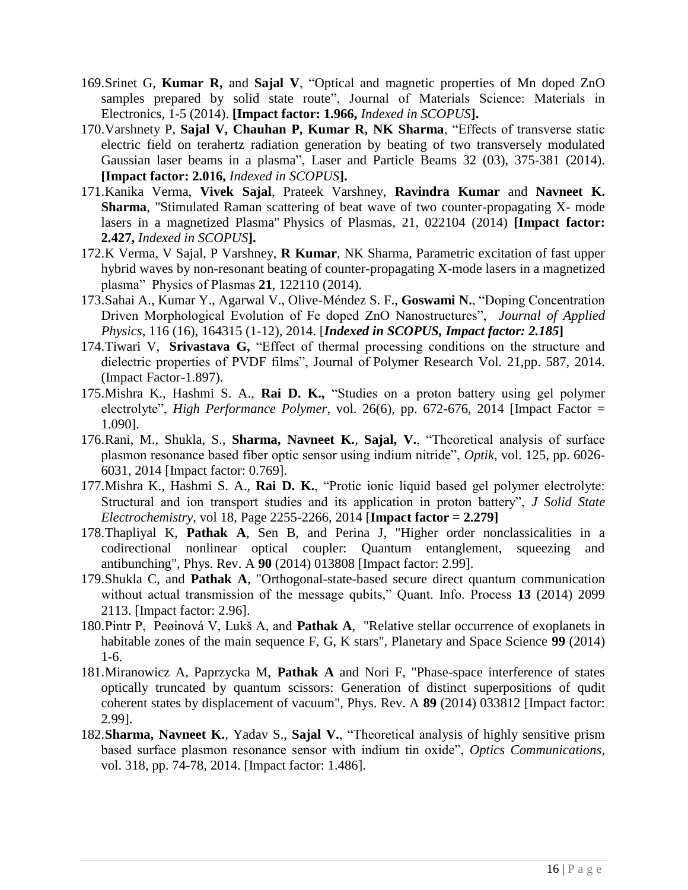169. Srinet G, **Kumar R,** and **Sajal V**, “Optical and magnetic properties of Mn doped ZnO samples prepared by solid state route”, Journal of Materials Science: Materials in Electronics, 1-5 (2014). **[Impact factor: 1.966,** *Indexed in SCOPUS***].**
170. Varshnety P, **Sajal V, Chauhan P, Kumar R, NK Sharma**, “Effects of transverse static electric field on terahertz radiation generation by beating of two transversely modulated Gaussian laser beams in a plasma”, Laser and Particle Beams 32 (03), 375-381 (2014). **[Impact factor: 2.016,** *Indexed in SCOPUS***].**
171. Kanika Verma, **Vivek Sajal**, Prateek Varshney, **Ravindra Kumar** and **Navneet K. Sharma**, "Stimulated Raman scattering of beat wave of two counter-propagating X- mode lasers in a magnetized Plasma" Physics of Plasmas, 21, 022104 (2014) **[Impact factor: 2.427,** *Indexed in SCOPUS***].**
172. K Verma, V Sajal, P Varshney, **R Kumar**, NK Sharma, Parametric excitation of fast upper hybrid waves by non-resonant beating of counter-propagating X-mode lasers in a magnetized plasma” Physics of Plasmas **21**, 122110 (2014).
173. Sahai A., Kumar Y., Agarwal V., Olive-Méndez S. F., **Goswami N.**, “Doping Concentration Driven Morphological Evolution of Fe doped ZnO Nanostructures”, *Journal of Applied Physics*, 116 (16), 164315 (1-12), 2014. [***Indexed in SCOPUS, Impact factor: 2.185*****]**
174. Tiwari V, **Srivastava G,** “Effect of thermal processing conditions on the structure and dielectric properties of PVDF films”, Journal of Polymer Research Vol. 21,pp. 587, 2014. (Impact Factor-1.897).
175. Mishra K., Hashmi S. A., **Rai D. K.,** “Studies on a proton battery using gel polymer electrolyte”, *High Performance Polymer*, vol. 26(6), pp. 672-676, 2014 [Impact Factor = 1.090].
176. Rani, M., Shukla, S., **Sharma, Navneet K.**, **Sajal, V.**, “Theoretical analysis of surface plasmon resonance based fiber optic sensor using indium nitride”, *Optik*, vol. 125, pp. 6026-6031, 2014 [Impact factor: 0.769].
177. Mishra K., Hashmi S. A., **Rai D. K.**, “Protic ionic liquid based gel polymer electrolyte: Structural and ion transport studies and its application in proton battery”, *J Solid State Electrochemistry*, vol 18, Page 2255-2266, 2014 [**Impact factor = 2.279]**
178. Thapliyal K, **Pathak A**, Sen B, and Perina J, "Higher order nonclassicalities in a codirectional nonlinear optical coupler: Quantum entanglement, squeezing and antibunching", Phys. Rev. A **90** (2014) 013808 [Impact factor: 2.99].
179. Shukla C, and **Pathak A**, "Orthogonal-state-based secure direct quantum communication without actual transmission of the message qubits," Quant. Info. Process **13** (2014) 2099 2113. [Impact factor: 2.96].
180. Pintr P, Peøinová V, Lukš A, and **Pathak A**, "Relative stellar occurrence of exoplanets in habitable zones of the main sequence F, G, K stars", Planetary and Space Science **99** (2014) 1-6.
181. Miranowicz A, Paprzycka M, **Pathak A** and Nori F, "Phase-space interference of states optically truncated by quantum scissors: Generation of distinct superpositions of qudit coherent states by displacement of vacuum", Phys. Rev. A **89** (2014) 033812 [Impact factor: 2.99].
182. **Sharma, Navneet K.**, Yadav S., **Sajal V.**, “Theoretical analysis of highly sensitive prism based surface plasmon resonance sensor with indium tin oxide”, *Optics Communications*, vol. 318, pp. 74-78, 2014. [Impact factor: 1.486].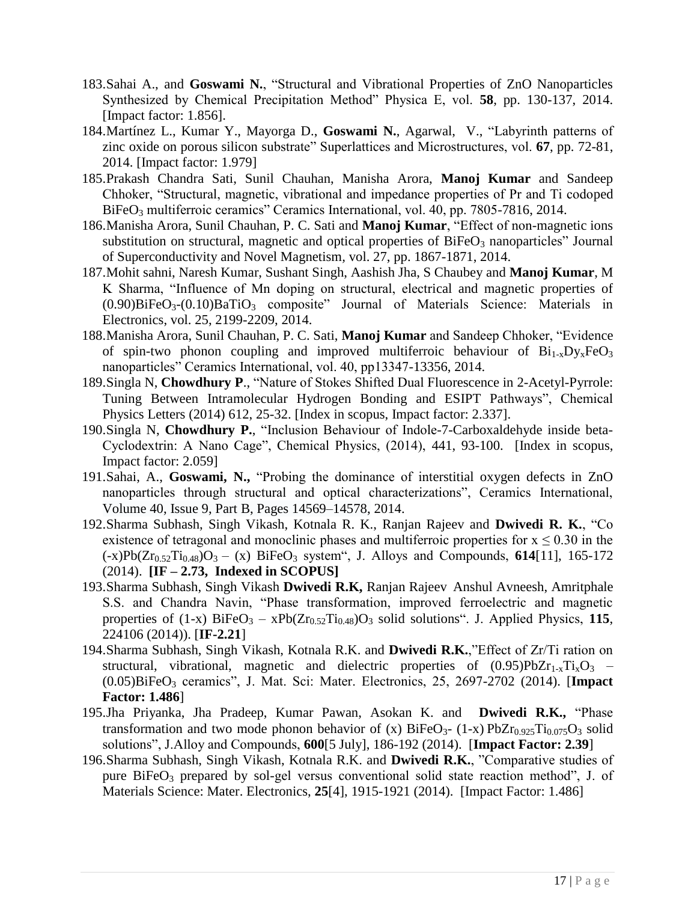183. Sahai A., and **Goswami N.**, "Structural and Vibrational Properties of ZnO Nanoparticles Synthesized by Chemical Precipitation Method" Physica E, vol. **58**, pp. 130-137, 2014. [Impact factor: 1.856].
184. Martínez L., Kumar Y., Mayorga D., **Goswami N.**, Agarwal, V., "Labyrinth patterns of zinc oxide on porous silicon substrate" Superlattices and Microstructures, vol. **67**, pp. 72-81, 2014. [Impact factor: 1.979]
185. Prakash Chandra Sati, Sunil Chauhan, Manisha Arora, **Manoj Kumar** and Sandeep Chhoker, "Structural, magnetic, vibrational and impedance properties of Pr and Ti codoped $BiFeO_3$ multiferroic ceramics" Ceramics International, vol. 40, pp. 7805-7816, 2014.
186. Manisha Arora, Sunil Chauhan, P. C. Sati and **Manoj Kumar**, "Effect of non-magnetic ions substitution on structural, magnetic and optical properties of $BiFeO_3$ nanoparticles" Journal of Superconductivity and Novel Magnetism, vol. 27, pp. 1867-1871, 2014.
187. Mohit sahni, Naresh Kumar, Sushant Singh, Aashish Jha, S Chaubey and **Manoj Kumar**, M K Sharma, "Influence of Mn doping on structural, electrical and magnetic properties of $(0.90)BiFeO_3$-$(0.10)BaTiO_3$ composite" Journal of Materials Science: Materials in Electronics, vol. 25, 2199-2209, 2014.
188. Manisha Arora, Sunil Chauhan, P. C. Sati, **Manoj Kumar** and Sandeep Chhoker, "Evidence of spin-two phonon coupling and improved multiferroic behaviour of $Bi_{1-x}Dy_xFeO_3$ nanoparticles" Ceramics International, vol. 40, pp13347-13356, 2014.
189. Singla N, **Chowdhury P**., "Nature of Stokes Shifted Dual Fluorescence in 2-Acetyl-Pyrrole: Tuning Between Intramolecular Hydrogen Bonding and ESIPT Pathways", Chemical Physics Letters (2014) 612, 25-32. [Index in scopus, Impact factor: 2.337].
190. Singla N, **Chowdhury P.**, "Inclusion Behaviour of Indole-7-Carboxaldehyde inside beta-Cyclodextrin: A Nano Cage", Chemical Physics, (2014), 441, 93-100. [Index in scopus, Impact factor: 2.059]
191. Sahai, A., **Goswami, N.,** "Probing the dominance of interstitial oxygen defects in ZnO nanoparticles through structural and optical characterizations", Ceramics International, Volume 40, Issue 9, Part B, Pages 14569–14578, 2014.
192. Sharma Subhash, Singh Vikash, Kotnala R. K., Ranjan Rajeev and **Dwivedi R. K.**, "Co existence of tetragonal and monoclinic phases and multiferroic properties for $x \leq 0.30$ in the $(-x)Pb(Zr_{0.52}Ti_{0.48})O_3$ – (x) $BiFeO_3$ system", J. Alloys and Compounds, **614**[11], 165-172 (2014). **[IF – 2.73, Indexed in SCOPUS]**
193. Sharma Subhash, Singh Vikash **Dwivedi R.K,** Ranjan Rajeev Anshul Avneesh, Amritphale S.S. and Chandra Navin, "Phase transformation, improved ferroelectric and magnetic properties of (1-x) $BiFeO_3$ – $xPb(Zr_{0.52}Ti_{0.48})O_3$ solid solutions". J. Applied Physics, **115**, 224106 (2014)). [**IF-2.21**]
194. Sharma Subhash, Singh Vikash, Kotnala R.K. and **Dwivedi R.K.**,"Effect of Zr/Ti ration on structural, vibrational, magnetic and dielectric properties of $(0.95)PbZr_{1-x}Ti_xO_3$ – $(0.05)BiFeO_3$ ceramics", J. Mat. Sci: Mater. Electronics, 25, 2697-2702 (2014). [**Impact Factor: 1.486**]
195. Jha Priyanka, Jha Pradeep, Kumar Pawan, Asokan K. and **Dwivedi R.K.,** "Phase transformation and two mode phonon behavior of (x) $BiFeO_3$- (1-x) $PbZr_{0.925}Ti_{0.075}O_3$ solid solutions", J.Alloy and Compounds, **600**[5 July], 186-192 (2014). [**Impact Factor: 2.39**]
196. Sharma Subhash, Singh Vikash, Kotnala R.K. and **Dwivedi R.K.**, "Comparative studies of pure $BiFeO_3$ prepared by sol-gel versus conventional solid state reaction method", J. of Materials Science: Mater. Electronics, **25**[4], 1915-1921 (2014). [Impact Factor: 1.486]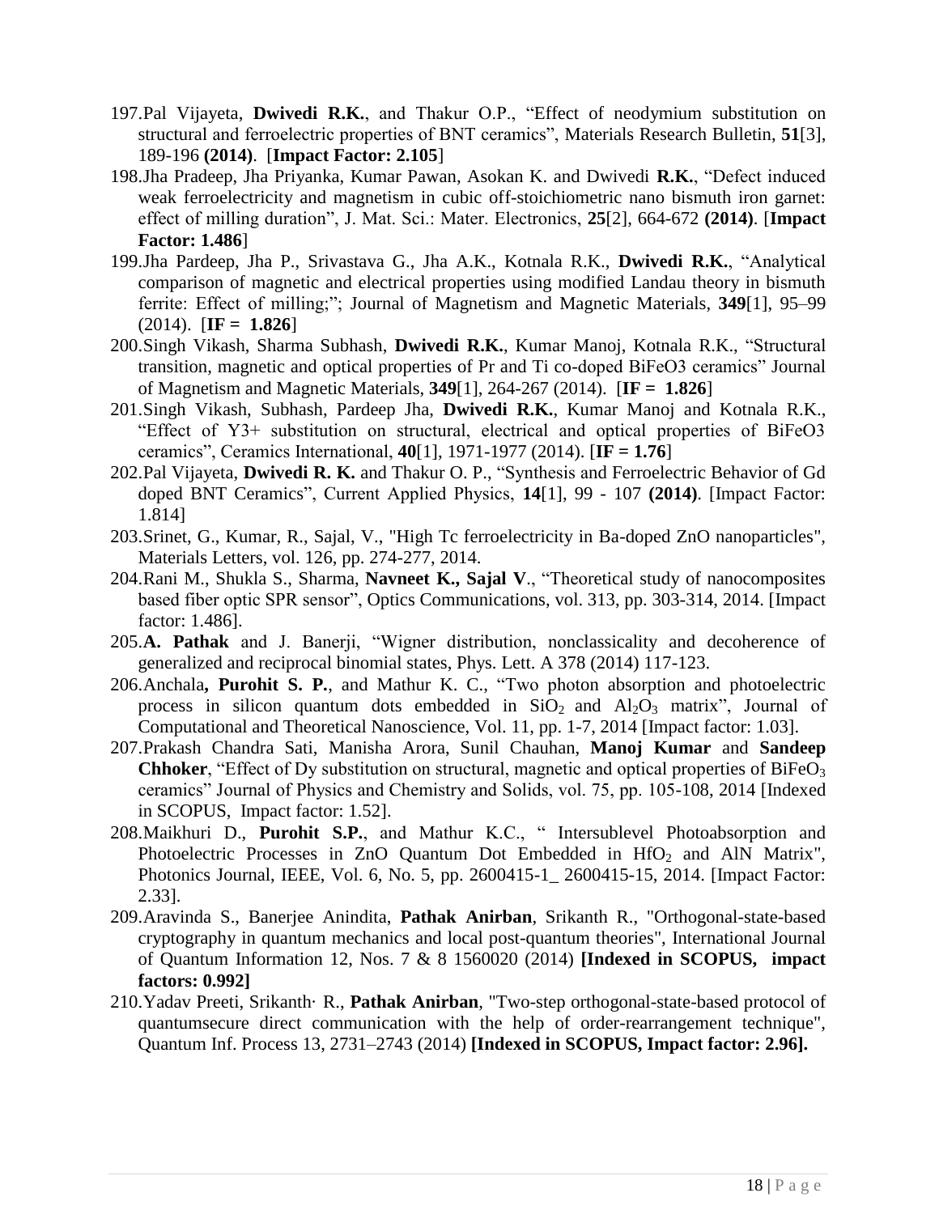197. Pal Vijayeta, **Dwivedi R.K.**, and Thakur O.P., "Effect of neodymium substitution on structural and ferroelectric properties of BNT ceramics", Materials Research Bulletin, **51**[3], 189-196 **(2014)**. [**Impact Factor: 2.105**]
198. Jha Pradeep, Jha Priyanka, Kumar Pawan, Asokan K. and Dwivedi **R.K.**, "Defect induced weak ferroelectricity and magnetism in cubic off-stoichiometric nano bismuth iron garnet: effect of milling duration", J. Mat. Sci.: Mater. Electronics, **25**[2], 664-672 **(2014)**. [**Impact Factor: 1.486**]
199. Jha Pardeep, Jha P., Srivastava G., Jha A.K., Kotnala R.K., **Dwivedi R.K.**, "Analytical comparison of magnetic and electrical properties using modified Landau theory in bismuth ferrite: Effect of milling;"; Journal of Magnetism and Magnetic Materials, **349**[1], 95–99 (2014). [**IF = 1.826**]
200. Singh Vikash, Sharma Subhash, **Dwivedi R.K.**, Kumar Manoj, Kotnala R.K., "Structural transition, magnetic and optical properties of Pr and Ti co-doped BiFeO3 ceramics" Journal of Magnetism and Magnetic Materials, **349**[1], 264-267 (2014). [**IF = 1.826**]
201. Singh Vikash, Subhash, Pardeep Jha, **Dwivedi R.K.**, Kumar Manoj and Kotnala R.K., "Effect of Y3+ substitution on structural, electrical and optical properties of BiFeO3 ceramics", Ceramics International, **40**[1], 1971-1977 (2014). [**IF = 1.76**]
202. Pal Vijayeta, **Dwivedi R. K.** and Thakur O. P., "Synthesis and Ferroelectric Behavior of Gd doped BNT Ceramics", Current Applied Physics, **14**[1], 99 - 107 **(2014)**. [Impact Factor: 1.814]
203. Srinet, G., Kumar, R., Sajal, V., "High Tc ferroelectricity in Ba-doped ZnO nanoparticles", Materials Letters, vol. 126, pp. 274-277, 2014.
204. Rani M., Shukla S., Sharma, **Navneet K., Sajal V**., "Theoretical study of nanocomposites based fiber optic SPR sensor", Optics Communications, vol. 313, pp. 303-314, 2014. [Impact factor: 1.486].
205. **A. Pathak** and J. Banerji, "Wigner distribution, nonclassicality and decoherence of generalized and reciprocal binomial states, Phys. Lett. A 378 (2014) 117-123.
206. Anchala**, Purohit S. P.**, and Mathur K. C., "Two photon absorption and photoelectric process in silicon quantum dots embedded in $SiO_2$ and $Al_2O_3$ matrix", Journal of Computational and Theoretical Nanoscience, Vol. 11, pp. 1-7, 2014 [Impact factor: 1.03].
207. Prakash Chandra Sati, Manisha Arora, Sunil Chauhan, **Manoj Kumar** and **Sandeep Chhoker**, "Effect of Dy substitution on structural, magnetic and optical properties of $BiFeO_3$ ceramics" Journal of Physics and Chemistry and Solids, vol. 75, pp. 105-108, 2014 [Indexed in SCOPUS, Impact factor: 1.52].
208. Maikhuri D., **Purohit S.P.**, and Mathur K.C., " Intersublevel Photoabsorption and Photoelectric Processes in ZnO Quantum Dot Embedded in $HfO_2$ and AlN Matrix", Photonics Journal, IEEE, Vol. 6, No. 5, pp. 2600415-1_ 2600415-15, 2014. [Impact Factor: 2.33].
209. Aravinda S., Banerjee Anindita, **Pathak Anirban**, Srikanth R., "Orthogonal-state-based cryptography in quantum mechanics and local post-quantum theories", International Journal of Quantum Information 12, Nos. 7 & 8 1560020 (2014) **[Indexed in SCOPUS, impact factors: 0.992]**
210. Yadav Preeti, Srikanth· R., **Pathak Anirban**, "Two-step orthogonal-state-based protocol of quantumsecure direct communication with the help of order-rearrangement technique", Quantum Inf. Process 13, 2731–2743 (2014) **[Indexed in SCOPUS, Impact factor: 2.96].**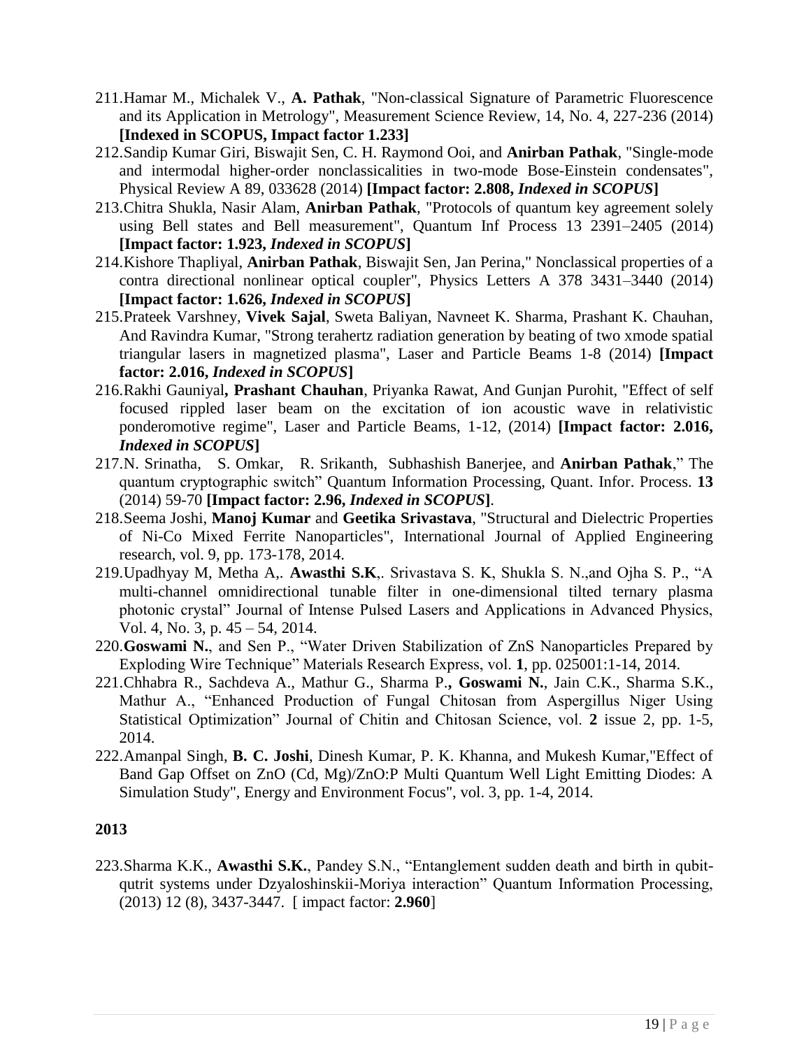211. Hamar M., Michalek V., **A. Pathak**, "Non-classical Signature of Parametric Fluorescence and its Application in Metrology", Measurement Science Review, 14, No. 4, 227-236 (2014) **[Indexed in SCOPUS, Impact factor 1.233]**
212. Sandip Kumar Giri, Biswajit Sen, C. H. Raymond Ooi, and **Anirban Pathak**, "Single-mode and intermodal higher-order nonclassicalities in two-mode Bose-Einstein condensates", Physical Review A 89, 033628 (2014) **[Impact factor: 2.808, *Indexed in SCOPUS*]**
213. Chitra Shukla, Nasir Alam, **Anirban Pathak**, "Protocols of quantum key agreement solely using Bell states and Bell measurement", Quantum Inf Process 13 2391–2405 (2014) **[Impact factor: 1.923, *Indexed in SCOPUS*]**
214. Kishore Thapliyal, **Anirban Pathak**, Biswajit Sen, Jan Perina," Nonclassical properties of a contra directional nonlinear optical coupler", Physics Letters A 378 3431–3440 (2014) **[Impact factor: 1.626, *Indexed in SCOPUS*]**
215. Prateek Varshney, **Vivek Sajal**, Sweta Baliyan, Navneet K. Sharma, Prashant K. Chauhan, And Ravindra Kumar, "Strong terahertz radiation generation by beating of two xmode spatial triangular lasers in magnetized plasma", Laser and Particle Beams 1-8 (2014) **[Impact factor: 2.016, *Indexed in SCOPUS*]**
216. Rakhi Gauniyal**, Prashant Chauhan**, Priyanka Rawat, And Gunjan Purohit, "Effect of self focused rippled laser beam on the excitation of ion acoustic wave in relativistic ponderomotive regime", Laser and Particle Beams, 1-12, (2014) **[Impact factor: 2.016, *Indexed in SCOPUS*]**
217. N. Srinatha, S. Omkar, R. Srikanth, Subhashish Banerjee, and **Anirban Pathak**," The quantum cryptographic switch" Quantum Information Processing, Quant. Infor. Process. **13** (2014) 59-70 **[Impact factor: 2.96, *Indexed in SCOPUS*]**.
218. Seema Joshi, **Manoj Kumar** and **Geetika Srivastava**, "Structural and Dielectric Properties of Ni-Co Mixed Ferrite Nanoparticles", International Journal of Applied Engineering research, vol. 9, pp. 173-178, 2014.
219. Upadhyay M, Metha A,. **Awasthi S.K**,. Srivastava S. K, Shukla S. N.,and Ojha S. P., "A multi-channel omnidirectional tunable filter in one-dimensional tilted ternary plasma photonic crystal" Journal of Intense Pulsed Lasers and Applications in Advanced Physics, Vol. 4, No. 3, p. 45 – 54, 2014.
220. **Goswami N.**, and Sen P., "Water Driven Stabilization of ZnS Nanoparticles Prepared by Exploding Wire Technique" Materials Research Express, vol. **1**, pp. 025001:1-14, 2014.
221. Chhabra R., Sachdeva A., Mathur G., Sharma P.**, Goswami N.**, Jain C.K., Sharma S.K., Mathur A., "Enhanced Production of Fungal Chitosan from Aspergillus Niger Using Statistical Optimization" Journal of Chitin and Chitosan Science, vol. **2** issue 2, pp. 1-5, 2014.
222. Amanpal Singh, **B. C. Joshi**, Dinesh Kumar, P. K. Khanna, and Mukesh Kumar,"Effect of Band Gap Offset on ZnO (Cd, Mg)/ZnO:P Multi Quantum Well Light Emitting Diodes: A Simulation Study", Energy and Environment Focus", vol. 3, pp. 1-4, 2014.

**2013**

223. Sharma K.K., **Awasthi S.K.**, Pandey S.N., "Entanglement sudden death and birth in qubit-qutrit systems under Dzyaloshinskii-Moriya interaction" Quantum Information Processing, (2013) 12 (8), 3437-3447. [ impact factor: **2.960**]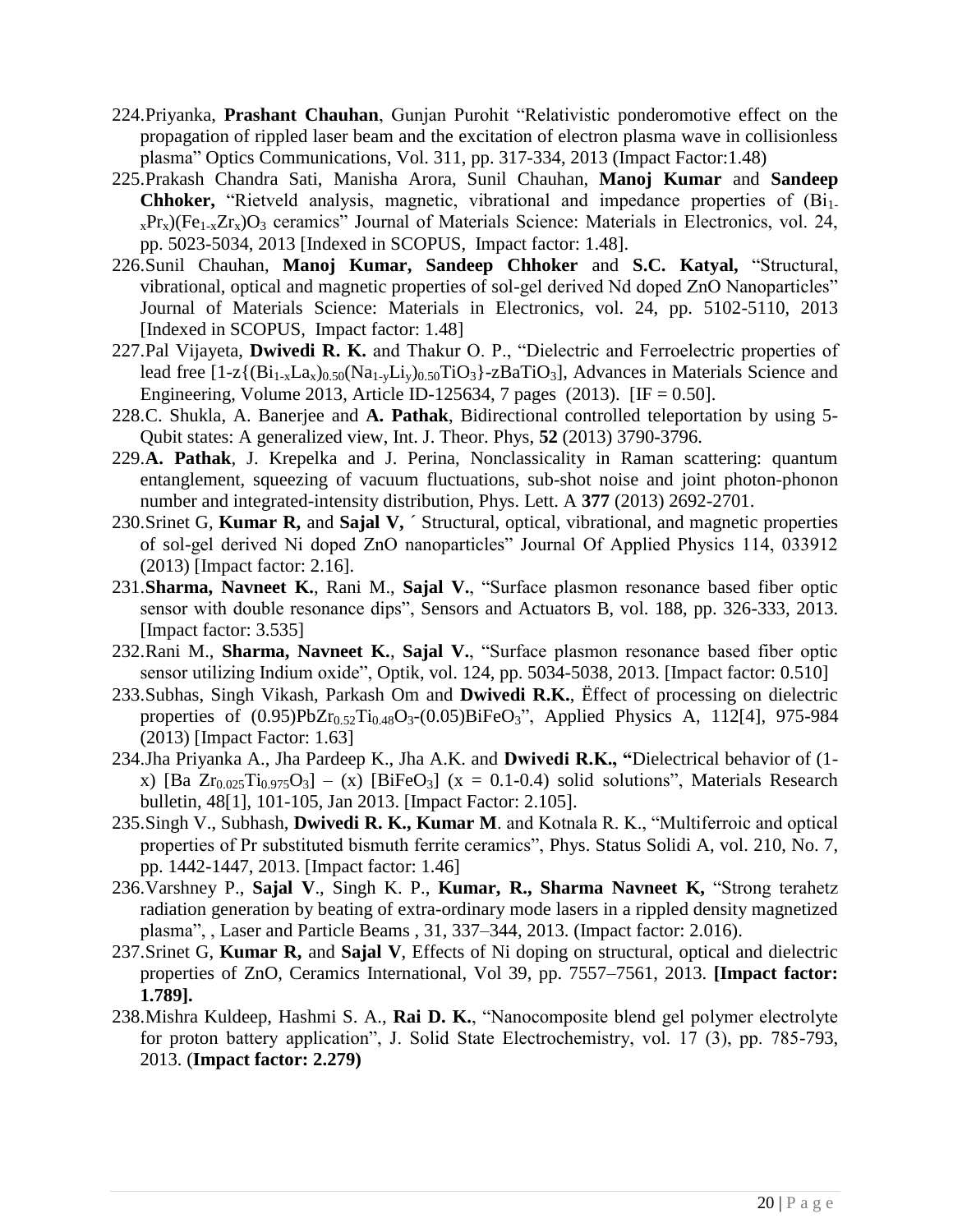224. Priyanka, **Prashant Chauhan**, Gunjan Purohit "Relativistic ponderomotive effect on the propagation of rippled laser beam and the excitation of electron plasma wave in collisionless plasma" Optics Communications, Vol. 311, pp. 317-334, 2013 (Impact Factor:1.48)
225. Prakash Chandra Sati, Manisha Arora, Sunil Chauhan, **Manoj Kumar** and **Sandeep Chhoker,** "Rietveld analysis, magnetic, vibrational and impedance properties of $(Bi_{1-x}Pr_x)(Fe_{1-x}Zr_x)O_3$ ceramics" Journal of Materials Science: Materials in Electronics, vol. 24, pp. 5023-5034, 2013 [Indexed in SCOPUS, Impact factor: 1.48].
226. Sunil Chauhan, **Manoj Kumar, Sandeep Chhoker** and **S.C. Katyal,** "Structural, vibrational, optical and magnetic properties of sol-gel derived Nd doped ZnO Nanoparticles" Journal of Materials Science: Materials in Electronics, vol. 24, pp. 5102-5110, 2013 [Indexed in SCOPUS, Impact factor: 1.48]
227. Pal Vijayeta, **Dwivedi R. K.** and Thakur O. P., "Dielectric and Ferroelectric properties of lead free $[1\text{-}z\{(Bi_{1-x}La_x)_{0.50}(Na_{1-y}Li_y)_{0.50}TiO_3\}\text{-}zBaTiO_3]$, Advances in Materials Science and Engineering, Volume 2013, Article ID-125634, 7 pages (2013). [IF = 0.50].
228. C. Shukla, A. Banerjee and **A. Pathak**, Bidirectional controlled teleportation by using 5-Qubit states: A generalized view, Int. J. Theor. Phys, **52** (2013) 3790-3796.
229. **A. Pathak**, J. Krepelka and J. Perina, Nonclassicality in Raman scattering: quantum entanglement, squeezing of vacuum fluctuations, sub-shot noise and joint photon-phonon number and integrated-intensity distribution, Phys. Lett. A **377** (2013) 2692-2701.
230. Srinet G, **Kumar R,** and **Sajal V,** ´ Structural, optical, vibrational, and magnetic properties of sol-gel derived Ni doped ZnO nanoparticles" Journal Of Applied Physics 114, 033912 (2013) [Impact factor: 2.16].
231. **Sharma, Navneet K.**, Rani M., **Sajal V.**, "Surface plasmon resonance based fiber optic sensor with double resonance dips", Sensors and Actuators B, vol. 188, pp. 326-333, 2013. [Impact factor: 3.535]
232. Rani M., **Sharma, Navneet K.**, **Sajal V.**, "Surface plasmon resonance based fiber optic sensor utilizing Indium oxide", Optik, vol. 124, pp. 5034-5038, 2013. [Impact factor: 0.510]
233. Subhas, Singh Vikash, Parkash Om and **Dwivedi R.K.**, Ëffect of processing on dielectric properties of $(0.95)PbZr_{0.52}Ti_{0.48}O_3\text{-}(0.05)BiFeO_3$", Applied Physics A, 112[4], 975-984 (2013) [Impact Factor: 1.63]
234. Jha Priyanka A., Jha Pardeep K., Jha A.K. and **Dwivedi R.K., "**Dielectrical behavior of (1-x) $[Ba\ Zr_{0.025}Ti_{0.975}O_3]$ – (x) $[BiFeO_3]$ (x = 0.1-0.4) solid solutions", Materials Research bulletin, 48[1], 101-105, Jan 2013. [Impact Factor: 2.105].
235. Singh V., Subhash, **Dwivedi R. K., Kumar M**. and Kotnala R. K., "Multiferroic and optical properties of Pr substituted bismuth ferrite ceramics", Phys. Status Solidi A, vol. 210, No. 7, pp. 1442-1447, 2013. [Impact factor: 1.46]
236. Varshney P., **Sajal V**., Singh K. P., **Kumar, R., Sharma Navneet K,** "Strong terahetz radiation generation by beating of extra-ordinary mode lasers in a rippled density magnetized plasma", , Laser and Particle Beams , 31, 337–344, 2013. (Impact factor: 2.016).
237. Srinet G, **Kumar R,** and **Sajal V**, Effects of Ni doping on structural, optical and dielectric properties of ZnO, Ceramics International, Vol 39, pp. 7557–7561, 2013. **[Impact factor: 1.789].**
238. Mishra Kuldeep, Hashmi S. A., **Rai D. K.**, "Nanocomposite blend gel polymer electrolyte for proton battery application", J. Solid State Electrochemistry, vol. 17 (3), pp. 785-793, 2013. (**Impact factor: 2.279)**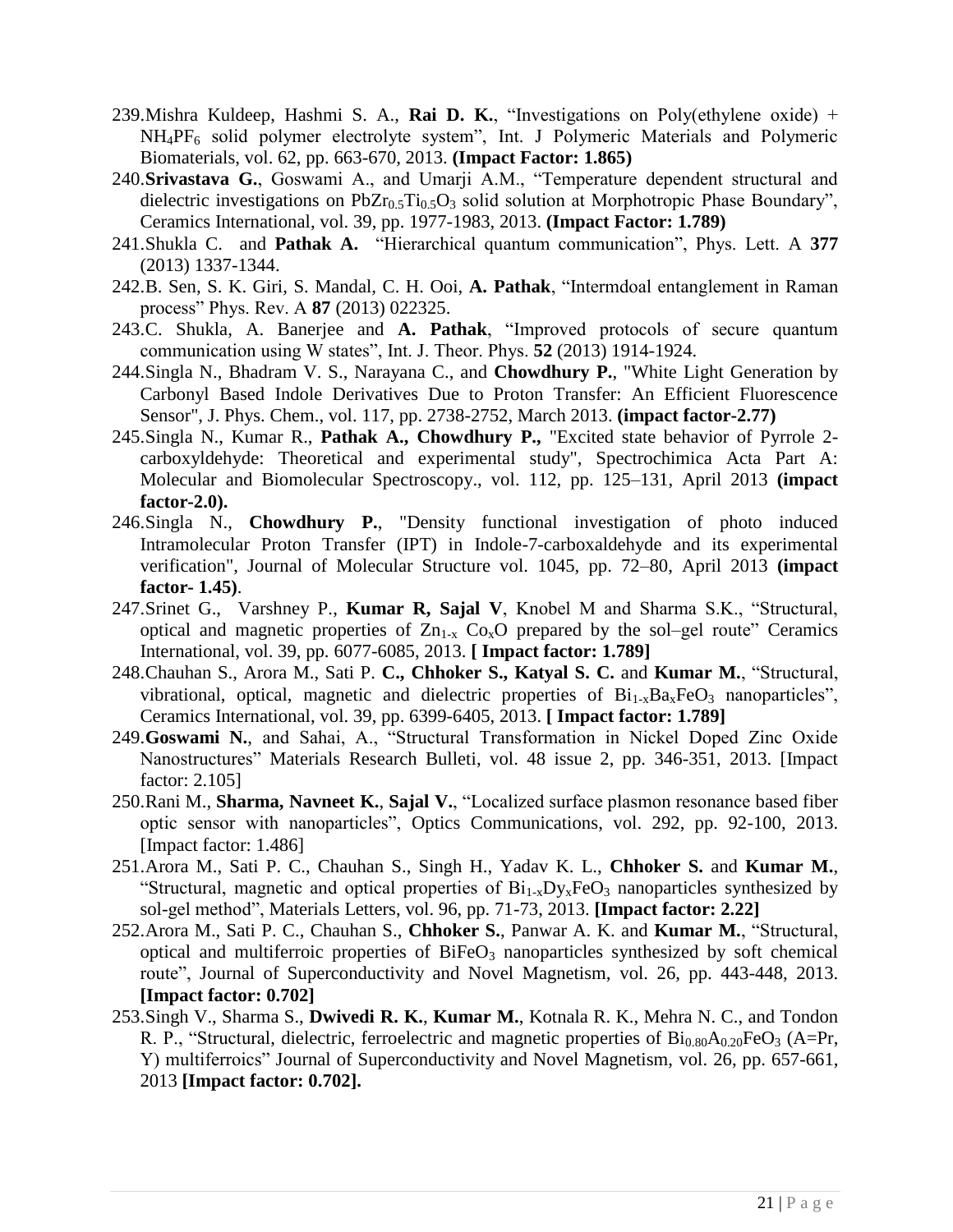239. Mishra Kuldeep, Hashmi S. A., **Rai D. K.**, "Investigations on Poly(ethylene oxide) + $NH_4PF_6$ solid polymer electrolyte system", Int. J Polymeric Materials and Polymeric Biomaterials, vol. 62, pp. 663-670, 2013. **(Impact Factor: 1.865)**
240. **Srivastava G.**, Goswami A., and Umarji A.M., "Temperature dependent structural and dielectric investigations on $PbZr_{0.5}Ti_{0.5}O_3$ solid solution at Morphotropic Phase Boundary", Ceramics International, vol. 39, pp. 1977-1983, 2013. **(Impact Factor: 1.789)**
241. Shukla C. and **Pathak A.** "Hierarchical quantum communication", Phys. Lett. A **377** (2013) 1337-1344.
242. B. Sen, S. K. Giri, S. Mandal, C. H. Ooi, **A. Pathak**, "Intermdoal entanglement in Raman process" Phys. Rev. A **87** (2013) 022325.
243. C. Shukla, A. Banerjee and **A. Pathak**, "Improved protocols of secure quantum communication using W states", Int. J. Theor. Phys. **52** (2013) 1914-1924.
244. Singla N., Bhadram V. S., Narayana C., and **Chowdhury P.**, "White Light Generation by Carbonyl Based Indole Derivatives Due to Proton Transfer: An Efficient Fluorescence Sensor", J. Phys. Chem., vol. 117, pp. 2738-2752, March 2013. **(impact factor-2.77)**
245. Singla N., Kumar R., **Pathak A., Chowdhury P.,** "Excited state behavior of Pyrrole 2-carboxyldehyde: Theoretical and experimental study", Spectrochimica Acta Part A: Molecular and Biomolecular Spectroscopy., vol. 112, pp. 125–131, April 2013 **(impact factor-2.0).**
246. Singla N., **Chowdhury P.**, "Density functional investigation of photo induced Intramolecular Proton Transfer (IPT) in Indole-7-carboxaldehyde and its experimental verification", Journal of Molecular Structure vol. 1045, pp. 72–80, April 2013 **(impact factor- 1.45)**.
247. Srinet G., Varshney P., **Kumar R, Sajal V**, Knobel M and Sharma S.K., "Structural, optical and magnetic properties of $Zn_{1-x}Co_xO$ prepared by the sol–gel route" Ceramics International, vol. 39, pp. 6077-6085, 2013. **[ Impact factor: 1.789]**
248. Chauhan S., Arora M., Sati P. **C., Chhoker S., Katyal S. C.** and **Kumar M.**, "Structural, vibrational, optical, magnetic and dielectric properties of $Bi_{1-x}Ba_xFeO_3$ nanoparticles", Ceramics International, vol. 39, pp. 6399-6405, 2013. **[ Impact factor: 1.789]**
249. **Goswami N.**, and Sahai, A., "Structural Transformation in Nickel Doped Zinc Oxide Nanostructures" Materials Research Bulleti, vol. 48 issue 2, pp. 346-351, 2013. [Impact factor: 2.105]
250. Rani M., **Sharma, Navneet K.**, **Sajal V.**, "Localized surface plasmon resonance based fiber optic sensor with nanoparticles", Optics Communications, vol. 292, pp. 92-100, 2013. [Impact factor: 1.486]
251. Arora M., Sati P. C., Chauhan S., Singh H., Yadav K. L., **Chhoker S.** and **Kumar M.**, "Structural, magnetic and optical properties of $Bi_{1-x}Dy_xFeO_3$ nanoparticles synthesized by sol-gel method", Materials Letters, vol. 96, pp. 71-73, 2013. **[Impact factor: 2.22]**
252. Arora M., Sati P. C., Chauhan S., **Chhoker S.**, Panwar A. K. and **Kumar M.**, "Structural, optical and multiferroic properties of $BiFeO_3$ nanoparticles synthesized by soft chemical route", Journal of Superconductivity and Novel Magnetism, vol. 26, pp. 443-448, 2013. **[Impact factor: 0.702]**
253. Singh V., Sharma S., **Dwivedi R. K.**, **Kumar M.**, Kotnala R. K., Mehra N. C., and Tondon R. P., "Structural, dielectric, ferroelectric and magnetic properties of $Bi_{0.80}A_{0.20}FeO_3$ (A=Pr, Y) multiferroics" Journal of Superconductivity and Novel Magnetism, vol. 26, pp. 657-661, 2013 **[Impact factor: 0.702].**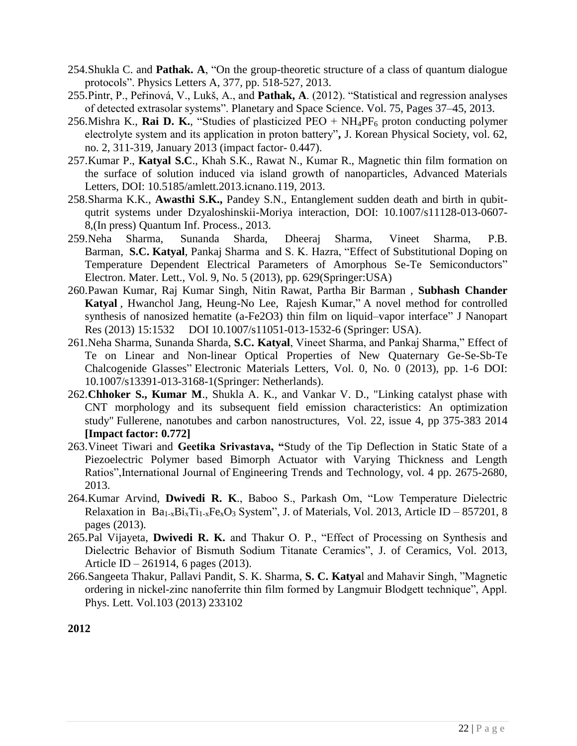254. Shukla C. and **Pathak. A**, "On the group-theoretic structure of a class of quantum dialogue protocols". Physics Letters A, 377, pp. 518-527, 2013.
255. Pintr, P., Peřinová, V., Lukš, A., and **Pathak, A**. (2012). "Statistical and regression analyses of detected extrasolar systems". Planetary and Space Science. Vol. 75, Pages 37–45, 2013.
256. Mishra K., **Rai D. K.**, "Studies of plasticized PEO + $NH_4PF_6$ proton conducting polymer electrolyte system and its application in proton battery", J. Korean Physical Society, vol. 62, no. 2, 311-319, January 2013 (impact factor- 0.447).
257. Kumar P., **Katyal S.C**., Khah S.K., Rawat N., Kumar R., Magnetic thin film formation on the surface of solution induced via island growth of nanoparticles, Advanced Materials Letters, DOI: 10.5185/amlett.2013.icnano.119, 2013.
258. Sharma K.K., **Awasthi S.K.,** Pandey S.N., Entanglement sudden death and birth in qubit-qutrit systems under Dzyaloshinskii-Moriya interaction, DOI: 10.1007/s11128-013-0607-8,(In press) Quantum Inf. Process., 2013.
259. Neha Sharma, Sunanda Sharda, Dheeraj Sharma, Vineet Sharma, P.B. Barman, **S.C. Katyal**, Pankaj Sharma and S. K. Hazra, "Effect of Substitutional Doping on Temperature Dependent Electrical Parameters of Amorphous Se-Te Semiconductors" Electron. Mater. Lett., Vol. 9, No. 5 (2013), pp. 629(Springer:USA)
260. Pawan Kumar, Raj Kumar Singh, Nitin Rawat, Partha Bir Barman , **Subhash Chander Katyal** , Hwanchol Jang, Heung-No Lee, Rajesh Kumar," A novel method for controlled synthesis of nanosized hematite (a-Fe2O3) thin film on liquid–vapor interface" J Nanopart Res (2013) 15:1532 DOI 10.1007/s11051-013-1532-6 (Springer: USA).
261. Neha Sharma, Sunanda Sharda, **S.C. Katyal**, Vineet Sharma, and Pankaj Sharma," Effect of Te on Linear and Non-linear Optical Properties of New Quaternary Ge-Se-Sb-Te Chalcogenide Glasses" Electronic Materials Letters, Vol. 0, No. 0 (2013), pp. 1-6 DOI: 10.1007/s13391-013-3168-1(Springer: Netherlands).
262. **Chhoker S., Kumar M**., Shukla A. K., and Vankar V. D., "Linking catalyst phase with CNT morphology and its subsequent field emission characteristics: An optimization study" Fullerene, nanotubes and carbon nanostructures, Vol. 22, issue 4, pp 375-383 2014 **[Impact factor: 0.772]**
263. Vineet Tiwari and **Geetika Srivastava, "**Study of the Tip Deflection in Static State of a Piezoelectric Polymer based Bimorph Actuator with Varying Thickness and Length Ratios",International Journal of Engineering Trends and Technology, vol. 4 pp. 2675-2680, 2013.
264. Kumar Arvind, **Dwivedi R. K**., Baboo S., Parkash Om, "Low Temperature Dielectric Relaxation in $Ba_{1-x}Bi_xTi_{1-x}Fe_xO_3$ System", J. of Materials, Vol. 2013, Article ID – 857201, 8 pages (2013).
265. Pal Vijayeta, **Dwivedi R. K.** and Thakur O. P., "Effect of Processing on Synthesis and Dielectric Behavior of Bismuth Sodium Titanate Ceramics", J. of Ceramics, Vol. 2013, Article ID – 261914, 6 pages (2013).
266. Sangeeta Thakur, Pallavi Pandit, S. K. Sharma, **S. C. Katya**l and Mahavir Singh, "Magnetic ordering in nickel-zinc nanoferrite thin film formed by Langmuir Blodgett technique", Appl. Phys. Lett. Vol.103 (2013) 233102

**2012**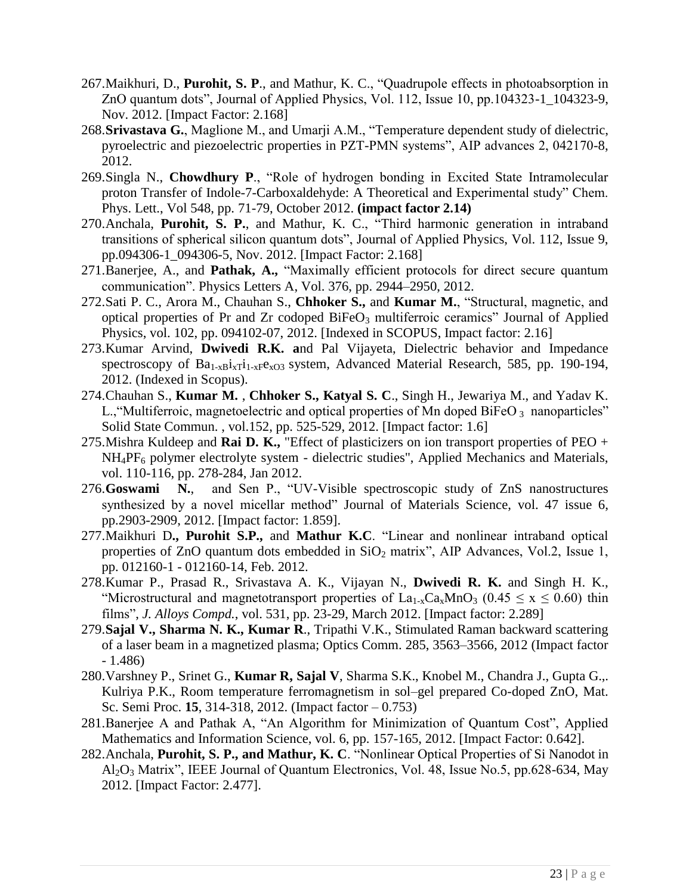267. Maikhuri, D., **Purohit, S. P**., and Mathur, K. C., "Quadrupole effects in photoabsorption in ZnO quantum dots", Journal of Applied Physics, Vol. 112, Issue 10, pp.104323-1_104323-9, Nov. 2012. [Impact Factor: 2.168]
268. **Srivastava G.**, Maglione M., and Umarji A.M., "Temperature dependent study of dielectric, pyroelectric and piezoelectric properties in PZT-PMN systems", AIP advances 2, 042170-8, 2012.
269. Singla N., **Chowdhury P**., "Role of hydrogen bonding in Excited State Intramolecular proton Transfer of Indole-7-Carboxaldehyde: A Theoretical and Experimental study" Chem. Phys. Lett., Vol 548, pp. 71-79, October 2012. **(impact factor 2.14)**
270. Anchala, **Purohit, S. P.**, and Mathur, K. C., "Third harmonic generation in intraband transitions of spherical silicon quantum dots", Journal of Applied Physics, Vol. 112, Issue 9, pp.094306-1_094306-5, Nov. 2012. [Impact Factor: 2.168]
271. Banerjee, A., and **Pathak, A.,** "Maximally efficient protocols for direct secure quantum communication". Physics Letters A, Vol. 376, pp. 2944–2950, 2012.
272. Sati P. C., Arora M., Chauhan S., **Chhoker S.,** and **Kumar M.**, "Structural, magnetic, and optical properties of Pr and Zr codoped $BiFeO_3$ multiferroic ceramics" Journal of Applied Physics, vol. 102, pp. 094102-07, 2012. [Indexed in SCOPUS, Impact factor: 2.16]
273. Kumar Arvind, **Dwivedi R.K. a**nd Pal Vijayeta, Dielectric behavior and Impedance spectroscopy of $Ba_{1-xB}i_{xT}i_{1-xF}e_{xO3}$ system, Advanced Material Research, 585, pp. 190-194, 2012. (Indexed in Scopus).
274. Chauhan S., **Kumar M.** , **Chhoker S., Katyal S. C**., Singh H., Jewariya M., and Yadav K. L.,"Multiferroic, magnetoelectric and optical properties of Mn doped $BiFeO_3$ nanoparticles" Solid State Commun. , vol.152, pp. 525-529, 2012. [Impact factor: 1.6]
275. Mishra Kuldeep and **Rai D. K.,** "Effect of plasticizers on ion transport properties of PEO + $NH_4PF_6$ polymer electrolyte system - dielectric studies", Applied Mechanics and Materials, vol. 110-116, pp. 278-284, Jan 2012.
276. **Goswami N.**, and Sen P., "UV-Visible spectroscopic study of ZnS nanostructures synthesized by a novel micellar method" Journal of Materials Science, vol. 47 issue 6, pp.2903-2909, 2012. [Impact factor: 1.859].
277. Maikhuri D**., Purohit S.P.,** and **Mathur K.C**. "Linear and nonlinear intraband optical properties of ZnO quantum dots embedded in $SiO_2$ matrix", AIP Advances, Vol.2, Issue 1, pp. 012160-1 - 012160-14, Feb. 2012.
278. Kumar P., Prasad R., Srivastava A. K., Vijayan N., **Dwivedi R. K.** and Singh H. K., "Microstructural and magnetotransport properties of $La_{1-x}Ca_xMnO_3$ ($0.45 \leq x \leq 0.60$) thin films", *J. Alloys Compd.*, vol. 531, pp. 23-29, March 2012. [Impact factor: 2.289]
279. **Sajal V., Sharma N. K., Kumar R**., Tripathi V.K., Stimulated Raman backward scattering of a laser beam in a magnetized plasma; Optics Comm. 285, 3563–3566, 2012 (Impact factor - 1.486)
280. Varshney P., Srinet G., **Kumar R, Sajal V**, Sharma S.K., Knobel M., Chandra J., Gupta G.,. Kulriya P.K., Room temperature ferromagnetism in sol–gel prepared Co-doped ZnO, Mat. Sc. Semi Proc. **15**, 314-318, 2012. (Impact factor – 0.753)
281. Banerjee A and Pathak A, "An Algorithm for Minimization of Quantum Cost", Applied Mathematics and Information Science, vol. 6, pp. 157-165, 2012. [Impact Factor: 0.642].
282. Anchala, **Purohit, S. P., and Mathur, K. C**. "Nonlinear Optical Properties of Si Nanodot in $Al_2O_3$ Matrix", IEEE Journal of Quantum Electronics, Vol. 48, Issue No.5, pp.628-634, May 2012. [Impact Factor: 2.477].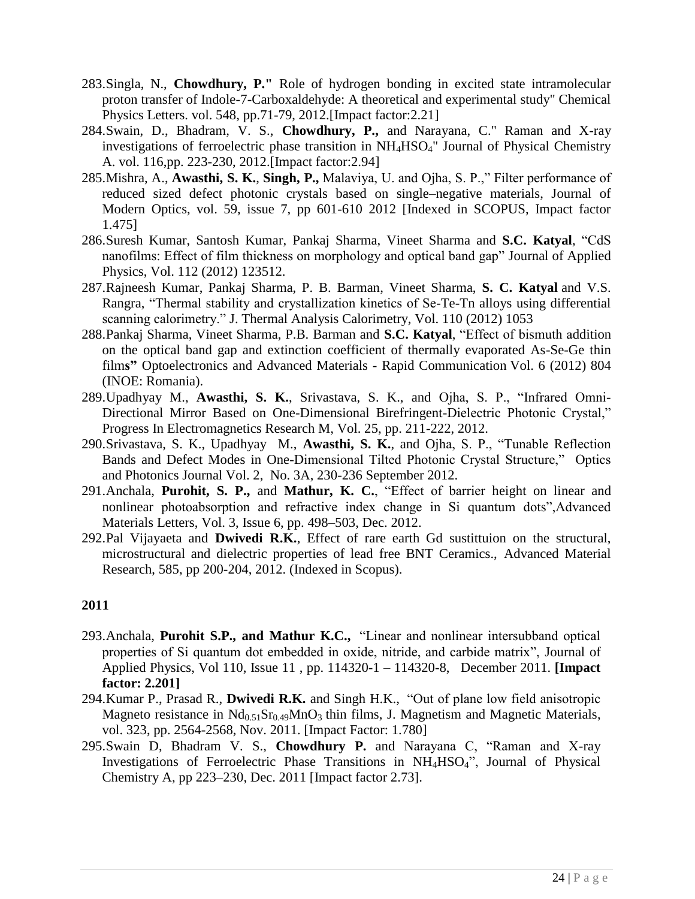283. Singla, N., **Chowdhury, P."** Role of hydrogen bonding in excited state intramolecular proton transfer of Indole-7-Carboxaldehyde: A theoretical and experimental study" Chemical Physics Letters. vol. 548, pp.71-79, 2012.[Impact factor:2.21]
284. Swain, D., Bhadram, V. S., **Chowdhury, P.,** and Narayana, C." Raman and X-ray investigations of ferroelectric phase transition in $NH_4HSO_4$" Journal of Physical Chemistry A. vol. 116,pp. 223-230, 2012.[Impact factor:2.94]
285. Mishra, A., **Awasthi, S. K.**, **Singh, P.,** Malaviya, U. and Ojha, S. P.," Filter performance of reduced sized defect photonic crystals based on single–negative materials, Journal of Modern Optics, vol. 59, issue 7, pp 601-610 2012 [Indexed in SCOPUS, Impact factor 1.475]
286. Suresh Kumar, Santosh Kumar, Pankaj Sharma, Vineet Sharma and **S.C. Katyal**, "CdS nanofilms: Effect of film thickness on morphology and optical band gap" Journal of Applied Physics, Vol. 112 (2012) 123512.
287. Rajneesh Kumar, Pankaj Sharma, P. B. Barman, Vineet Sharma, **S. C. Katyal** and V.S. Rangra, "Thermal stability and crystallization kinetics of Se-Te-Tn alloys using differential scanning calorimetry." J. Thermal Analysis Calorimetry, Vol. 110 (2012) 1053
288. Pankaj Sharma, Vineet Sharma, P.B. Barman and **S.C. Katyal**, "Effect of bismuth addition on the optical band gap and extinction coefficient of thermally evaporated As-Se-Ge thin film**s"** Optoelectronics and Advanced Materials - Rapid Communication Vol. 6 (2012) 804 (INOE: Romania).
289. Upadhyay M., **Awasthi, S. K.**, Srivastava, S. K., and Ojha, S. P., "Infrared Omni-Directional Mirror Based on One-Dimensional Birefringent-Dielectric Photonic Crystal," Progress In Electromagnetics Research M, Vol. 25, pp. 211-222, 2012.
290. Srivastava, S. K., Upadhyay M., **Awasthi, S. K.**, and Ojha, S. P., "Tunable Reflection Bands and Defect Modes in One-Dimensional Tilted Photonic Crystal Structure," Optics and Photonics Journal Vol. 2, No. 3A, 230-236 September 2012.
291. Anchala, **Purohit, S. P.,** and **Mathur, K. C.**, "Effect of barrier height on linear and nonlinear photoabsorption and refractive index change in Si quantum dots",Advanced Materials Letters, Vol. 3, Issue 6, pp. 498–503, Dec. 2012.
292. Pal Vijayaeta and **Dwivedi R.K.**, Effect of rare earth Gd sustittuion on the structural, microstructural and dielectric properties of lead free BNT Ceramics., Advanced Material Research, 585, pp 200-204, 2012. (Indexed in Scopus).

**2011**

293. Anchala, **Purohit S.P., and Mathur K.C.,** "Linear and nonlinear intersubband optical properties of Si quantum dot embedded in oxide, nitride, and carbide matrix", Journal of Applied Physics, Vol 110, Issue 11 , pp. 114320-1 – 114320-8, December 2011. **[Impact factor: 2.201]**
294. Kumar P., Prasad R., **Dwivedi R.K.** and Singh H.K., "Out of plane low field anisotropic Magneto resistance in $Nd_{0.51}Sr_{0.49}MnO_3$ thin films, J. Magnetism and Magnetic Materials, vol. 323, pp. 2564-2568, Nov. 2011. [Impact Factor: 1.780]
295. Swain D, Bhadram V. S., **Chowdhury P.** and Narayana C, "Raman and X-ray Investigations of Ferroelectric Phase Transitions in $NH_4HSO_4$", Journal of Physical Chemistry A, pp 223–230, Dec. 2011 [Impact factor 2.73].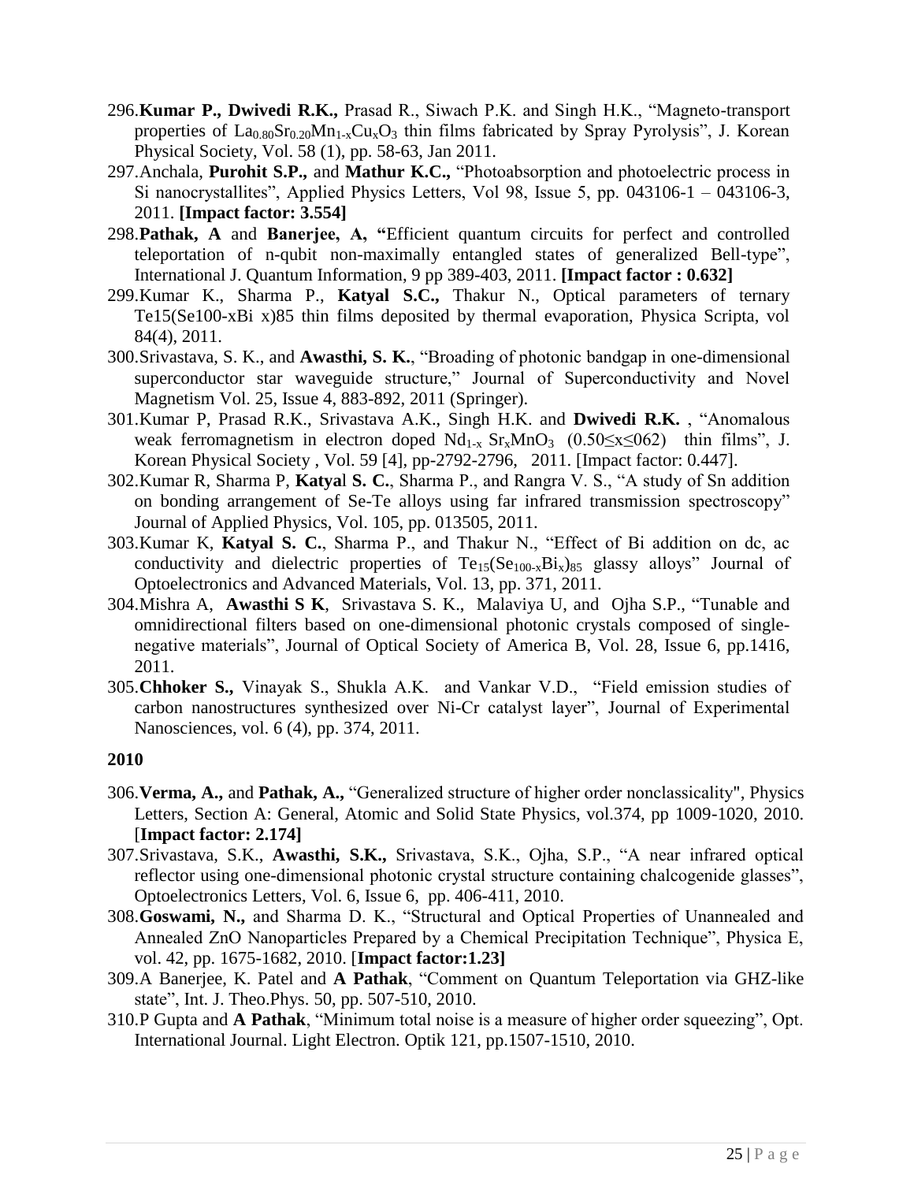296. **Kumar P., Dwivedi R.K.,** Prasad R., Siwach P.K. and Singh H.K., "Magneto-transport properties of $La_{0.80}Sr_{0.20}Mn_{1-x}Cu_xO_3$ thin films fabricated by Spray Pyrolysis", J. Korean Physical Society, Vol. 58 (1), pp. 58-63, Jan 2011.
297. Anchala, **Purohit S.P.,** and **Mathur K.C.,** "Photoabsorption and photoelectric process in Si nanocrystallites", Applied Physics Letters, Vol 98, Issue 5, pp. 043106-1 – 043106-3, 2011. **[Impact factor: 3.554]**
298. **Pathak, A** and **Banerjee, A, "**Efficient quantum circuits for perfect and controlled teleportation of n-qubit non-maximally entangled states of generalized Bell-type", International J. Quantum Information, 9 pp 389-403, 2011. **[Impact factor : 0.632]**
299. Kumar K., Sharma P., **Katyal S.C.,** Thakur N., Optical parameters of ternary Te15(Se100-xBi x)85 thin films deposited by thermal evaporation, Physica Scripta, vol 84(4), 2011.
300. Srivastava, S. K., and **Awasthi, S. K.**, "Broading of photonic bandgap in one-dimensional superconductor star waveguide structure," Journal of Superconductivity and Novel Magnetism Vol. 25, Issue 4, 883-892, 2011 (Springer).
301. Kumar P, Prasad R.K., Srivastava A.K., Singh H.K. and **Dwivedi R.K.** , "Anomalous weak ferromagnetism in electron doped $Nd_{1-x}Sr_xMnO_3$ $(0.50\leq x\leq 062)$ thin films", J. Korean Physical Society , Vol. 59 [4], pp-2792-2796, 2011. [Impact factor: 0.447].
302. Kumar R, Sharma P, **Katyal S. C.**, Sharma P., and Rangra V. S., "A study of Sn addition on bonding arrangement of Se-Te alloys using far infrared transmission spectroscopy" Journal of Applied Physics, Vol. 105, pp. 013505, 2011.
303. Kumar K, **Katyal S. C.**, Sharma P., and Thakur N., "Effect of Bi addition on dc, ac conductivity and dielectric properties of $Te_{15}(Se_{100-x}Bi_x)_{85}$ glassy alloys" Journal of Optoelectronics and Advanced Materials, Vol. 13, pp. 371, 2011.
304. Mishra A, **Awasthi S K**, Srivastava S. K., Malaviya U, and Ojha S.P., "Tunable and omnidirectional filters based on one-dimensional photonic crystals composed of single-negative materials", Journal of Optical Society of America B, Vol. 28, Issue 6, pp.1416, 2011.
305. **Chhoker S.,** Vinayak S., Shukla A.K. and Vankar V.D., "Field emission studies of carbon nanostructures synthesized over Ni-Cr catalyst layer", Journal of Experimental Nanosciences, vol. 6 (4), pp. 374, 2011.

**2010**

306. **Verma, A.,** and **Pathak, A.,** "Generalized structure of higher order nonclassicality", Physics Letters, Section A: General, Atomic and Solid State Physics, vol.374, pp 1009-1020, 2010. [**Impact factor: 2.174]**
307. Srivastava, S.K., **Awasthi, S.K.,** Srivastava, S.K., Ojha, S.P., "A near infrared optical reflector using one-dimensional photonic crystal structure containing chalcogenide glasses", Optoelectronics Letters, Vol. 6, Issue 6, pp. 406-411, 2010.
308. **Goswami, N.,** and Sharma D. K., "Structural and Optical Properties of Unannealed and Annealed ZnO Nanoparticles Prepared by a Chemical Precipitation Technique", Physica E, vol. 42, pp. 1675-1682, 2010. [**Impact factor:1.23]**
309. A Banerjee, K. Patel and **A Pathak**, "Comment on Quantum Teleportation via GHZ-like state", Int. J. Theo.Phys. 50, pp. 507-510, 2010.
310. P Gupta and **A Pathak**, "Minimum total noise is a measure of higher order squeezing", Opt. International Journal. Light Electron. Optik 121, pp.1507-1510, 2010.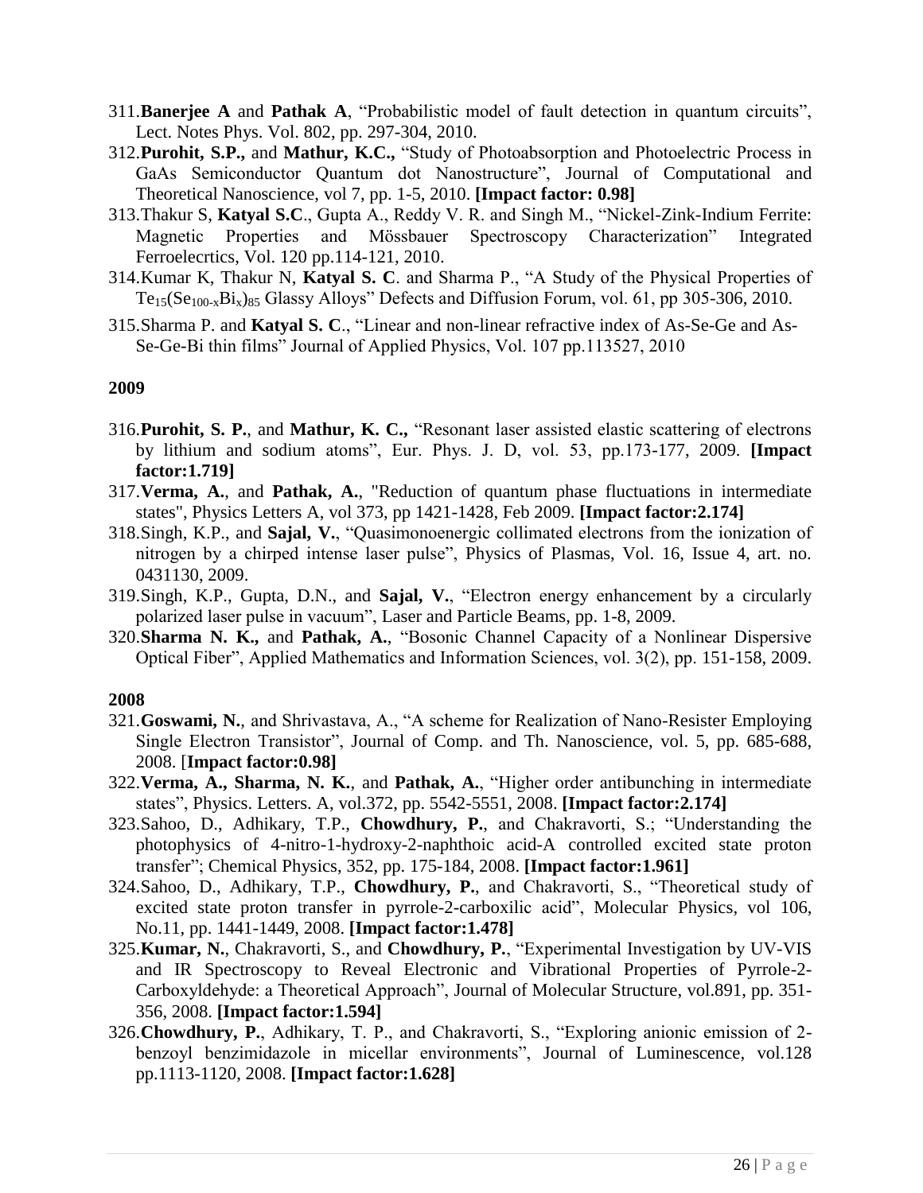311. **Banerjee A** and **Pathak A**, "Probabilistic model of fault detection in quantum circuits", Lect. Notes Phys. Vol. 802, pp. 297-304, 2010.
312. **Purohit, S.P.,** and **Mathur, K.C.,** "Study of Photoabsorption and Photoelectric Process in GaAs Semiconductor Quantum dot Nanostructure", Journal of Computational and Theoretical Nanoscience, vol 7, pp. 1-5, 2010. **[Impact factor: 0.98]**
313. Thakur S, **Katyal S.C**., Gupta A., Reddy V. R. and Singh M., "Nickel-Zink-Indium Ferrite: Magnetic Properties and Mössbauer Spectroscopy Characterization" Integrated Ferroelecrtics, Vol. 120 pp.114-121, 2010.
314. Kumar K, Thakur N, **Katyal S. C**. and Sharma P., "A Study of the Physical Properties of $Te_{15}(Se_{100-x}Bi_x)_{85}$ Glassy Alloys" Defects and Diffusion Forum, vol. 61, pp 305-306, 2010.
315. Sharma P. and **Katyal S. C**., "Linear and non-linear refractive index of As-Se-Ge and As-Se-Ge-Bi thin films" Journal of Applied Physics, Vol. 107 pp.113527, 2010

**2009**

316. **Purohit, S. P.**, and **Mathur, K. C.,** "Resonant laser assisted elastic scattering of electrons by lithium and sodium atoms", Eur. Phys. J. D, vol. 53, pp.173-177, 2009. **[Impact factor:1.719]**
317. **Verma, A.**, and **Pathak, A.**, "Reduction of quantum phase fluctuations in intermediate states", Physics Letters A, vol 373, pp 1421-1428, Feb 2009. **[Impact factor:2.174]**
318. Singh, K.P., and **Sajal, V.**, "Quasimonoenergic collimated electrons from the ionization of nitrogen by a chirped intense laser pulse", Physics of Plasmas, Vol. 16, Issue 4, art. no. 0431130, 2009.
319. Singh, K.P., Gupta, D.N., and **Sajal, V.**, "Electron energy enhancement by a circularly polarized laser pulse in vacuum", Laser and Particle Beams, pp. 1-8, 2009.
320. **Sharma N. K.,** and **Pathak, A.**, "Bosonic Channel Capacity of a Nonlinear Dispersive Optical Fiber", Applied Mathematics and Information Sciences, vol. 3(2), pp. 151-158, 2009.

**2008**

321. **Goswami, N.**, and Shrivastava, A., "A scheme for Realization of Nano-Resister Employing Single Electron Transistor", Journal of Comp. and Th. Nanoscience, vol. 5, pp. 685-688, 2008. [**Impact factor:0.98]**
322. **Verma, A., Sharma, N. K.**, and **Pathak, A.**, "Higher order antibunching in intermediate states", Physics. Letters. A, vol.372, pp. 5542-5551, 2008. **[Impact factor:2.174]**
323. Sahoo, D., Adhikary, T.P., **Chowdhury, P.**, and Chakravorti, S.; "Understanding the photophysics of 4-nitro-1-hydroxy-2-naphthoic acid-A controlled excited state proton transfer"; Chemical Physics, 352, pp. 175-184, 2008. **[Impact factor:1.961]**
324. Sahoo, D., Adhikary, T.P., **Chowdhury, P.**, and Chakravorti, S., "Theoretical study of excited state proton transfer in pyrrole-2-carboxilic acid", Molecular Physics, vol 106, No.11, pp. 1441-1449, 2008. **[Impact factor:1.478]**
325. **Kumar, N.**, Chakravorti, S., and **Chowdhury, P.**, "Experimental Investigation by UV-VIS and IR Spectroscopy to Reveal Electronic and Vibrational Properties of Pyrrole-2-Carboxyldehyde: a Theoretical Approach", Journal of Molecular Structure, vol.891, pp. 351-356, 2008. **[Impact factor:1.594]**
326. **Chowdhury, P.**, Adhikary, T. P., and Chakravorti, S., "Exploring anionic emission of 2-benzoyl benzimidazole in micellar environments", Journal of Luminescence, vol.128 pp.1113-1120, 2008. **[Impact factor:1.628]**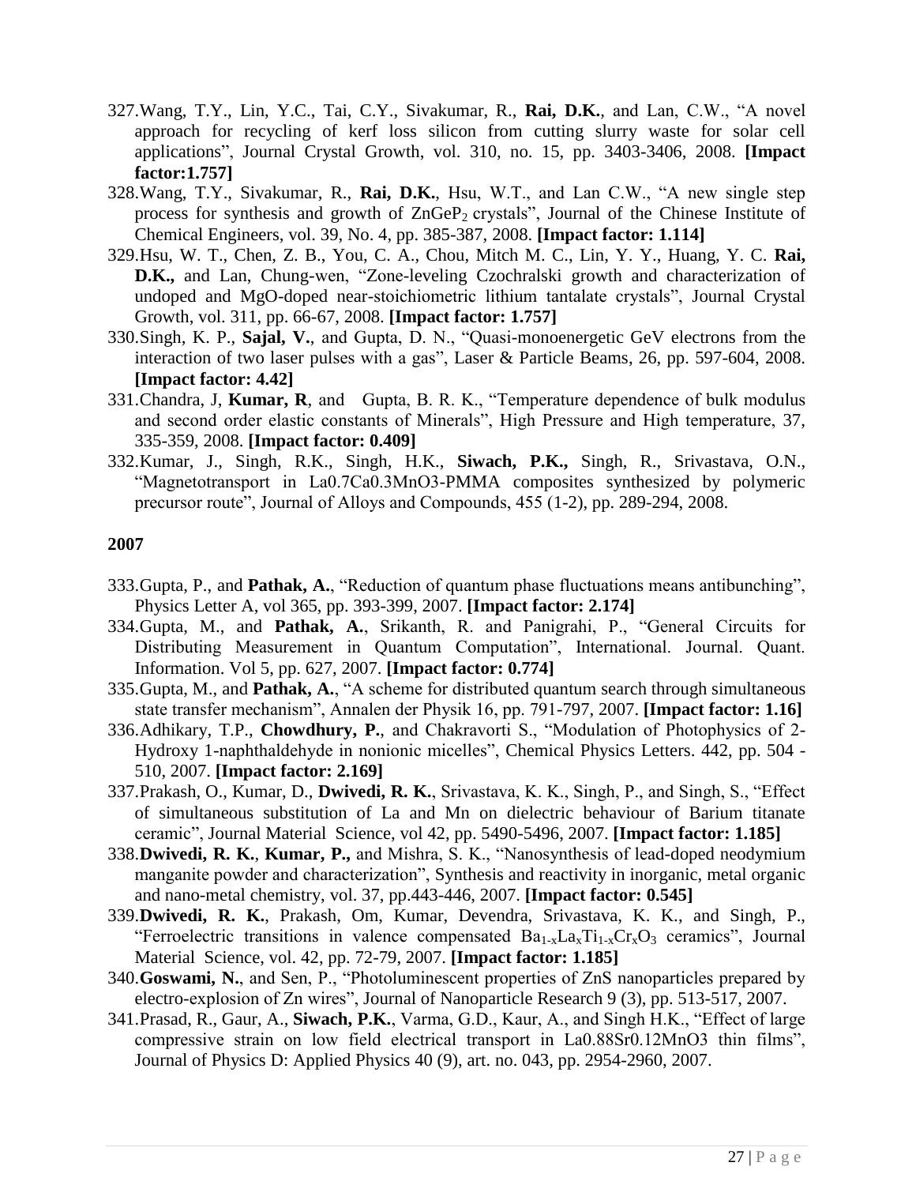327. Wang, T.Y., Lin, Y.C., Tai, C.Y., Sivakumar, R., **Rai, D.K.**, and Lan, C.W., "A novel approach for recycling of kerf loss silicon from cutting slurry waste for solar cell applications", Journal Crystal Growth, vol. 310, no. 15, pp. 3403-3406, 2008. **[Impact factor:1.757]**
328. Wang, T.Y., Sivakumar, R., **Rai, D.K.**, Hsu, W.T., and Lan C.W., "A new single step process for synthesis and growth of $ZnGeP_2$ crystals", Journal of the Chinese Institute of Chemical Engineers, vol. 39, No. 4, pp. 385-387, 2008. **[Impact factor: 1.114]**
329. Hsu, W. T., Chen, Z. B., You, C. A., Chou, Mitch M. C., Lin, Y. Y., Huang, Y. C. **Rai, D.K.,** and Lan, Chung-wen, "Zone-leveling Czochralski growth and characterization of undoped and MgO-doped near-stoichiometric lithium tantalate crystals", Journal Crystal Growth, vol. 311, pp. 66-67, 2008. **[Impact factor: 1.757]**
330. Singh, K. P., **Sajal, V.**, and Gupta, D. N., "Quasi-monoenergetic GeV electrons from the interaction of two laser pulses with a gas", Laser & Particle Beams, 26, pp. 597-604, 2008. **[Impact factor: 4.42]**
331. Chandra, J, **Kumar, R**, and Gupta, B. R. K., "Temperature dependence of bulk modulus and second order elastic constants of Minerals", High Pressure and High temperature, 37, 335-359, 2008. **[Impact factor: 0.409]**
332. Kumar, J., Singh, R.K., Singh, H.K., **Siwach, P.K.,** Singh, R., Srivastava, O.N., "Magnetotransport in La0.7Ca0.3MnO3-PMMA composites synthesized by polymeric precursor route", Journal of Alloys and Compounds, 455 (1-2), pp. 289-294, 2008.

**2007**

333. Gupta, P., and **Pathak, A.**, "Reduction of quantum phase fluctuations means antibunching", Physics Letter A, vol 365, pp. 393-399, 2007. **[Impact factor: 2.174]**
334. Gupta, M., and **Pathak, A.**, Srikanth, R. and Panigrahi, P., "General Circuits for Distributing Measurement in Quantum Computation", International. Journal. Quant. Information. Vol 5, pp. 627, 2007. **[Impact factor: 0.774]**
335. Gupta, M., and **Pathak, A.**, "A scheme for distributed quantum search through simultaneous state transfer mechanism", Annalen der Physik 16, pp. 791-797, 2007. **[Impact factor: 1.16]**
336. Adhikary, T.P., **Chowdhury, P.**, and Chakravorti S., "Modulation of Photophysics of 2-Hydroxy 1-naphthaldehyde in nonionic micelles", Chemical Physics Letters. 442, pp. 504 - 510, 2007. **[Impact factor: 2.169]**
337. Prakash, O., Kumar, D., **Dwivedi, R. K.**, Srivastava, K. K., Singh, P., and Singh, S., "Effect of simultaneous substitution of La and Mn on dielectric behaviour of Barium titanate ceramic", Journal Material Science, vol 42, pp. 5490-5496, 2007. **[Impact factor: 1.185]**
338. **Dwivedi, R. K.**, **Kumar, P.,** and Mishra, S. K., "Nanosynthesis of lead-doped neodymium manganite powder and characterization", Synthesis and reactivity in inorganic, metal organic and nano-metal chemistry, vol. 37, pp.443-446, 2007. **[Impact factor: 0.545]**
339. **Dwivedi, R. K.**, Prakash, Om, Kumar, Devendra, Srivastava, K. K., and Singh, P., "Ferroelectric transitions in valence compensated $Ba_{1-x}La_xTi_{1-x}Cr_xO_3$ ceramics", Journal Material Science, vol. 42, pp. 72-79, 2007. **[Impact factor: 1.185]**
340. **Goswami, N.**, and Sen, P., "Photoluminescent properties of ZnS nanoparticles prepared by electro-explosion of Zn wires", Journal of Nanoparticle Research 9 (3), pp. 513-517, 2007.
341. Prasad, R., Gaur, A., **Siwach, P.K.**, Varma, G.D., Kaur, A., and Singh H.K., "Effect of large compressive strain on low field electrical transport in La0.88Sr0.12MnO3 thin films", Journal of Physics D: Applied Physics 40 (9), art. no. 043, pp. 2954-2960, 2007.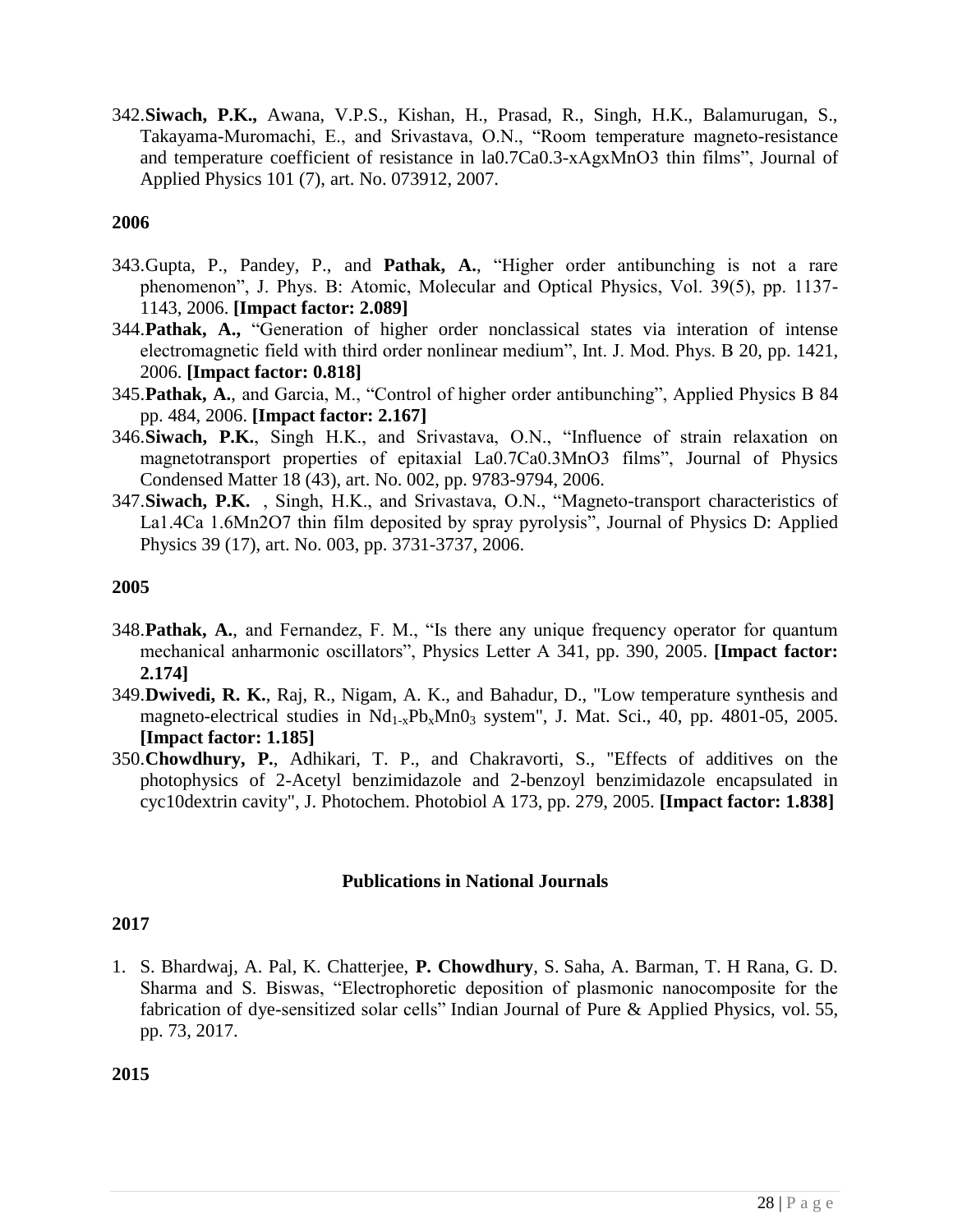342. **Siwach, P.K.,** Awana, V.P.S., Kishan, H., Prasad, R., Singh, H.K., Balamurugan, S., Takayama-Muromachi, E., and Srivastava, O.N., "Room temperature magneto-resistance and temperature coefficient of resistance in la0.7Ca0.3-xAgxMnO3 thin films", Journal of Applied Physics 101 (7), art. No. 073912, 2007.

**2006**

343. Gupta, P., Pandey, P., and **Pathak, A.**, "Higher order antibunching is not a rare phenomenon", J. Phys. B: Atomic, Molecular and Optical Physics, Vol. 39(5), pp. 1137-1143, 2006. **[Impact factor: 2.089]**
344. **Pathak, A.,** "Generation of higher order nonclassical states via interation of intense electromagnetic field with third order nonlinear medium", Int. J. Mod. Phys. B 20, pp. 1421, 2006. **[Impact factor: 0.818]**
345. **Pathak, A.**, and Garcia, M., "Control of higher order antibunching", Applied Physics B 84 pp. 484, 2006. **[Impact factor: 2.167]**
346. **Siwach, P.K.**, Singh H.K., and Srivastava, O.N., "Influence of strain relaxation on magnetotransport properties of epitaxial La0.7Ca0.3MnO3 films", Journal of Physics Condensed Matter 18 (43), art. No. 002, pp. 9783-9794, 2006.
347. **Siwach, P.K.** , Singh, H.K., and Srivastava, O.N., "Magneto-transport characteristics of La1.4Ca 1.6Mn2O7 thin film deposited by spray pyrolysis", Journal of Physics D: Applied Physics 39 (17), art. No. 003, pp. 3731-3737, 2006.

**2005**

348. **Pathak, A.**, and Fernandez, F. M., "Is there any unique frequency operator for quantum mechanical anharmonic oscillators", Physics Letter A 341, pp. 390, 2005. **[Impact factor: 2.174]**
349. **Dwivedi, R. K.**, Raj, R., Nigam, A. K., and Bahadur, D., "Low temperature synthesis and magneto-electrical studies in $Nd_{1-x}Pb_xMn0_3$ system", J. Mat. Sci., 40, pp. 4801-05, 2005. **[Impact factor: 1.185]**
350. **Chowdhury, P.**, Adhikari, T. P., and Chakravorti, S., "Effects of additives on the photophysics of 2-Acetyl benzimidazole and 2-benzoyl benzimidazole encapsulated in cyc10dextrin cavity", J. Photochem. Photobiol A 173, pp. 279, 2005. **[Impact factor: 1.838]**

## Publications in National Journals

**2017**

1. S. Bhardwaj, A. Pal, K. Chatterjee, **P. Chowdhury**, S. Saha, A. Barman, T. H Rana, G. D. Sharma and S. Biswas, "Electrophoretic deposition of plasmonic nanocomposite for the fabrication of dye-sensitized solar cells" Indian Journal of Pure & Applied Physics, vol. 55, pp. 73, 2017.

**2015**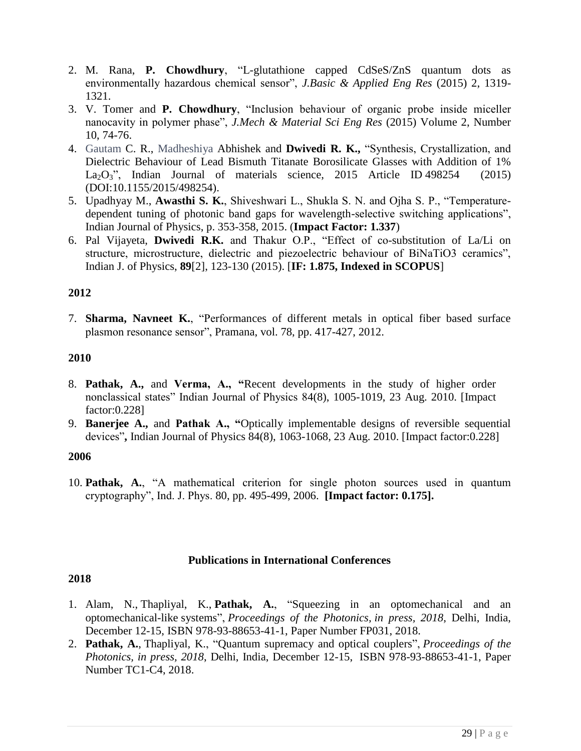2. M. Rana, **P. Chowdhury**, "L-glutathione capped CdSeS/ZnS quantum dots as environmentally hazardous chemical sensor", *J.Basic & Applied Eng Res* (2015) 2, 1319-1321.
3. V. Tomer and **P. Chowdhury**, "Inclusion behaviour of organic probe inside miceller nanocavity in polymer phase", *J.Mech & Material Sci Eng Res* (2015) Volume 2, Number 10, 74-76.
4. Gautam C. R., Madheshiya Abhishek and **Dwivedi R. K.,** "Synthesis, Crystallization, and Dielectric Behaviour of Lead Bismuth Titanate Borosilicate Glasses with Addition of 1% $La_2O_3$", Indian Journal of materials science, 2015 Article ID 498254 (2015) (DOI:10.1155/2015/498254).
5. Upadhyay M., **Awasthi S. K.**, Shiveshwari L., Shukla S. N. and Ojha S. P., "Temperature-dependent tuning of photonic band gaps for wavelength-selective switching applications", Indian Journal of Physics, p. 353-358, 2015. (**Impact Factor: 1.337**)
6. Pal Vijayeta, **Dwivedi R.K.** and Thakur O.P., "Effect of co-substitution of La/Li on structure, microstructure, dielectric and piezoelectric behaviour of BiNaTiO3 ceramics", Indian J. of Physics, **89**[2], 123-130 (2015). [**IF: 1.875, Indexed in SCOPUS**]

**2012**

7. **Sharma, Navneet K.**, "Performances of different metals in optical fiber based surface plasmon resonance sensor", Pramana, vol. 78, pp. 417-427, 2012.

**2010**

8. **Pathak, A.,** and **Verma, A., "**Recent developments in the study of higher order nonclassical states" Indian Journal of Physics 84(8), 1005-1019, 23 Aug. 2010. [Impact factor:0.228]
9. **Banerjee A.,** and **Pathak A., "**Optically implementable designs of reversible sequential devices"**,** Indian Journal of Physics 84(8), 1063-1068, 23 Aug. 2010. [Impact factor:0.228]

**2006**

10. **Pathak, A.**, "A mathematical criterion for single photon sources used in quantum cryptography", Ind. J. Phys. 80, pp. 495-499, 2006. **[Impact factor: 0.175].**

## Publications in International Conferences

**2018**

1. Alam, N., Thapliyal, K., **Pathak, A.**, "Squeezing in an optomechanical and an optomechanical-like systems", *Proceedings of the Photonics, in press, 2018*, Delhi, India, December 12-15, ISBN 978-93-88653-41-1, Paper Number FP031, 2018.
2. **Pathak, A.**, Thapliyal, K., "Quantum supremacy and optical couplers", *Proceedings of the Photonics, in press, 2018*, Delhi, India, December 12-15, ISBN 978-93-88653-41-1, Paper Number TC1-C4, 2018.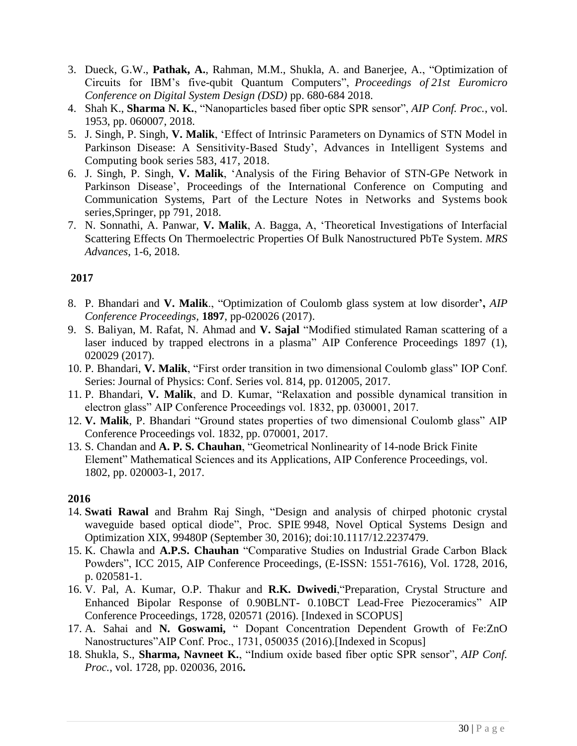3. Dueck, G.W., **Pathak, A.**, Rahman, M.M., Shukla, A. and Banerjee, A., "Optimization of Circuits for IBM's five-qubit Quantum Computers", *Proceedings of 21st Euromicro Conference on Digital System Design (DSD)* pp. 680-684 2018.
4. Shah K., **Sharma N. K.**, "Nanoparticles based fiber optic SPR sensor", *AIP Conf. Proc.*, vol. 1953, pp. 060007, 2018.
5. J. Singh, P. Singh, **V. Malik**, 'Effect of Intrinsic Parameters on Dynamics of STN Model in Parkinson Disease: A Sensitivity-Based Study', Advances in Intelligent Systems and Computing book series 583, 417, 2018.
6. J. Singh, P. Singh, **V. Malik**, 'Analysis of the Firing Behavior of STN-GPe Network in Parkinson Disease', Proceedings of the International Conference on Computing and Communication Systems, Part of the Lecture Notes in Networks and Systems book series,Springer, pp 791, 2018.
7. N. Sonnathi, A. Panwar, **V. Malik**, A. Bagga, A, 'Theoretical Investigations of Interfacial Scattering Effects On Thermoelectric Properties Of Bulk Nanostructured PbTe System. *MRS Advances*, 1-6, 2018.

**2017**

8. P. Bhandari and **V. Malik**., "Optimization of Coulomb glass system at low disorder**'**, *AIP Conference Proceedings*, **1897**, pp-020026 (2017).
9. S. Baliyan, M. Rafat, N. Ahmad and **V. Sajal** "Modified stimulated Raman scattering of a laser induced by trapped electrons in a plasma" AIP Conference Proceedings 1897 (1), 020029 (2017).
10. P. Bhandari, **V. Malik**, "First order transition in two dimensional Coulomb glass" IOP Conf. Series: Journal of Physics: Conf. Series vol. 814, pp. 012005, 2017.
11. P. Bhandari, **V. Malik**, and D. Kumar, "Relaxation and possible dynamical transition in electron glass" AIP Conference Proceedings vol. 1832, pp. 030001, 2017.
12. **V. Malik**, P. Bhandari "Ground states properties of two dimensional Coulomb glass" AIP Conference Proceedings vol. 1832, pp. 070001, 2017.
13. S. Chandan and **A. P. S. Chauhan**, "Geometrical Nonlinearity of 14-node Brick Finite Element" Mathematical Sciences and its Applications, AIP Conference Proceedings, vol. 1802, pp. 020003-1, 2017.

**2016**

14. **Swati Rawal** and Brahm Raj Singh, "Design and analysis of chirped photonic crystal waveguide based optical diode", Proc. SPIE 9948, Novel Optical Systems Design and Optimization XIX, 99480P (September 30, 2016); doi:10.1117/12.2237479.
15. K. Chawla and **A.P.S. Chauhan** "Comparative Studies on Industrial Grade Carbon Black Powders", ICC 2015, AIP Conference Proceedings, (E-ISSN: 1551-7616), Vol. 1728, 2016, p. 020581-1.
16. V. Pal, A. Kumar, O.P. Thakur and **R.K. Dwivedi**,"Preparation, Crystal Structure and Enhanced Bipolar Response of 0.90BLNT- 0.10BCT Lead-Free Piezoceramics" AIP Conference Proceedings, 1728, 020571 (2016). [Indexed in SCOPUS]
17. A. Sahai and **N. Goswami,** " Dopant Concentration Dependent Growth of Fe:ZnO Nanostructures"AIP Conf. Proc., 1731, 050035 (2016).[Indexed in Scopus]
18. Shukla, S., **Sharma, Navneet K.**, "Indium oxide based fiber optic SPR sensor", *AIP Conf. Proc.*, vol. 1728, pp. 020036, 2016**.**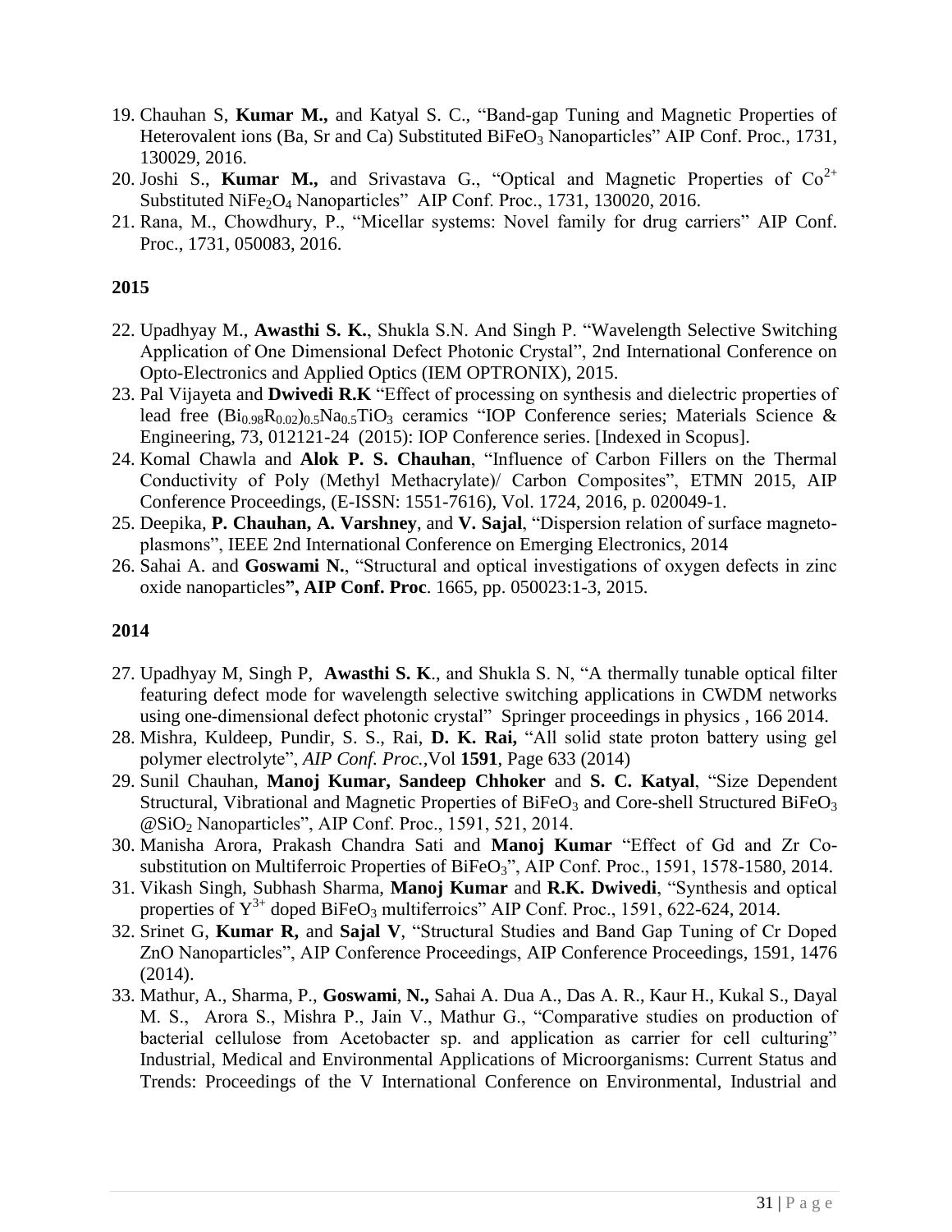19. Chauhan S, **Kumar M.,** and Katyal S. C., “Band-gap Tuning and Magnetic Properties of Heterovalent ions (Ba, Sr and Ca) Substituted $BiFeO_3$ Nanoparticles” AIP Conf. Proc., 1731, 130029, 2016.
20. Joshi S., **Kumar M.,** and Srivastava G., “Optical and Magnetic Properties of $Co^{2+}$ Substituted $NiFe_2O_4$ Nanoparticles” AIP Conf. Proc., 1731, 130020, 2016.
21. Rana, M., Chowdhury, P., “Micellar systems: Novel family for drug carriers” AIP Conf. Proc., 1731, 050083, 2016.

**2015**

22. Upadhyay M., **Awasthi S. K.**, Shukla S.N. And Singh P. “Wavelength Selective Switching Application of One Dimensional Defect Photonic Crystal”, 2nd International Conference on Opto-Electronics and Applied Optics (IEM OPTRONIX), 2015.
23. Pal Vijayeta and **Dwivedi R.K** “Effect of processing on synthesis and dielectric properties of lead free $(Bi_{0.98}R_{0.02})_{0.5}Na_{0.5}TiO_3$ ceramics “IOP Conference series; Materials Science & Engineering, 73, 012121-24 (2015): IOP Conference series. [Indexed in Scopus].
24. Komal Chawla and **Alok P. S. Chauhan**, “Influence of Carbon Fillers on the Thermal Conductivity of Poly (Methyl Methacrylate)/ Carbon Composites”, ETMN 2015, AIP Conference Proceedings, (E-ISSN: 1551-7616), Vol. 1724, 2016, p. 020049-1.
25. Deepika, **P. Chauhan, A. Varshney**, and **V. Sajal**, “Dispersion relation of surface magneto-plasmons”, IEEE 2nd International Conference on Emerging Electronics, 2014
26. Sahai A. and **Goswami N.**, “Structural and optical investigations of oxygen defects in zinc oxide nanoparticles**”, AIP Conf. Proc**. 1665, pp. 050023:1-3, 2015.

**2014**

27. Upadhyay M, Singh P, **Awasthi S. K**., and Shukla S. N, “A thermally tunable optical filter featuring defect mode for wavelength selective switching applications in CWDM networks using one-dimensional defect photonic crystal” Springer proceedings in physics , 166 2014.
28. Mishra, Kuldeep, Pundir, S. S., Rai, **D. K. Rai,** “All solid state proton battery using gel polymer electrolyte”, *AIP Conf. Proc.,*Vol **1591**, Page 633 (2014)
29. Sunil Chauhan, **Manoj Kumar, Sandeep Chhoker** and **S. C. Katyal**, “Size Dependent Structural, Vibrational and Magnetic Properties of $BiFeO_3$ and Core-shell Structured $BiFeO_3$ @$SiO_2$ Nanoparticles”, AIP Conf. Proc., 1591, 521, 2014.
30. Manisha Arora, Prakash Chandra Sati and **Manoj Kumar** “Effect of Gd and Zr Co-substitution on Multiferroic Properties of $BiFeO_3$”, AIP Conf. Proc., 1591, 1578-1580, 2014.
31. Vikash Singh, Subhash Sharma, **Manoj Kumar** and **R.K. Dwivedi**, “Synthesis and optical properties of $Y^{3+}$ doped $BiFeO_3$ multiferroics” AIP Conf. Proc., 1591, 622-624, 2014.
32. Srinet G, **Kumar R,** and **Sajal V**, “Structural Studies and Band Gap Tuning of Cr Doped ZnO Nanoparticles”, AIP Conference Proceedings, AIP Conference Proceedings, 1591, 1476 (2014).
33. Mathur, A., Sharma, P., **Goswami**, **N.,** Sahai A. Dua A., Das A. R., Kaur H., Kukal S., Dayal M. S., Arora S., Mishra P., Jain V., Mathur G., “Comparative studies on production of bacterial cellulose from Acetobacter sp. and application as carrier for cell culturing” Industrial, Medical and Environmental Applications of Microorganisms: Current Status and Trends: Proceedings of the V International Conference on Environmental, Industrial and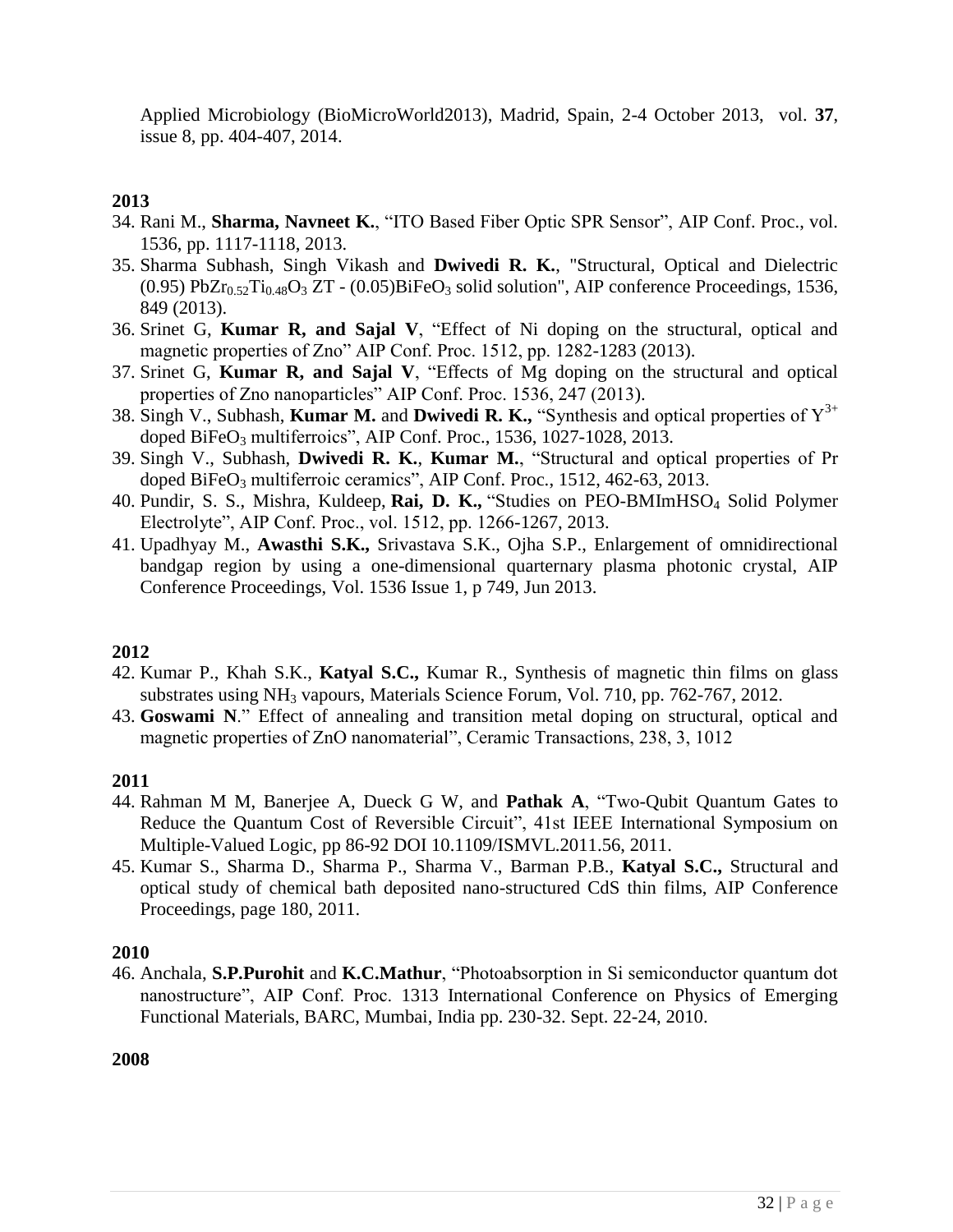Applied Microbiology (BioMicroWorld2013), Madrid, Spain, 2-4 October 2013, vol. **37**, issue 8, pp. 404-407, 2014.

**2013**

34. Rani M., **Sharma, Navneet K.**, "ITO Based Fiber Optic SPR Sensor", AIP Conf. Proc., vol. 1536, pp. 1117-1118, 2013.
35. Sharma Subhash, Singh Vikash and **Dwivedi R. K.**, "Structural, Optical and Dielectric (0.95) $PbZr_{0.52}Ti_{0.48}O_3$ ZT - (0.05)$BiFeO_3$ solid solution", AIP conference Proceedings, 1536, 849 (2013).
36. Srinet G, **Kumar R, and Sajal V**, "Effect of Ni doping on the structural, optical and magnetic properties of Zno" AIP Conf. Proc. 1512, pp. 1282-1283 (2013).
37. Srinet G, **Kumar R, and Sajal V**, "Effects of Mg doping on the structural and optical properties of Zno nanoparticles" AIP Conf. Proc. 1536, 247 (2013).
38. Singh V., Subhash, **Kumar M.** and **Dwivedi R. K.,** "Synthesis and optical properties of $Y^{3+}$ doped $BiFeO_3$ multiferroics", AIP Conf. Proc., 1536, 1027-1028, 2013.
39. Singh V., Subhash, **Dwivedi R. K.**, **Kumar M.**, "Structural and optical properties of Pr doped $BiFeO_3$ multiferroic ceramics", AIP Conf. Proc., 1512, 462-63, 2013.
40. Pundir, S. S., Mishra, Kuldeep, **Rai, D. K.,** "Studies on PEO-$BMImHSO_4$ Solid Polymer Electrolyte", AIP Conf. Proc., vol. 1512, pp. 1266-1267, 2013.
41. Upadhyay M., **Awasthi S.K.,** Srivastava S.K., Ojha S.P., Enlargement of omnidirectional bandgap region by using a one-dimensional quarternary plasma photonic crystal, AIP Conference Proceedings, Vol. 1536 Issue 1, p 749, Jun 2013.

**2012**

42. Kumar P., Khah S.K., **Katyal S.C.,** Kumar R., Synthesis of magnetic thin films on glass substrates using $NH_3$ vapours, Materials Science Forum, Vol. 710, pp. 762-767, 2012.
43. **Goswami N**." Effect of annealing and transition metal doping on structural, optical and magnetic properties of ZnO nanomaterial", Ceramic Transactions, 238, 3, 1012

**2011**

44. Rahman M M, Banerjee A, Dueck G W, and **Pathak A**, "Two-Qubit Quantum Gates to Reduce the Quantum Cost of Reversible Circuit", 41st IEEE International Symposium on Multiple-Valued Logic, pp 86-92 DOI 10.1109/ISMVL.2011.56, 2011.
45. Kumar S., Sharma D., Sharma P., Sharma V., Barman P.B., **Katyal S.C.,** Structural and optical study of chemical bath deposited nano-structured CdS thin films, AIP Conference Proceedings, page 180, 2011.

**2010**

46. Anchala, **S.P.Purohit** and **K.C.Mathur**, "Photoabsorption in Si semiconductor quantum dot nanostructure", AIP Conf. Proc. 1313 International Conference on Physics of Emerging Functional Materials, BARC, Mumbai, India pp. 230-32. Sept. 22-24, 2010.

**2008**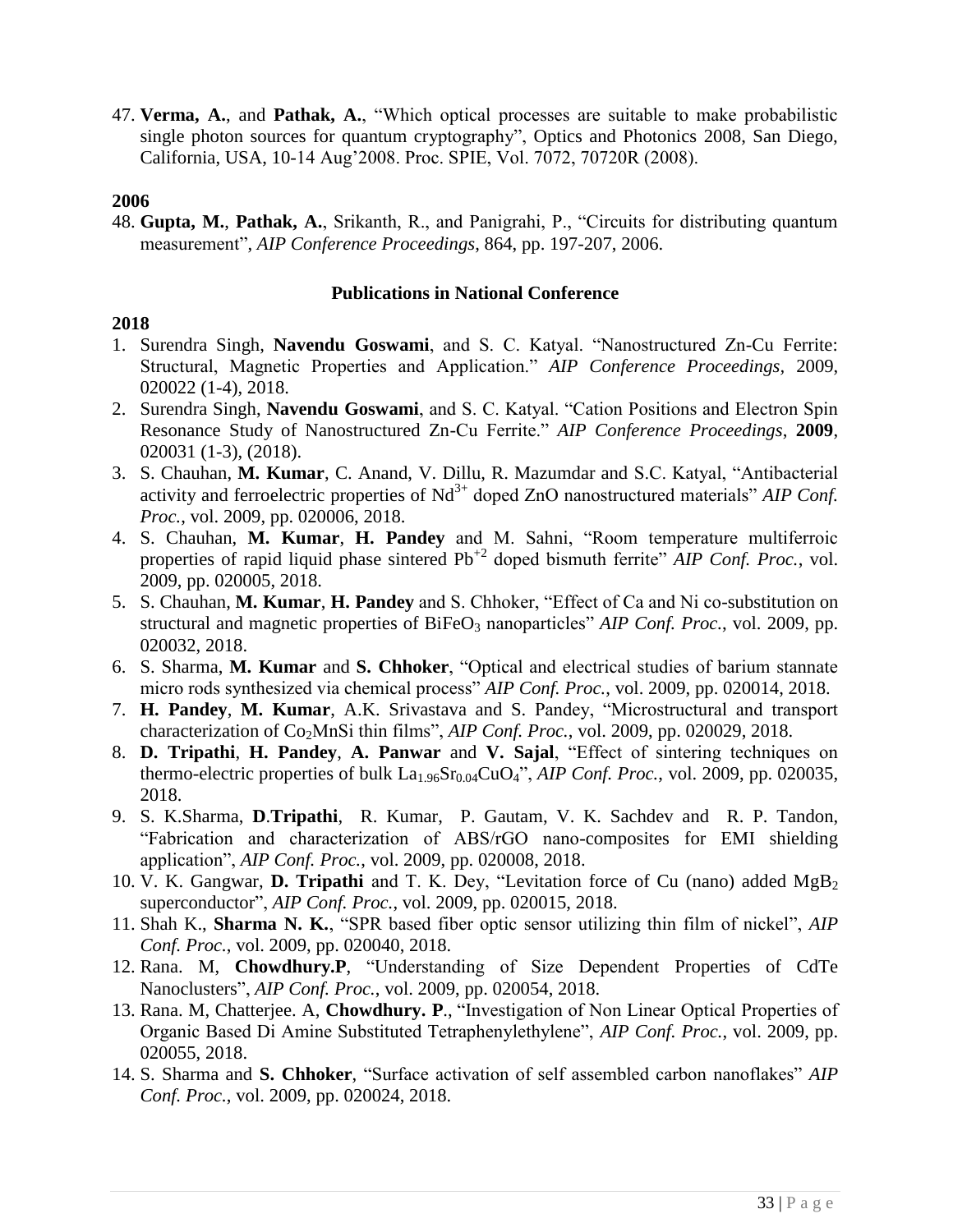47. **Verma, A.**, and **Pathak, A.**, "Which optical processes are suitable to make probabilistic single photon sources for quantum cryptography", Optics and Photonics 2008, San Diego, California, USA, 10-14 Aug'2008. Proc. SPIE, Vol. 7072, 70720R (2008).

**2006**

48. **Gupta, M.**, **Pathak, A.**, Srikanth, R., and Panigrahi, P., "Circuits for distributing quantum measurement", *AIP Conference Proceedings*, 864, pp. 197-207, 2006.

### Publications in National Conference

**2018**

1. Surendra Singh, **Navendu Goswami**, and S. C. Katyal. "Nanostructured Zn-Cu Ferrite: Structural, Magnetic Properties and Application." *AIP Conference Proceedings*, 2009, 020022 (1-4), 2018.
2. Surendra Singh, **Navendu Goswami**, and S. C. Katyal. "Cation Positions and Electron Spin Resonance Study of Nanostructured Zn-Cu Ferrite." *AIP Conference Proceedings*, **2009**, 020031 (1-3), (2018).
3. S. Chauhan, **M. Kumar**, C. Anand, V. Dillu, R. Mazumdar and S.C. Katyal, "Antibacterial activity and ferroelectric properties of $Nd^{3+}$ doped ZnO nanostructured materials" *AIP Conf. Proc.*, vol. 2009, pp. 020006, 2018.
4. S. Chauhan, **M. Kumar**, **H. Pandey** and M. Sahni, "Room temperature multiferroic properties of rapid liquid phase sintered $Pb^{+2}$ doped bismuth ferrite" *AIP Conf. Proc.*, vol. 2009, pp. 020005, 2018.
5. S. Chauhan, **M. Kumar**, **H. Pandey** and S. Chhoker, "Effect of Ca and Ni co-substitution on structural and magnetic properties of $BiFeO_3$ nanoparticles" *AIP Conf. Proc.*, vol. 2009, pp. 020032, 2018.
6. S. Sharma, **M. Kumar** and **S. Chhoker**, "Optical and electrical studies of barium stannate micro rods synthesized via chemical process" *AIP Conf. Proc.*, vol. 2009, pp. 020014, 2018.
7. **H. Pandey**, **M. Kumar**, A.K. Srivastava and S. Pandey, "Microstructural and transport characterization of $Co_2MnSi$ thin films", *AIP Conf. Proc.*, vol. 2009, pp. 020029, 2018.
8. **D. Tripathi**, **H. Pandey**, **A. Panwar** and **V. Sajal**, "Effect of sintering techniques on thermo-electric properties of bulk $La_{1.96}Sr_{0.04}CuO_4$", *AIP Conf. Proc.*, vol. 2009, pp. 020035, 2018.
9. S. K.Sharma, **D**.**Tripathi**, R. Kumar, P. Gautam, V. K. Sachdev and R. P. Tandon, "Fabrication and characterization of ABS/rGO nano-composites for EMI shielding application", *AIP Conf. Proc.*, vol. 2009, pp. 020008, 2018.
10. V. K. Gangwar, **D. Tripathi** and T. K. Dey, "Levitation force of Cu (nano) added $MgB_2$ superconductor", *AIP Conf. Proc.*, vol. 2009, pp. 020015, 2018.
11. Shah K., **Sharma N. K.**, "SPR based fiber optic sensor utilizing thin film of nickel", *AIP Conf. Proc.*, vol. 2009, pp. 020040, 2018.
12. Rana. M, **Chowdhury.P**, "Understanding of Size Dependent Properties of CdTe Nanoclusters", *AIP Conf. Proc.*, vol. 2009, pp. 020054, 2018.
13. Rana. M, Chatterjee. A, **Chowdhury. P**., "Investigation of Non Linear Optical Properties of Organic Based Di Amine Substituted Tetraphenylethylene", *AIP Conf. Proc.*, vol. 2009, pp. 020055, 2018.
14. S. Sharma and **S. Chhoker**, "Surface activation of self assembled carbon nanoflakes" *AIP Conf. Proc.*, vol. 2009, pp. 020024, 2018.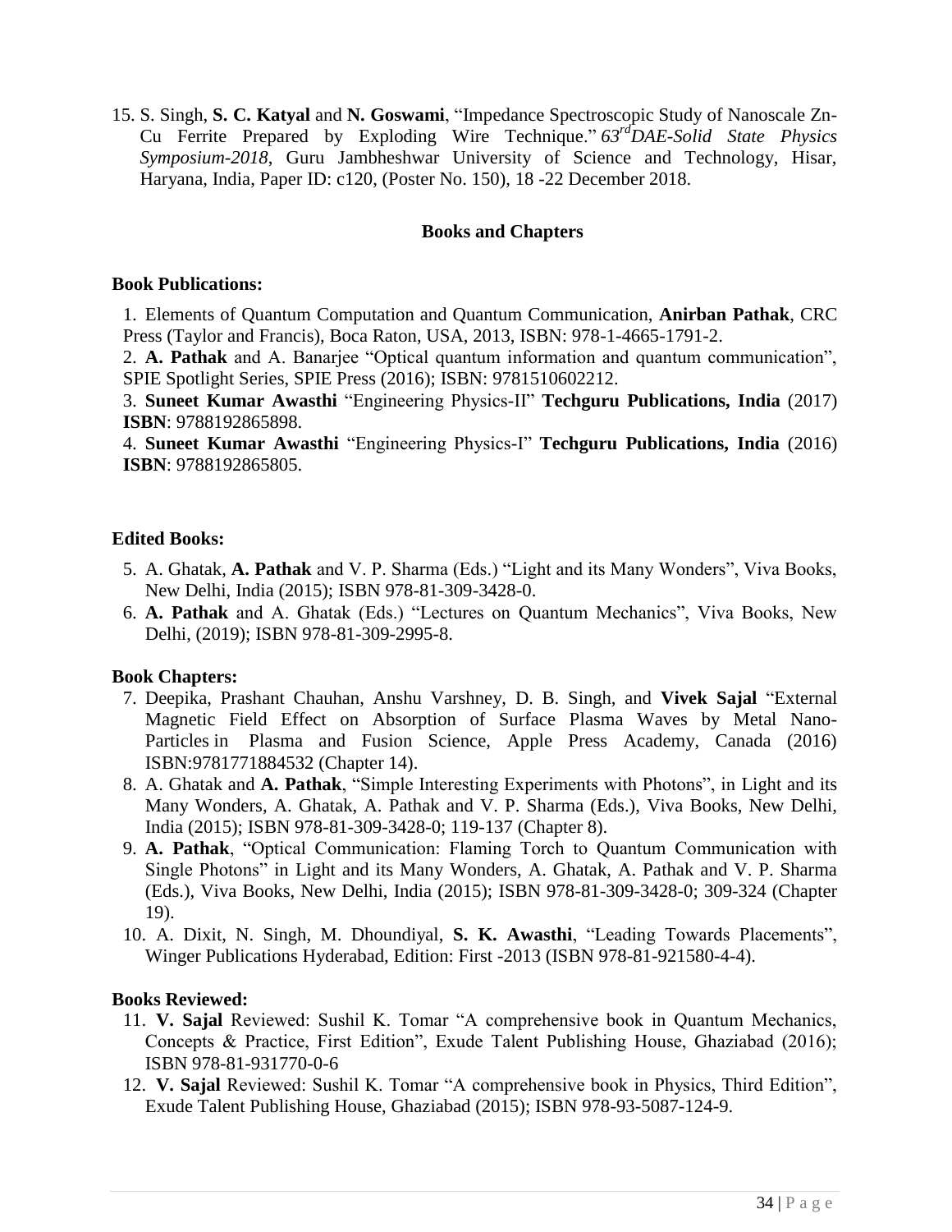15. S. Singh, **S. C. Katyal** and **N. Goswami**, "Impedance Spectroscopic Study of Nanoscale Zn-Cu Ferrite Prepared by Exploding Wire Technique." *63rd DAE-Solid State Physics Symposium-2018*, Guru Jambheshwar University of Science and Technology, Hisar, Haryana, India, Paper ID: c120, (Poster No. 150), 18 -22 December 2018.

## Books and Chapters

### Book Publications:

1. Elements of Quantum Computation and Quantum Communication, **Anirban Pathak**, CRC Press (Taylor and Francis), Boca Raton, USA, 2013, ISBN: 978-1-4665-1791-2.
2. **A. Pathak** and A. Banarjee "Optical quantum information and quantum communication", SPIE Spotlight Series, SPIE Press (2016); ISBN: 9781510602212.
3. **Suneet Kumar Awasthi** "Engineering Physics-II" **Techguru Publications, India** (2017) **ISBN**: 9788192865898.
4. **Suneet Kumar Awasthi** "Engineering Physics-I" **Techguru Publications, India** (2016) **ISBN**: 9788192865805.

### Edited Books:

5. A. Ghatak, **A. Pathak** and V. P. Sharma (Eds.) "Light and its Many Wonders", Viva Books, New Delhi, India (2015); ISBN 978-81-309-3428-0.
6. **A. Pathak** and A. Ghatak (Eds.) "Lectures on Quantum Mechanics", Viva Books, New Delhi, (2019); ISBN 978-81-309-2995-8.

### Book Chapters:

7. Deepika, Prashant Chauhan, Anshu Varshney, D. B. Singh, and **Vivek Sajal** "External Magnetic Field Effect on Absorption of Surface Plasma Waves by Metal Nano-Particles in Plasma and Fusion Science, Apple Press Academy, Canada (2016) ISBN:9781771884532 (Chapter 14).
8. A. Ghatak and **A. Pathak**, "Simple Interesting Experiments with Photons", in Light and its Many Wonders, A. Ghatak, A. Pathak and V. P. Sharma (Eds.), Viva Books, New Delhi, India (2015); ISBN 978-81-309-3428-0; 119-137 (Chapter 8).
9. **A. Pathak**, "Optical Communication: Flaming Torch to Quantum Communication with Single Photons" in Light and its Many Wonders, A. Ghatak, A. Pathak and V. P. Sharma (Eds.), Viva Books, New Delhi, India (2015); ISBN 978-81-309-3428-0; 309-324 (Chapter 19).
10. A. Dixit, N. Singh, M. Dhoundiyal, **S. K. Awasthi**, "Leading Towards Placements", Winger Publications Hyderabad, Edition: First -2013 (ISBN 978-81-921580-4-4).

### Books Reviewed:

11. **V. Sajal** Reviewed: Sushil K. Tomar "A comprehensive book in Quantum Mechanics, Concepts & Practice, First Edition", Exude Talent Publishing House, Ghaziabad (2016); ISBN 978-81-931770-0-6
12. **V. Sajal** Reviewed: Sushil K. Tomar "A comprehensive book in Physics, Third Edition", Exude Talent Publishing House, Ghaziabad (2015); ISBN 978-93-5087-124-9.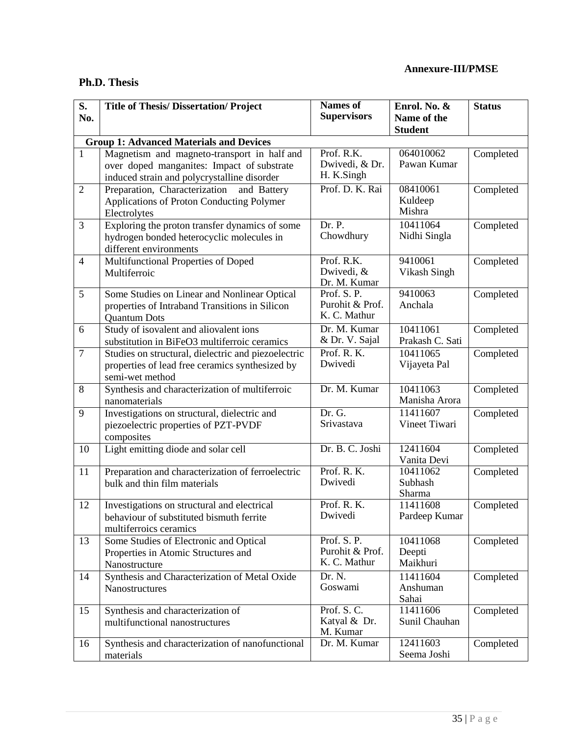**Annexure-III/PMSE**

## Ph.D. Thesis

| S. No. | Title of Thesis/ Dissertation/ Project | Names of Supervisors | Enrol. No. & Name of the Student | Status |
|---|---|---|---|---|
| **Group 1: Advanced Materials and Devices** | | | | |
| 1 | Magnetism and magneto-transport in half and over doped manganites: Impact of substrate induced strain and polycrystalline disorder | Prof. R.K. Dwivedi, & Dr. H. K.Singh | 064010062 Pawan Kumar | Completed |
| 2 | Preparation, Characterization and Battery Applications of Proton Conducting Polymer Electrolytes | Prof. D. K. Rai | 08410061 Kuldeep Mishra | Completed |
| 3 | Exploring the proton transfer dynamics of some hydrogen bonded heterocyclic molecules in different environments | Dr. P. Chowdhury | 10411064 Nidhi Singla | Completed |
| 4 | Multifunctional Properties of Doped Multiferroic | Prof. R.K. Dwivedi, & Dr. M. Kumar | 9410061 Vikash Singh | Completed |
| 5 | Some Studies on Linear and Nonlinear Optical properties of Intraband Transitions in Silicon Quantum Dots | Prof. S. P. Purohit & Prof. K. C. Mathur | 9410063 Anchala | Completed |
| 6 | Study of isovalent and aliovalent ions substitution in $BiFeO_3$ multiferroic ceramics | Dr. M. Kumar & Dr. V. Sajal | 10411061 Prakash C. Sati | Completed |
| 7 | Studies on structural, dielectric and piezoelectric properties of lead free ceramics synthesized by semi-wet method | Prof. R. K. Dwivedi | 10411065 Vijayeta Pal | Completed |
| 8 | Synthesis and characterization of multiferroic nanomaterials | Dr. M. Kumar | 10411063 Manisha Arora | Completed |
| 9 | Investigations on structural, dielectric and piezoelectric properties of PZT-PVDF composites | Dr. G. Srivastava | 11411607 Vineet Tiwari | Completed |
| 10 | Light emitting diode and solar cell | Dr. B. C. Joshi | 12411604 Vanita Devi | Completed |
| 11 | Preparation and characterization of ferroelectric bulk and thin film materials | Prof. R. K. Dwivedi | 10411062 Subhash Sharma | Completed |
| 12 | Investigations on structural and electrical behaviour of substituted bismuth ferrite multiferroics ceramics | Prof. R. K. Dwivedi | 11411608 Pardeep Kumar | Completed |
| 13 | Some Studies of Electronic and Optical Properties in Atomic Structures and Nanostructure | Prof. S. P. Purohit & Prof. K. C. Mathur | 10411068 Deepti Maikhuri | Completed |
| 14 | Synthesis and Characterization of Metal Oxide Nanostructures | Dr. N. Goswami | 11411604 Anshuman Sahai | Completed |
| 15 | Synthesis and characterization of multifunctional nanostructures | Prof. S. C. Katyal & Dr. M. Kumar | 11411606 Sunil Chauhan | Completed |
| 16 | Synthesis and characterization of nanofunctional materials | Dr. M. Kumar | 12411603 Seema Joshi | Completed |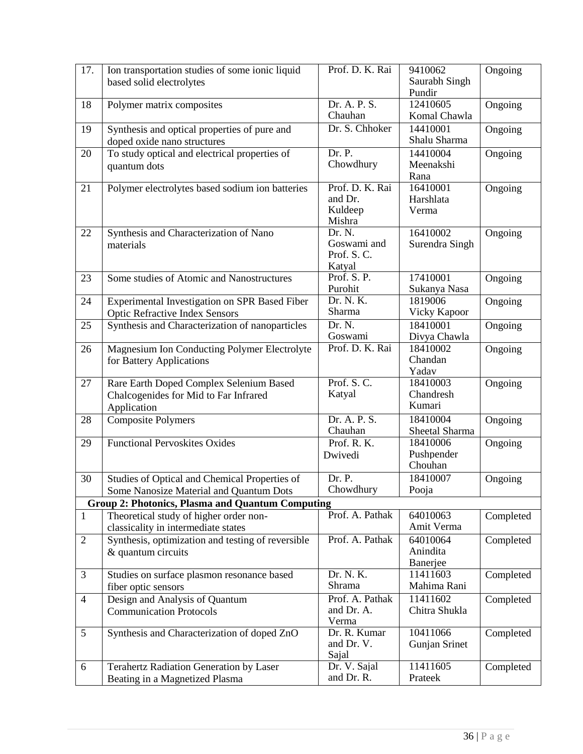| | | | | |
|---|---|---|---|---|
| 17. | Ion transportation studies of some ionic liquid based solid electrolytes | Prof. D. K. Rai | 9410062 Saurabh Singh Pundir | Ongoing |
| 18 | Polymer matrix composites | Dr. A. P. S. Chauhan | 12410605 Komal Chawla | Ongoing |
| 19 | Synthesis and optical properties of pure and doped oxide nano structures | Dr. S. Chhoker | 14410001 Shalu Sharma | Ongoing |
| 20 | To study optical and electrical properties of quantum dots | Dr. P. Chowdhury | 14410004 Meenakshi Rana | Ongoing |
| 21 | Polymer electrolytes based sodium ion batteries | Prof. D. K. Rai and Dr. Kuldeep Mishra | 16410001 Harshlata Verma | Ongoing |
| 22 | Synthesis and Characterization of Nano materials | Dr. N. Goswami and Prof. S. C. Katyal | 16410002 Surendra Singh | Ongoing |
| 23 | Some studies of Atomic and Nanostructures | Prof. S. P. Purohit | 17410001 Sukanya Nasa | Ongoing |
| 24 | Experimental Investigation on SPR Based Fiber Optic Refractive Index Sensors | Dr. N. K. Sharma | 1819006 Vicky Kapoor | Ongoing |
| 25 | Synthesis and Characterization of nanoparticles | Dr. N. Goswami | 18410001 Divya Chawla | Ongoing |
| 26 | Magnesium Ion Conducting Polymer Electrolyte for Battery Applications | Prof. D. K. Rai | 18410002 Chandan Yadav | Ongoing |
| 27 | Rare Earth Doped Complex Selenium Based Chalcogenides for Mid to Far Infrared Application | Prof. S. C. Katyal | 18410003 Chandresh Kumari | Ongoing |
| 28 | Composite Polymers | Dr. A. P. S. Chauhan | 18410004 Sheetal Sharma | Ongoing |
| 29 | Functional Pervoskites Oxides | Prof. R. K. Dwivedi | 18410006 Pushpender Chouhan | Ongoing |
| 30 | Studies of Optical and Chemical Properties of Some Nanosize Material and Quantum Dots | Dr. P. Chowdhury | 18410007 Pooja | Ongoing |
| **Group 2: Photonics, Plasma and Quantum Computing** | | | | |
| 1 | Theoretical study of higher order non-classicality in intermediate states | Prof. A. Pathak | 64010063 Amit Verma | Completed |
| 2 | Synthesis, optimization and testing of reversible & quantum circuits | Prof. A. Pathak | 64010064 Anindita Banerjee | Completed |
| 3 | Studies on surface plasmon resonance based fiber optic sensors | Dr. N. K. Shrama | 11411603 Mahima Rani | Completed |
| 4 | Design and Analysis of Quantum Communication Protocols | Prof. A. Pathak and Dr. A. Verma | 11411602 Chitra Shukla | Completed |
| 5 | Synthesis and Characterization of doped ZnO | Dr. R. Kumar and Dr. V. Sajal | 10411066 Gunjan Srinet | Completed |
| 6 | Terahertz Radiation Generation by Laser Beating in a Magnetized Plasma | Dr. V. Sajal and Dr. R. | 11411605 Prateek | Completed |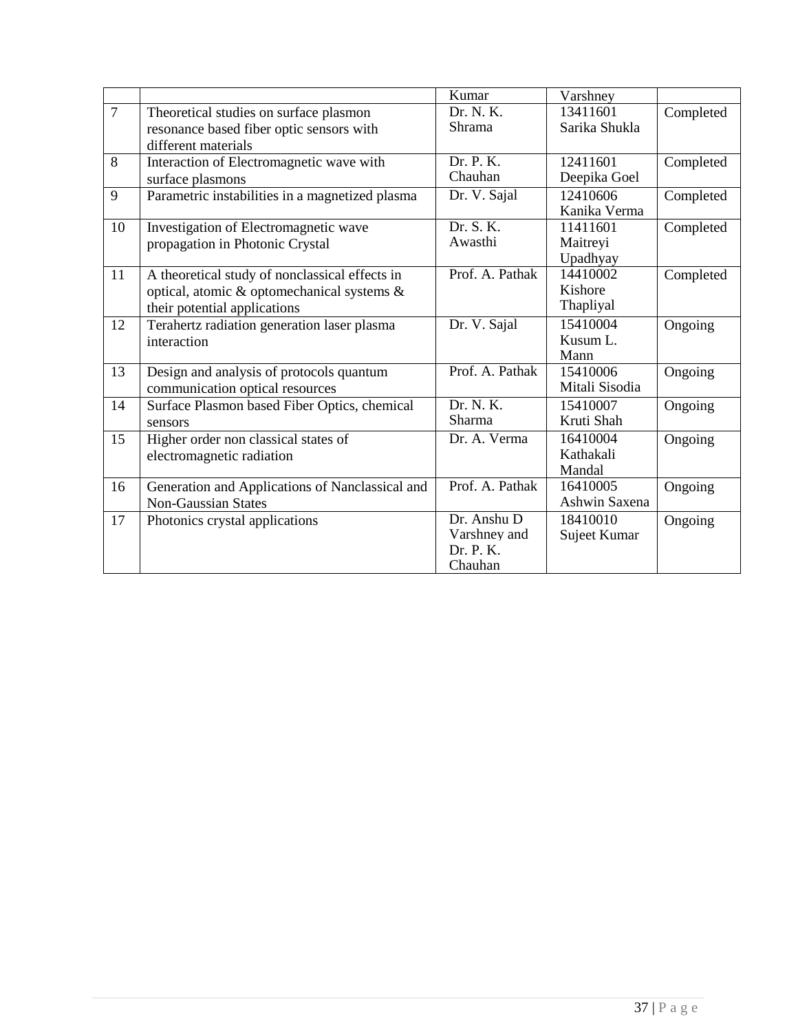| | | Kumar | Varshney | |
|---|---|---|---|---|
| 7 | Theoretical studies on surface plasmon resonance based fiber optic sensors with different materials | Dr. N. K. Shrama | 13411601 Sarika Shukla | Completed |
| 8 | Interaction of Electromagnetic wave with surface plasmons | Dr. P. K. Chauhan | 12411601 Deepika Goel | Completed |
| 9 | Parametric instabilities in a magnetized plasma | Dr. V. Sajal | 12410606 Kanika Verma | Completed |
| 10 | Investigation of Electromagnetic wave propagation in Photonic Crystal | Dr. S. K. Awasthi | 11411601 Maitreyi Upadhyay | Completed |
| 11 | A theoretical study of nonclassical effects in optical, atomic & optomechanical systems & their potential applications | Prof. A. Pathak | 14410002 Kishore Thapliyal | Completed |
| 12 | Terahertz radiation generation laser plasma interaction | Dr. V. Sajal | 15410004 Kusum L. Mann | Ongoing |
| 13 | Design and analysis of protocols quantum communication optical resources | Prof. A. Pathak | 15410006 Mitali Sisodia | Ongoing |
| 14 | Surface Plasmon based Fiber Optics, chemical sensors | Dr. N. K. Sharma | 15410007 Kruti Shah | Ongoing |
| 15 | Higher order non classical states of electromagnetic radiation | Dr. A. Verma | 16410004 Kathakali Mandal | Ongoing |
| 16 | Generation and Applications of Nanclassical and Non-Gaussian States | Prof. A. Pathak | 16410005 Ashwin Saxena | Ongoing |
| 17 | Photonics crystal applications | Dr. Anshu D Varshney and Dr. P. K. Chauhan | 18410010 Sujeet Kumar | Ongoing |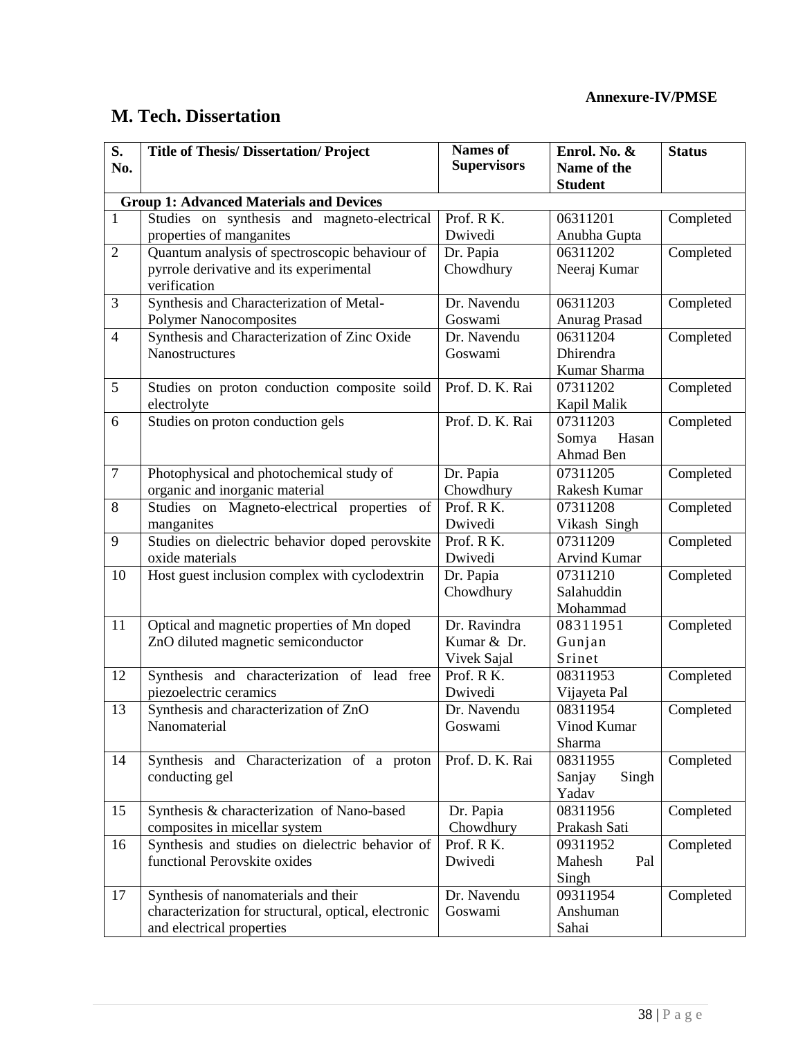**Annexure-IV/PMSE**

## M. Tech. Dissertation

| S. No. | Title of Thesis/ Dissertation/ Project | Names of Supervisors | Enrol. No. & Name of the Student | Status |
|---|---|---|---|---|
| **Group 1: Advanced Materials and Devices** | | | | |
| 1 | Studies on synthesis and magneto-electrical properties of manganites | Prof. R K. Dwivedi | 06311201 Anubha Gupta | Completed |
| 2 | Quantum analysis of spectroscopic behaviour of pyrrole derivative and its experimental verification | Dr. Papia Chowdhury | 06311202 Neeraj Kumar | Completed |
| 3 | Synthesis and Characterization of Metal-Polymer Nanocomposites | Dr. Navendu Goswami | 06311203 Anurag Prasad | Completed |
| 4 | Synthesis and Characterization of Zinc Oxide Nanostructures | Dr. Navendu Goswami | 06311204 Dhirendra Kumar Sharma | Completed |
| 5 | Studies on proton conduction composite soild electrolyte | Prof. D. K. Rai | 07311202 Kapil Malik | Completed |
| 6 | Studies on proton conduction gels | Prof. D. K. Rai | 07311203 Somya Hasan Ahmad Ben | Completed |
| 7 | Photophysical and photochemical study of organic and inorganic material | Dr. Papia Chowdhury | 07311205 Rakesh Kumar | Completed |
| 8 | Studies on Magneto-electrical properties of manganites | Prof. R K. Dwivedi | 07311208 Vikash Singh | Completed |
| 9 | Studies on dielectric behavior doped perovskite oxide materials | Prof. R K. Dwivedi | 07311209 Arvind Kumar | Completed |
| 10 | Host guest inclusion complex with cyclodextrin | Dr. Papia Chowdhury | 07311210 Salahuddin Mohammad | Completed |
| 11 | Optical and magnetic properties of Mn doped ZnO diluted magnetic semiconductor | Dr. Ravindra Kumar & Dr. Vivek Sajal | 08311951 Gunjan Srinet | Completed |
| 12 | Synthesis and characterization of lead free piezoelectric ceramics | Prof. R K. Dwivedi | 08311953 Vijayeta Pal | Completed |
| 13 | Synthesis and characterization of ZnO Nanomaterial | Dr. Navendu Goswami | 08311954 Vinod Kumar Sharma | Completed |
| 14 | Synthesis and Characterization of a proton conducting gel | Prof. D. K. Rai | 08311955 Sanjay Singh Yadav | Completed |
| 15 | Synthesis & characterization of Nano-based composites in micellar system | Dr. Papia Chowdhury | 08311956 Prakash Sati | Completed |
| 16 | Synthesis and studies on dielectric behavior of functional Perovskite oxides | Prof. R K. Dwivedi | 09311952 Mahesh Pal Singh | Completed |
| 17 | Synthesis of nanomaterials and their characterization for structural, optical, electronic and electrical properties | Dr. Navendu Goswami | 09311954 Anshuman Sahai | Completed |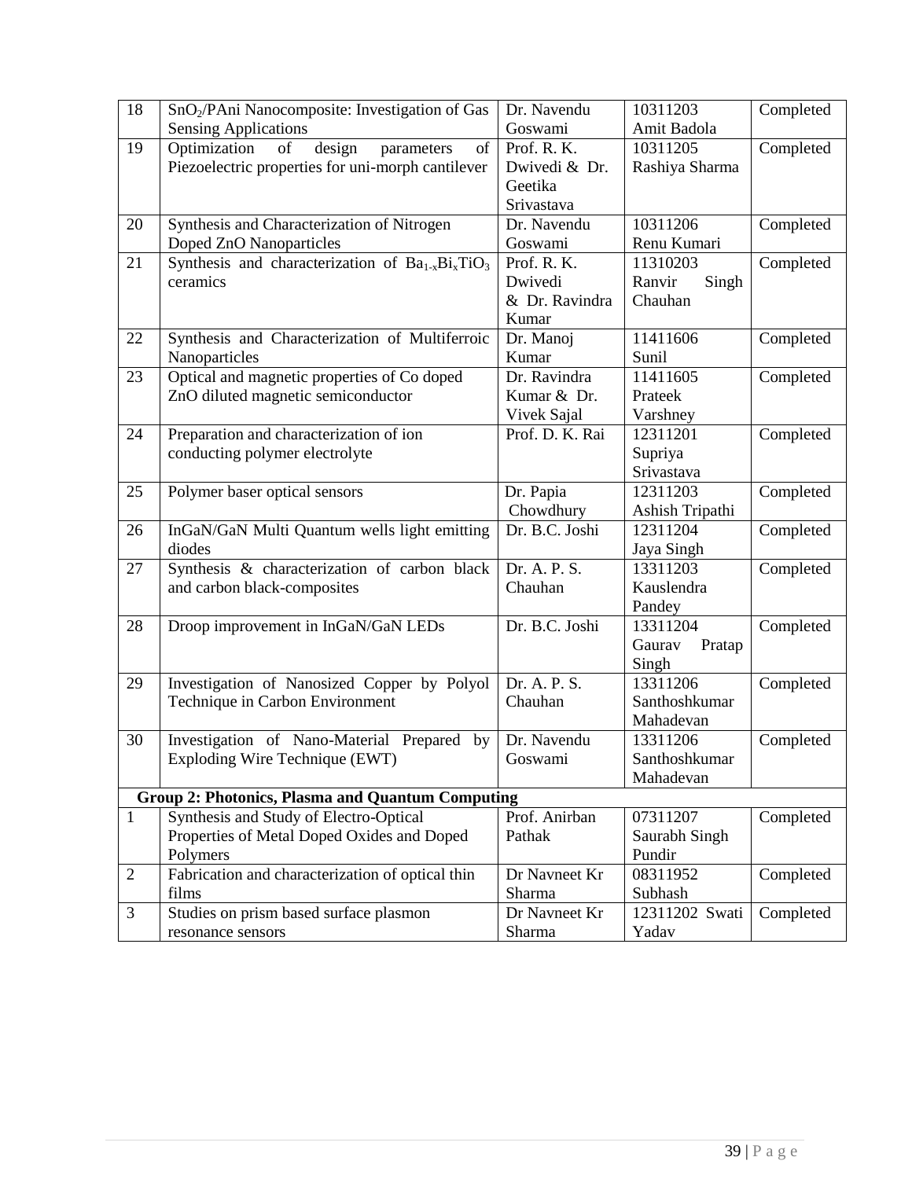| 18 | $SnO_2$/PAni Nanocomposite: Investigation of Gas Sensing Applications | Dr. Navendu Goswami | 10311203 Amit Badola | Completed |
|---|---|---|---|---|
| 19 | Optimization of design parameters of Piezoelectric properties for uni-morph cantilever | Prof. R. K. Dwivedi & Dr. Geetika Srivastava | 10311205 Rashiya Sharma | Completed |
| 20 | Synthesis and Characterization of Nitrogen Doped ZnO Nanoparticles | Dr. Navendu Goswami | 10311206 Renu Kumari | Completed |
| 21 | Synthesis and characterization of $Ba_{1-x}Bi_xTiO_3$ ceramics | Prof. R. K. Dwivedi & Dr. Ravindra Kumar | 11310203 Ranvir Singh Chauhan | Completed |
| 22 | Synthesis and Characterization of Multiferroic Nanoparticles | Dr. Manoj Kumar | 11411606 Sunil | Completed |
| 23 | Optical and magnetic properties of Co doped ZnO diluted magnetic semiconductor | Dr. Ravindra Kumar & Dr. Vivek Sajal | 11411605 Prateek Varshney | Completed |
| 24 | Preparation and characterization of ion conducting polymer electrolyte | Prof. D. K. Rai | 12311201 Supriya Srivastava | Completed |
| 25 | Polymer baser optical sensors | Dr. Papia Chowdhury | 12311203 Ashish Tripathi | Completed |
| 26 | InGaN/GaN Multi Quantum wells light emitting diodes | Dr. B.C. Joshi | 12311204 Jaya Singh | Completed |
| 27 | Synthesis & characterization of carbon black and carbon black-composites | Dr. A. P. S. Chauhan | 13311203 Kauslendra Pandey | Completed |
| 28 | Droop improvement in InGaN/GaN LEDs | Dr. B.C. Joshi | 13311204 Gaurav Pratap Singh | Completed |
| 29 | Investigation of Nanosized Copper by Polyol Technique in Carbon Environment | Dr. A. P. S. Chauhan | 13311206 Santhoshkumar Mahadevan | Completed |
| 30 | Investigation of Nano-Material Prepared by Exploding Wire Technique (EWT) | Dr. Navendu Goswami | 13311206 Santhoshkumar Mahadevan | Completed |
| **Group 2: Photonics, Plasma and Quantum Computing** | | | | |
| 1 | Synthesis and Study of Electro-Optical Properties of Metal Doped Oxides and Doped Polymers | Prof. Anirban Pathak | 07311207 Saurabh Singh Pundir | Completed |
| 2 | Fabrication and characterization of optical thin films | Dr Navneet Kr Sharma | 08311952 Subhash | Completed |
| 3 | Studies on prism based surface plasmon resonance sensors | Dr Navneet Kr Sharma | 12311202 Swati Yadav | Completed |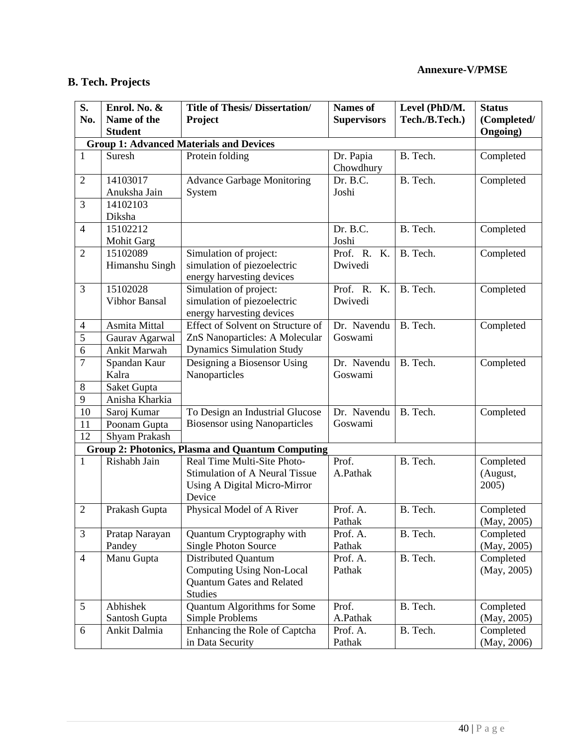**Annexure-V/PMSE**

## B. Tech. Projects

| S. No. | Enrol. No. & Name of the Student | Title of Thesis/ Dissertation/ Project | Names of Supervisors | Level (PhD/M. Tech./B.Tech.) | Status (Completed/ Ongoing) |
|---|---|---|---|---|---|
| **Group 1: Advanced Materials and Devices** | | | | | |
| 1 | Suresh | Protein folding | Dr. Papia Chowdhury | B. Tech. | Completed |
| 2 | 14103017 Anuksha Jain | Advance Garbage Monitoring System | Dr. B.C. Joshi | B. Tech. | Completed |
| 3 | 14102103 Diksha | | | | |
| 4 | 15102212 Mohit Garg | | Dr. B.C. Joshi | B. Tech. | Completed |
| 2 | 15102089 Himanshu Singh | Simulation of project: simulation of piezoelectric energy harvesting devices | Prof. R. K. Dwivedi | B. Tech. | Completed |
| 3 | 15102028 Vibhor Bansal | Simulation of project: simulation of piezoelectric energy harvesting devices | Prof. R. K. Dwivedi | B. Tech. | Completed |
| 4 | Asmita Mittal | Effect of Solvent on Structure of ZnS Nanoparticles: A Molecular Dynamics Simulation Study | Dr. Navendu Goswami | B. Tech. | Completed |
| 5 | Gaurav Agarwal | | | | |
| 6 | Ankit Marwah | | | | |
| 7 | Spandan Kaur Kalra | Designing a Biosensor Using Nanoparticles | Dr. Navendu Goswami | B. Tech. | Completed |
| 8 | Saket Gupta | | | | |
| 9 | Anisha Kharkia | | | | |
| 10 | Saroj Kumar | To Design an Industrial Glucose Biosensor using Nanoparticles | Dr. Navendu Goswami | B. Tech. | Completed |
| 11 | Poonam Gupta | | | | |
| 12 | Shyam Prakash | | | | |
| **Group 2: Photonics, Plasma and Quantum Computing** | | | | | |
| 1 | Rishabh Jain | Real Time Multi-Site Photo-Stimulation of A Neural Tissue Using A Digital Micro-Mirror Device | Prof. A.Pathak | B. Tech. | Completed (August, 2005) |
| 2 | Prakash Gupta | Physical Model of A River | Prof. A. Pathak | B. Tech. | Completed (May, 2005) |
| 3 | Pratap Narayan Pandey | Quantum Cryptography with Single Photon Source | Prof. A. Pathak | B. Tech. | Completed (May, 2005) |
| 4 | Manu Gupta | Distributed Quantum Computing Using Non-Local Quantum Gates and Related Studies | Prof. A. Pathak | B. Tech. | Completed (May, 2005) |
| 5 | Abhishek Santosh Gupta | Quantum Algorithms for Some Simple Problems | Prof. A.Pathak | B. Tech. | Completed (May, 2005) |
| 6 | Ankit Dalmia | Enhancing the Role of Captcha in Data Security | Prof. A. Pathak | B. Tech. | Completed (May, 2006) |